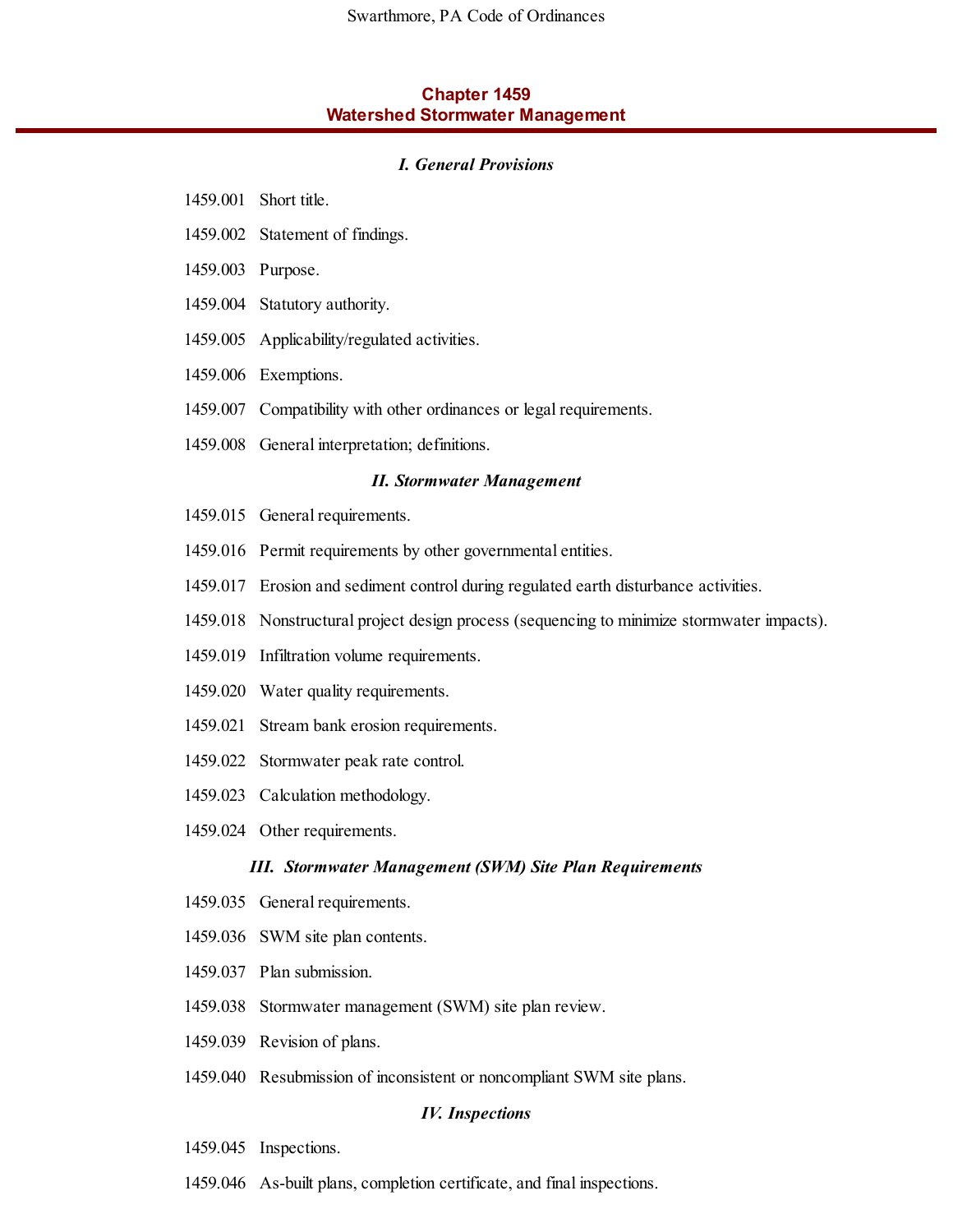# Chapter 1459
# Watershed Stormwater Management

### *I. General Provisions*

1459.001 Short title.

1459.002 Statement of findings.

1459.003 Purpose.

1459.004 Statutory authority.

1459.005 Applicability/regulated activities.

1459.006 Exemptions.

1459.007 Compatibility with other ordinances or legal requirements.

1459.008 General interpretation; definitions.

### *II. Stormwater Management*

1459.015 General requirements.

1459.016 Permit requirements by other governmental entities.

1459.017 Erosion and sediment control during regulated earth disturbance activities.

1459.018 Nonstructural project design process (sequencing to minimize stormwater impacts).

1459.019 Infiltration volume requirements.

1459.020 Water quality requirements.

1459.021 Stream bank erosion requirements.

1459.022 Stormwater peak rate control.

1459.023 Calculation methodology.

1459.024 Other requirements.

### *III. Stormwater Management (SWM) Site Plan Requirements*

1459.035 General requirements.

1459.036 SWM site plan contents.

1459.037 Plan submission.

1459.038 Stormwater management (SWM) site plan review.

1459.039 Revision of plans.

1459.040 Resubmission of inconsistent or noncompliant SWM site plans.

### *IV. Inspections*

1459.045 Inspections.

1459.046 As-built plans, completion certificate, and final inspections.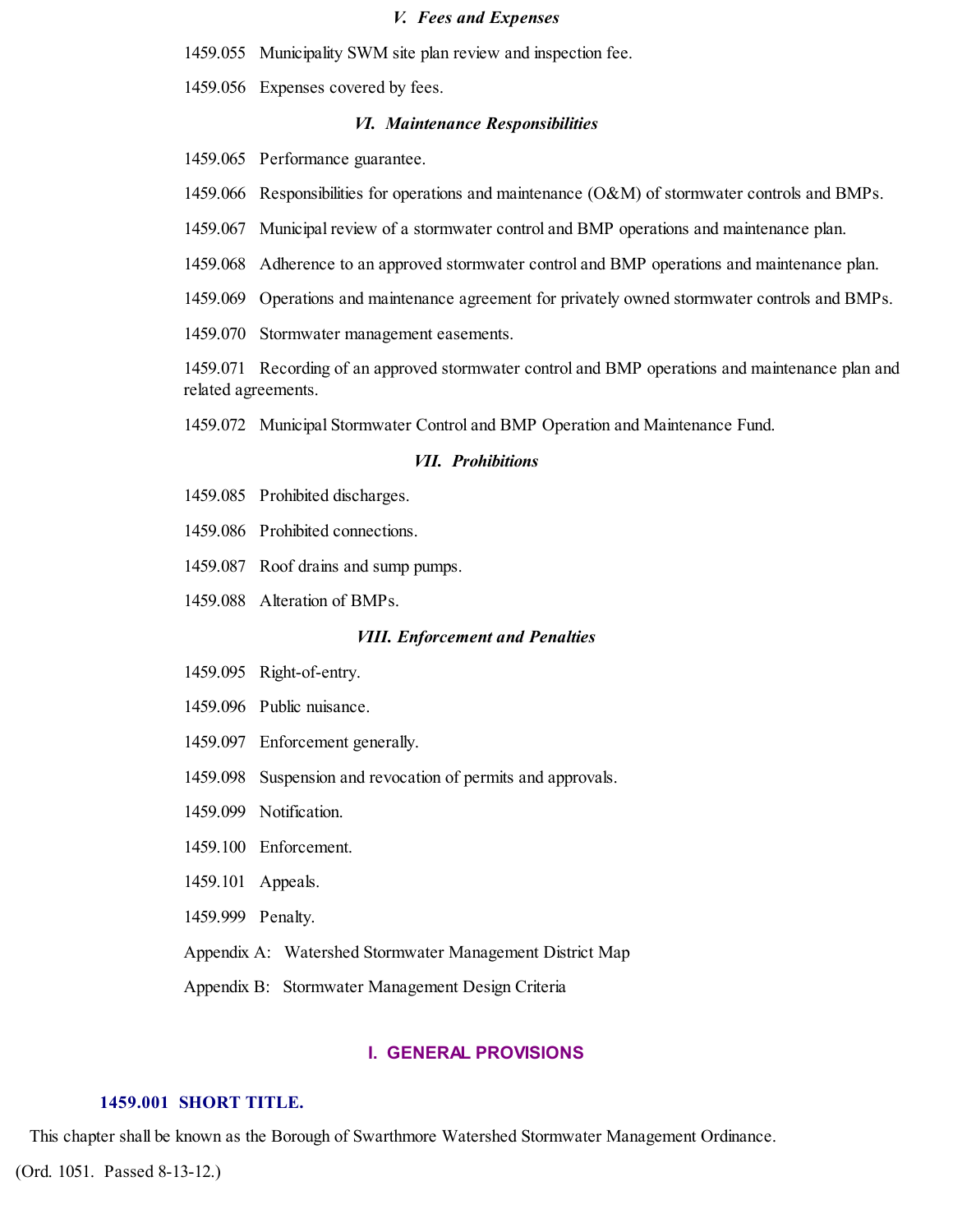### *V. Fees and Expenses*

1459.055 Municipality SWM site plan review and inspection fee.

1459.056 Expenses covered by fees.

### *VI. Maintenance Responsibilities*

1459.065 Performance guarantee.

1459.066 Responsibilities for operations and maintenance (O&M) of stormwater controls and BMPs.

1459.067 Municipal review of a stormwater control and BMP operations and maintenance plan.

1459.068 Adherence to an approved stormwater control and BMP operations and maintenance plan.

1459.069 Operations and maintenance agreement for privately owned stormwater controls and BMPs.

1459.070 Stormwater management easements.

1459.071 Recording of an approved stormwater control and BMP operations and maintenance plan and related agreements.

1459.072 Municipal Stormwater Control and BMP Operation and Maintenance Fund.

### *VII. Prohibitions*

1459.085 Prohibited discharges.

1459.086 Prohibited connections.

1459.087 Roof drains and sump pumps.

1459.088 Alteration of BMPs.

### *VIII. Enforcement and Penalties*

1459.095 Right-of-entry.

1459.096 Public nuisance.

1459.097 Enforcement generally.

1459.098 Suspension and revocation of permits and approvals.

1459.099 Notification.

1459.100 Enforcement.

1459.101 Appeals.

1459.999 Penalty.

Appendix A: Watershed Stormwater Management District Map

Appendix B: Stormwater Management Design Criteria

## I. GENERAL PROVISIONS

### 1459.001 SHORT TITLE.

This chapter shall be known as the Borough of Swarthmore Watershed Stormwater Management Ordinance.

(Ord. 1051. Passed 8-13-12.)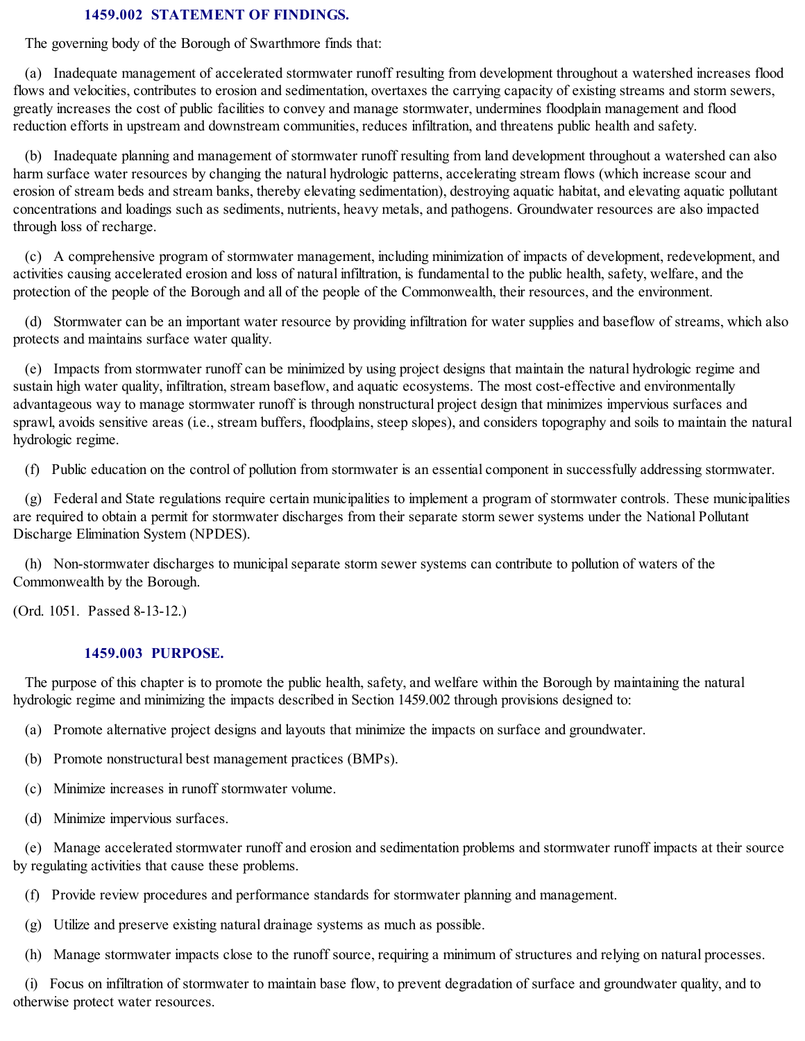### 1459.002 STATEMENT OF FINDINGS.

The governing body of the Borough of Swarthmore finds that:

(a) Inadequate management of accelerated stormwater runoff resulting from development throughout a watershed increases flood flows and velocities, contributes to erosion and sedimentation, overtaxes the carrying capacity of existing streams and storm sewers, greatly increases the cost of public facilities to convey and manage stormwater, undermines floodplain management and flood reduction efforts in upstream and downstream communities, reduces infiltration, and threatens public health and safety.

(b) Inadequate planning and management of stormwater runoff resulting from land development throughout a watershed can also harm surface water resources by changing the natural hydrologic patterns, accelerating stream flows (which increase scour and erosion of stream beds and stream banks, thereby elevating sedimentation), destroying aquatic habitat, and elevating aquatic pollutant concentrations and loadings such as sediments, nutrients, heavy metals, and pathogens. Groundwater resources are also impacted through loss of recharge.

(c) A comprehensive program of stormwater management, including minimization of impacts of development, redevelopment, and activities causing accelerated erosion and loss of natural infiltration, is fundamental to the public health, safety, welfare, and the protection of the people of the Borough and all of the people of the Commonwealth, their resources, and the environment.

(d) Stormwater can be an important water resource by providing infiltration for water supplies and baseflow of streams, which also protects and maintains surface water quality.

(e) Impacts from stormwater runoff can be minimized by using project designs that maintain the natural hydrologic regime and sustain high water quality, infiltration, stream baseflow, and aquatic ecosystems. The most cost-effective and environmentally advantageous way to manage stormwater runoff is through nonstructural project design that minimizes impervious surfaces and sprawl, avoids sensitive areas (i.e., stream buffers, floodplains, steep slopes), and considers topography and soils to maintain the natural hydrologic regime.

(f) Public education on the control of pollution from stormwater is an essential component in successfully addressing stormwater.

(g) Federal and State regulations require certain municipalities to implement a program of stormwater controls. These municipalities are required to obtain a permit for stormwater discharges from their separate storm sewer systems under the National Pollutant Discharge Elimination System (NPDES).

(h) Non-stormwater discharges to municipal separate storm sewer systems can contribute to pollution of waters of the Commonwealth by the Borough.

(Ord. 1051. Passed 8-13-12.)

### 1459.003 PURPOSE.

The purpose of this chapter is to promote the public health, safety, and welfare within the Borough by maintaining the natural hydrologic regime and minimizing the impacts described in Section 1459.002 through provisions designed to:

(a) Promote alternative project designs and layouts that minimize the impacts on surface and groundwater.

(b) Promote nonstructural best management practices (BMPs).

(c) Minimize increases in runoff stormwater volume.

(d) Minimize impervious surfaces.

(e) Manage accelerated stormwater runoff and erosion and sedimentation problems and stormwater runoff impacts at their source by regulating activities that cause these problems.

(f) Provide review procedures and performance standards for stormwater planning and management.

(g) Utilize and preserve existing natural drainage systems as much as possible.

(h) Manage stormwater impacts close to the runoff source, requiring a minimum of structures and relying on natural processes.

(i) Focus on infiltration of stormwater to maintain base flow, to prevent degradation of surface and groundwater quality, and to otherwise protect water resources.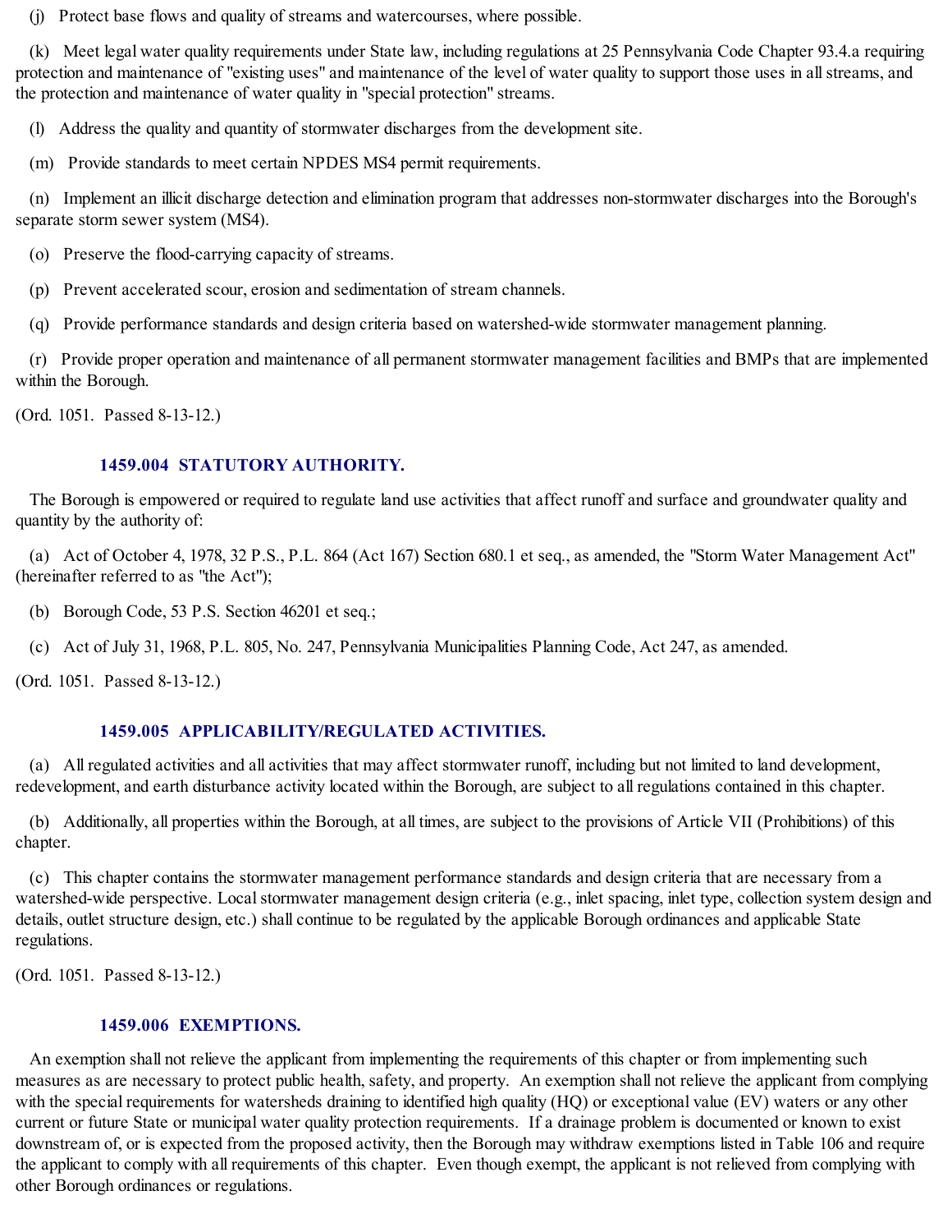(j) Protect base flows and quality of streams and watercourses, where possible.

(k) Meet legal water quality requirements under State law, including regulations at 25 Pennsylvania Code Chapter 93.4.a requiring protection and maintenance of "existing uses" and maintenance of the level of water quality to support those uses in all streams, and the protection and maintenance of water quality in "special protection" streams.

(l) Address the quality and quantity of stormwater discharges from the development site.

(m) Provide standards to meet certain NPDES MS4 permit requirements.

(n) Implement an illicit discharge detection and elimination program that addresses non-stormwater discharges into the Borough's separate storm sewer system (MS4).

(o) Preserve the flood-carrying capacity of streams.

(p) Prevent accelerated scour, erosion and sedimentation of stream channels.

(q) Provide performance standards and design criteria based on watershed-wide stormwater management planning.

(r) Provide proper operation and maintenance of all permanent stormwater management facilities and BMPs that are implemented within the Borough.

(Ord. 1051. Passed 8-13-12.)

### 1459.004 STATUTORY AUTHORITY.

The Borough is empowered or required to regulate land use activities that affect runoff and surface and groundwater quality and quantity by the authority of:

(a) Act of October 4, 1978, 32 P.S., P.L. 864 (Act 167) Section 680.1 et seq., as amended, the "Storm Water Management Act" (hereinafter referred to as "the Act");

(b) Borough Code, 53 P.S. Section 46201 et seq.;

(c) Act of July 31, 1968, P.L. 805, No. 247, Pennsylvania Municipalities Planning Code, Act 247, as amended.

(Ord. 1051. Passed 8-13-12.)

### 1459.005 APPLICABILITY/REGULATED ACTIVITIES.

(a) All regulated activities and all activities that may affect stormwater runoff, including but not limited to land development, redevelopment, and earth disturbance activity located within the Borough, are subject to all regulations contained in this chapter.

(b) Additionally, all properties within the Borough, at all times, are subject to the provisions of Article VII (Prohibitions) of this chapter.

(c) This chapter contains the stormwater management performance standards and design criteria that are necessary from a watershed-wide perspective. Local stormwater management design criteria (e.g., inlet spacing, inlet type, collection system design and details, outlet structure design, etc.) shall continue to be regulated by the applicable Borough ordinances and applicable State regulations.

(Ord. 1051. Passed 8-13-12.)

### 1459.006 EXEMPTIONS.

An exemption shall not relieve the applicant from implementing the requirements of this chapter or from implementing such measures as are necessary to protect public health, safety, and property. An exemption shall not relieve the applicant from complying with the special requirements for watersheds draining to identified high quality (HQ) or exceptional value (EV) waters or any other current or future State or municipal water quality protection requirements. If a drainage problem is documented or known to exist downstream of, or is expected from the proposed activity, then the Borough may withdraw exemptions listed in Table 106 and require the applicant to comply with all requirements of this chapter. Even though exempt, the applicant is not relieved from complying with other Borough ordinances or regulations.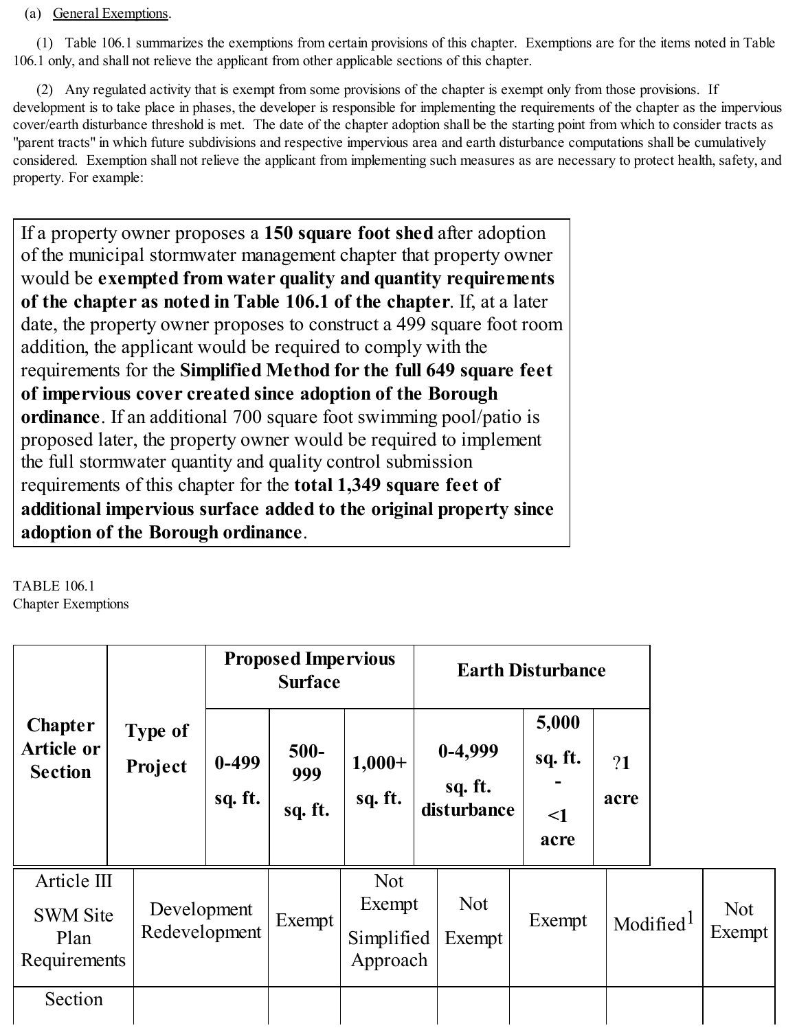(a) General Exemptions.

(1) Table 106.1 summarizes the exemptions from certain provisions of this chapter. Exemptions are for the items noted in Table 106.1 only, and shall not relieve the applicant from other applicable sections of this chapter.

(2) Any regulated activity that is exempt from some provisions of the chapter is exempt only from those provisions. If development is to take place in phases, the developer is responsible for implementing the requirements of the chapter as the impervious cover/earth disturbance threshold is met. The date of the chapter adoption shall be the starting point from which to consider tracts as "parent tracts" in which future subdivisions and respective impervious area and earth disturbance computations shall be cumulatively considered. Exemption shall not relieve the applicant from implementing such measures as are necessary to protect health, safety, and property. For example:

> If a property owner proposes a **150 square foot shed** after adoption of the municipal stormwater management chapter that property owner would be **exempted from water quality and quantity requirements of the chapter as noted in Table 106.1 of the chapter**. If, at a later date, the property owner proposes to construct a 499 square foot room addition, the applicant would be required to comply with the requirements for the **Simplified Method for the full 649 square feet of impervious cover created since adoption of the Borough ordinance**. If an additional 700 square foot swimming pool/patio is proposed later, the property owner would be required to implement the full stormwater quantity and quality control submission requirements of this chapter for the **total 1,349 square feet of additional impervious surface added to the original property since adoption of the Borough ordinance**.

TABLE 106.1
Chapter Exemptions

| Chapter Article or Section | Type of Project | Proposed Impervious Surface | | | Earth Disturbance | | |
|---|---|---|---|---|---|---|---|
| | | 0-499 sq. ft. | 500-999 sq. ft. | 1,000+ sq. ft. | 0-4,999 sq. ft. disturbance | 5,000 sq. ft. - <1 acre | ?1 acre |
| Article III SWM Site Plan Requirements | Development Redevelopment | Exempt | Not Exempt Simplified Approach | Not Exempt | Exempt | Modified[1] | Not Exempt |
| Section | | | | | | | |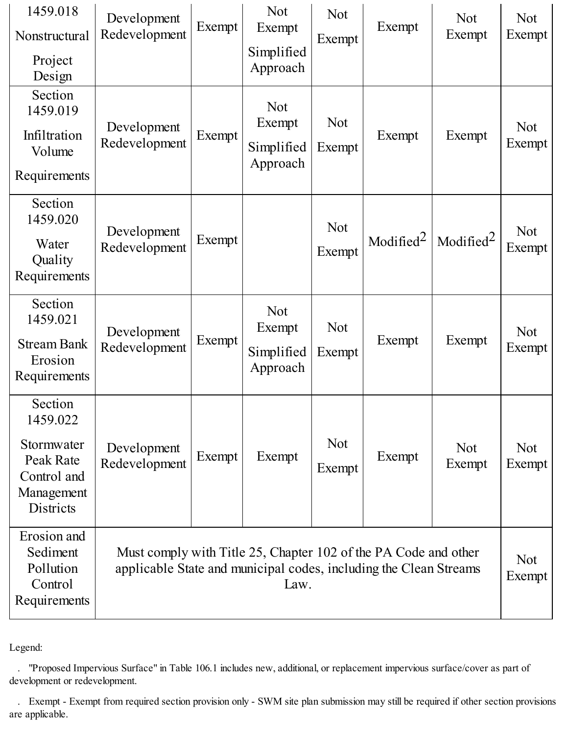| | | | | | | | |
|---|---|---|---|---|---|---|---|
| 1459.018 Nonstructural Project Design | Development Redevelopment | Exempt | Not Exempt Simplified Approach | Not Exempt | Exempt | Not Exempt | Not Exempt |
| Section 1459.019 Infiltration Volume Requirements | Development Redevelopment | Exempt | Not Exempt Simplified Approach | Not Exempt | Exempt | Exempt | Not Exempt |
| Section 1459.020 Water Quality Requirements | Development Redevelopment | Exempt | | Not Exempt | Modified[2] | Modified[2] | Not Exempt |
| Section 1459.021 Stream Bank Erosion Requirements | Development Redevelopment | Exempt | Not Exempt Simplified Approach | Not Exempt | Exempt | Exempt | Not Exempt |
| Section 1459.022 Stormwater Peak Rate Control and Management Districts | Development Redevelopment | Exempt | Exempt | Not Exempt | Exempt | Not Exempt | Not Exempt |
| Erosion and Sediment Pollution Control Requirements | Must comply with Title 25, Chapter 102 of the PA Code and other applicable State and municipal codes, including the Clean Streams Law. | | | | | | Not Exempt |

Legend:

. "Proposed Impervious Surface" in Table 106.1 includes new, additional, or replacement impervious surface/cover as part of development or redevelopment.

. Exempt - Exempt from required section provision only - SWM site plan submission may still be required if other section provisions are applicable.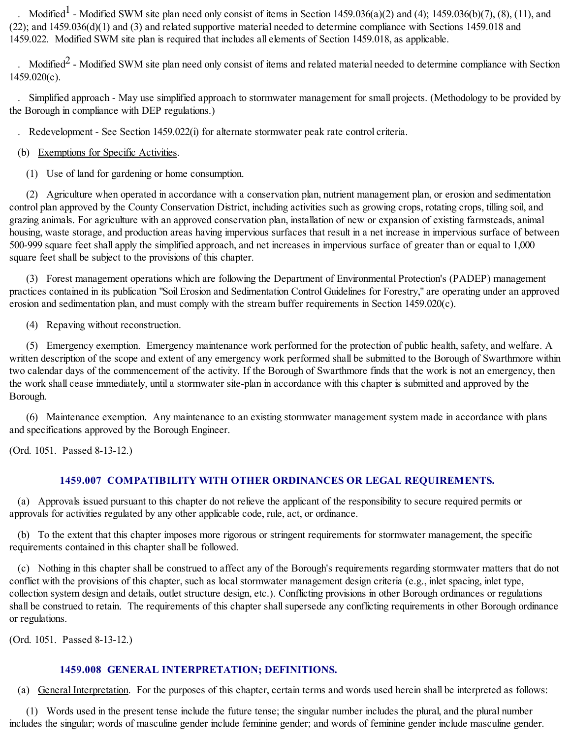. Modified[1] - Modified SWM site plan need only consist of items in Section 1459.036(a)(2) and (4); 1459.036(b)(7), (8), (11), and (22); and 1459.036(d)(1) and (3) and related supportive material needed to determine compliance with Sections 1459.018 and 1459.022. Modified SWM site plan is required that includes all elements of Section 1459.018, as applicable.

. Modified[2] - Modified SWM site plan need only consist of items and related material needed to determine compliance with Section 1459.020(c).

. Simplified approach - May use simplified approach to stormwater management for small projects. (Methodology to be provided by the Borough in compliance with DEP regulations.)

. Redevelopment - See Section 1459.022(i) for alternate stormwater peak rate control criteria.

(b) Exemptions for Specific Activities.

(1) Use of land for gardening or home consumption.

(2) Agriculture when operated in accordance with a conservation plan, nutrient management plan, or erosion and sedimentation control plan approved by the County Conservation District, including activities such as growing crops, rotating crops, tilling soil, and grazing animals. For agriculture with an approved conservation plan, installation of new or expansion of existing farmsteads, animal housing, waste storage, and production areas having impervious surfaces that result in a net increase in impervious surface of between 500-999 square feet shall apply the simplified approach, and net increases in impervious surface of greater than or equal to 1,000 square feet shall be subject to the provisions of this chapter.

(3) Forest management operations which are following the Department of Environmental Protection's (PADEP) management practices contained in its publication "Soil Erosion and Sedimentation Control Guidelines for Forestry," are operating under an approved erosion and sedimentation plan, and must comply with the stream buffer requirements in Section 1459.020(c).

(4) Repaving without reconstruction.

(5) Emergency exemption. Emergency maintenance work performed for the protection of public health, safety, and welfare. A written description of the scope and extent of any emergency work performed shall be submitted to the Borough of Swarthmore within two calendar days of the commencement of the activity. If the Borough of Swarthmore finds that the work is not an emergency, then the work shall cease immediately, until a stormwater site-plan in accordance with this chapter is submitted and approved by the Borough.

(6) Maintenance exemption. Any maintenance to an existing stormwater management system made in accordance with plans and specifications approved by the Borough Engineer.

(Ord. 1051. Passed 8-13-12.)

## 1459.007 COMPATIBILITY WITH OTHER ORDINANCES OR LEGAL REQUIREMENTS.

(a) Approvals issued pursuant to this chapter do not relieve the applicant of the responsibility to secure required permits or approvals for activities regulated by any other applicable code, rule, act, or ordinance.

(b) To the extent that this chapter imposes more rigorous or stringent requirements for stormwater management, the specific requirements contained in this chapter shall be followed.

(c) Nothing in this chapter shall be construed to affect any of the Borough's requirements regarding stormwater matters that do not conflict with the provisions of this chapter, such as local stormwater management design criteria (e.g., inlet spacing, inlet type, collection system design and details, outlet structure design, etc.). Conflicting provisions in other Borough ordinances or regulations shall be construed to retain. The requirements of this chapter shall supersede any conflicting requirements in other Borough ordinance or regulations.

(Ord. 1051. Passed 8-13-12.)

## 1459.008 GENERAL INTERPRETATION; DEFINITIONS.

(a) General Interpretation. For the purposes of this chapter, certain terms and words used herein shall be interpreted as follows:

(1) Words used in the present tense include the future tense; the singular number includes the plural, and the plural number includes the singular; words of masculine gender include feminine gender; and words of feminine gender include masculine gender.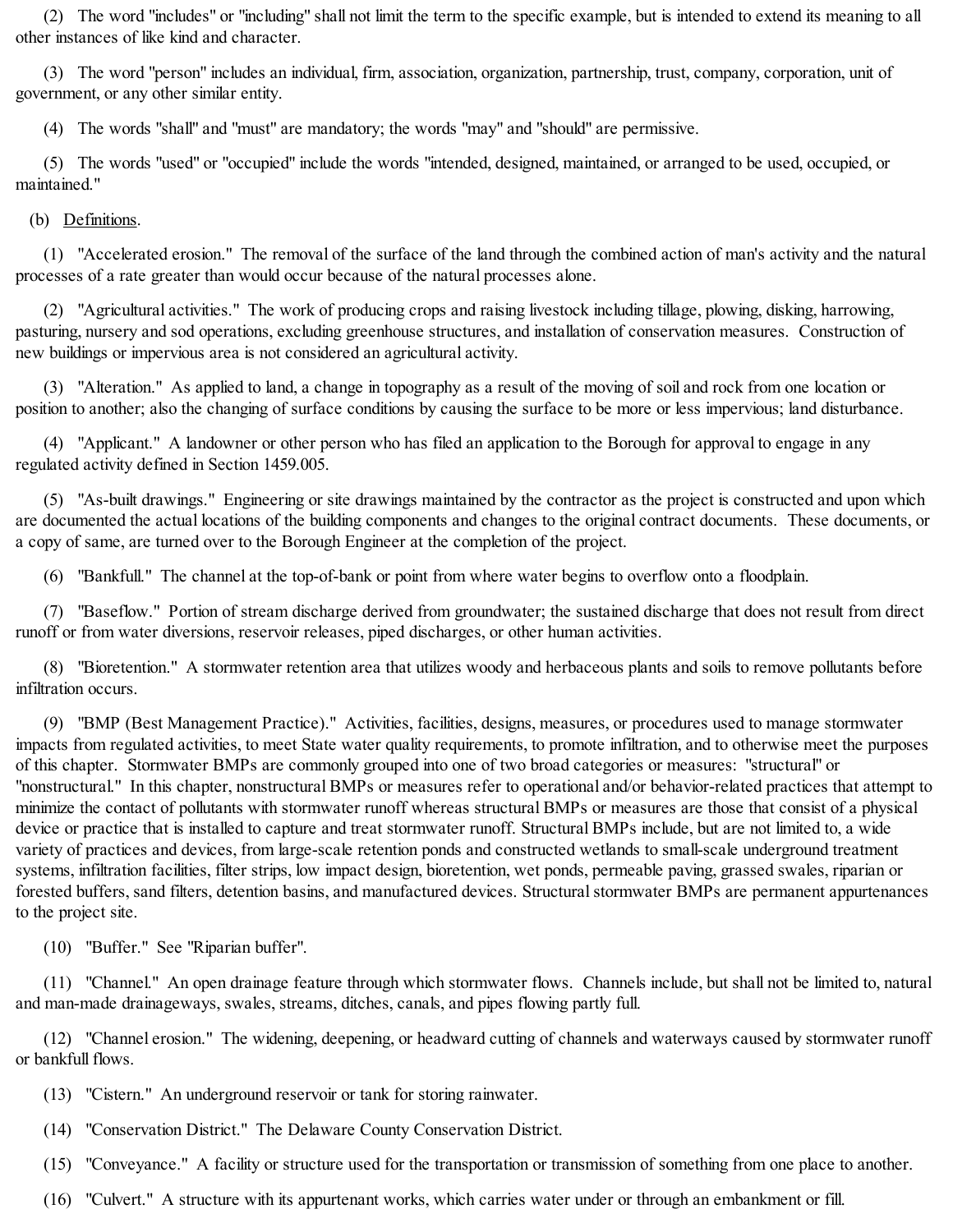(2) The word "includes" or "including" shall not limit the term to the specific example, but is intended to extend its meaning to all other instances of like kind and character.

(3) The word "person" includes an individual, firm, association, organization, partnership, trust, company, corporation, unit of government, or any other similar entity.

(4) The words "shall" and "must" are mandatory; the words "may" and "should" are permissive.

(5) The words "used" or "occupied" include the words "intended, designed, maintained, or arranged to be used, occupied, or maintained."

(b) Definitions.

(1) "Accelerated erosion." The removal of the surface of the land through the combined action of man's activity and the natural processes of a rate greater than would occur because of the natural processes alone.

(2) "Agricultural activities." The work of producing crops and raising livestock including tillage, plowing, disking, harrowing, pasturing, nursery and sod operations, excluding greenhouse structures, and installation of conservation measures. Construction of new buildings or impervious area is not considered an agricultural activity.

(3) "Alteration." As applied to land, a change in topography as a result of the moving of soil and rock from one location or position to another; also the changing of surface conditions by causing the surface to be more or less impervious; land disturbance.

(4) "Applicant." A landowner or other person who has filed an application to the Borough for approval to engage in any regulated activity defined in Section 1459.005.

(5) "As-built drawings." Engineering or site drawings maintained by the contractor as the project is constructed and upon which are documented the actual locations of the building components and changes to the original contract documents. These documents, or a copy of same, are turned over to the Borough Engineer at the completion of the project.

(6) "Bankfull." The channel at the top-of-bank or point from where water begins to overflow onto a floodplain.

(7) "Baseflow." Portion of stream discharge derived from groundwater; the sustained discharge that does not result from direct runoff or from water diversions, reservoir releases, piped discharges, or other human activities.

(8) "Bioretention." A stormwater retention area that utilizes woody and herbaceous plants and soils to remove pollutants before infiltration occurs.

(9) "BMP (Best Management Practice)." Activities, facilities, designs, measures, or procedures used to manage stormwater impacts from regulated activities, to meet State water quality requirements, to promote infiltration, and to otherwise meet the purposes of this chapter. Stormwater BMPs are commonly grouped into one of two broad categories or measures: "structural" or "nonstructural." In this chapter, nonstructural BMPs or measures refer to operational and/or behavior-related practices that attempt to minimize the contact of pollutants with stormwater runoff whereas structural BMPs or measures are those that consist of a physical device or practice that is installed to capture and treat stormwater runoff. Structural BMPs include, but are not limited to, a wide variety of practices and devices, from large-scale retention ponds and constructed wetlands to small-scale underground treatment systems, infiltration facilities, filter strips, low impact design, bioretention, wet ponds, permeable paving, grassed swales, riparian or forested buffers, sand filters, detention basins, and manufactured devices. Structural stormwater BMPs are permanent appurtenances to the project site.

(10) "Buffer." See "Riparian buffer".

(11) "Channel." An open drainage feature through which stormwater flows. Channels include, but shall not be limited to, natural and man-made drainageways, swales, streams, ditches, canals, and pipes flowing partly full.

(12) "Channel erosion." The widening, deepening, or headward cutting of channels and waterways caused by stormwater runoff or bankfull flows.

(13) "Cistern." An underground reservoir or tank for storing rainwater.

(14) "Conservation District." The Delaware County Conservation District.

(15) "Conveyance." A facility or structure used for the transportation or transmission of something from one place to another.

(16) "Culvert." A structure with its appurtenant works, which carries water under or through an embankment or fill.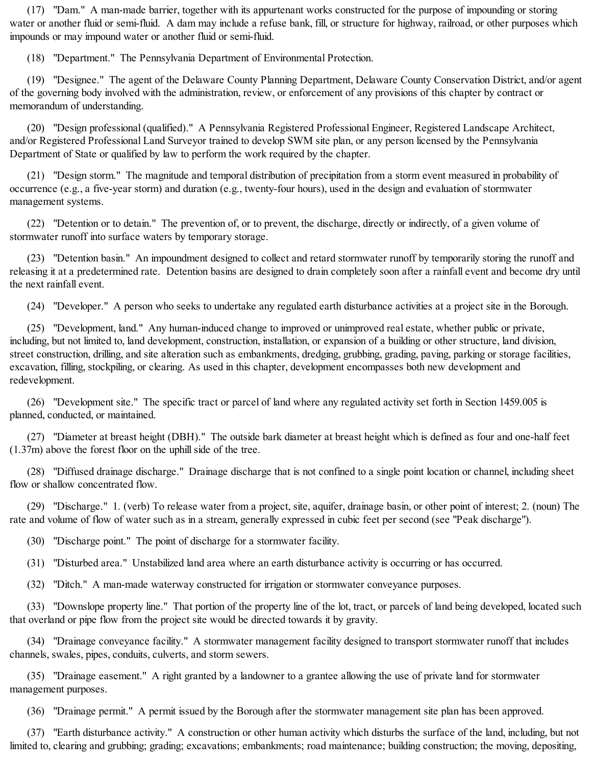(17) "Dam." A man-made barrier, together with its appurtenant works constructed for the purpose of impounding or storing water or another fluid or semi-fluid. A dam may include a refuse bank, fill, or structure for highway, railroad, or other purposes which impounds or may impound water or another fluid or semi-fluid.

(18) "Department." The Pennsylvania Department of Environmental Protection.

(19) "Designee." The agent of the Delaware County Planning Department, Delaware County Conservation District, and/or agent of the governing body involved with the administration, review, or enforcement of any provisions of this chapter by contract or memorandum of understanding.

(20) "Design professional (qualified)." A Pennsylvania Registered Professional Engineer, Registered Landscape Architect, and/or Registered Professional Land Surveyor trained to develop SWM site plan, or any person licensed by the Pennsylvania Department of State or qualified by law to perform the work required by the chapter.

(21) "Design storm." The magnitude and temporal distribution of precipitation from a storm event measured in probability of occurrence (e.g., a five-year storm) and duration (e.g., twenty-four hours), used in the design and evaluation of stormwater management systems.

(22) "Detention or to detain." The prevention of, or to prevent, the discharge, directly or indirectly, of a given volume of stormwater runoff into surface waters by temporary storage.

(23) "Detention basin." An impoundment designed to collect and retard stormwater runoff by temporarily storing the runoff and releasing it at a predetermined rate. Detention basins are designed to drain completely soon after a rainfall event and become dry until the next rainfall event.

(24) "Developer." A person who seeks to undertake any regulated earth disturbance activities at a project site in the Borough.

(25) "Development, land." Any human-induced change to improved or unimproved real estate, whether public or private, including, but not limited to, land development, construction, installation, or expansion of a building or other structure, land division, street construction, drilling, and site alteration such as embankments, dredging, grubbing, grading, paving, parking or storage facilities, excavation, filling, stockpiling, or clearing. As used in this chapter, development encompasses both new development and redevelopment.

(26) "Development site." The specific tract or parcel of land where any regulated activity set forth in Section 1459.005 is planned, conducted, or maintained.

(27) "Diameter at breast height (DBH)." The outside bark diameter at breast height which is defined as four and one-half feet (1.37m) above the forest floor on the uphill side of the tree.

(28) "Diffused drainage discharge." Drainage discharge that is not confined to a single point location or channel, including sheet flow or shallow concentrated flow.

(29) "Discharge." 1. (verb) To release water from a project, site, aquifer, drainage basin, or other point of interest; 2. (noun) The rate and volume of flow of water such as in a stream, generally expressed in cubic feet per second (see "Peak discharge").

(30) "Discharge point." The point of discharge for a stormwater facility.

(31) "Disturbed area." Unstabilized land area where an earth disturbance activity is occurring or has occurred.

(32) "Ditch." A man-made waterway constructed for irrigation or stormwater conveyance purposes.

(33) "Downslope property line." That portion of the property line of the lot, tract, or parcels of land being developed, located such that overland or pipe flow from the project site would be directed towards it by gravity.

(34) "Drainage conveyance facility." A stormwater management facility designed to transport stormwater runoff that includes channels, swales, pipes, conduits, culverts, and storm sewers.

(35) "Drainage easement." A right granted by a landowner to a grantee allowing the use of private land for stormwater management purposes.

(36) "Drainage permit." A permit issued by the Borough after the stormwater management site plan has been approved.

(37) "Earth disturbance activity." A construction or other human activity which disturbs the surface of the land, including, but not limited to, clearing and grubbing; grading; excavations; embankments; road maintenance; building construction; the moving, depositing,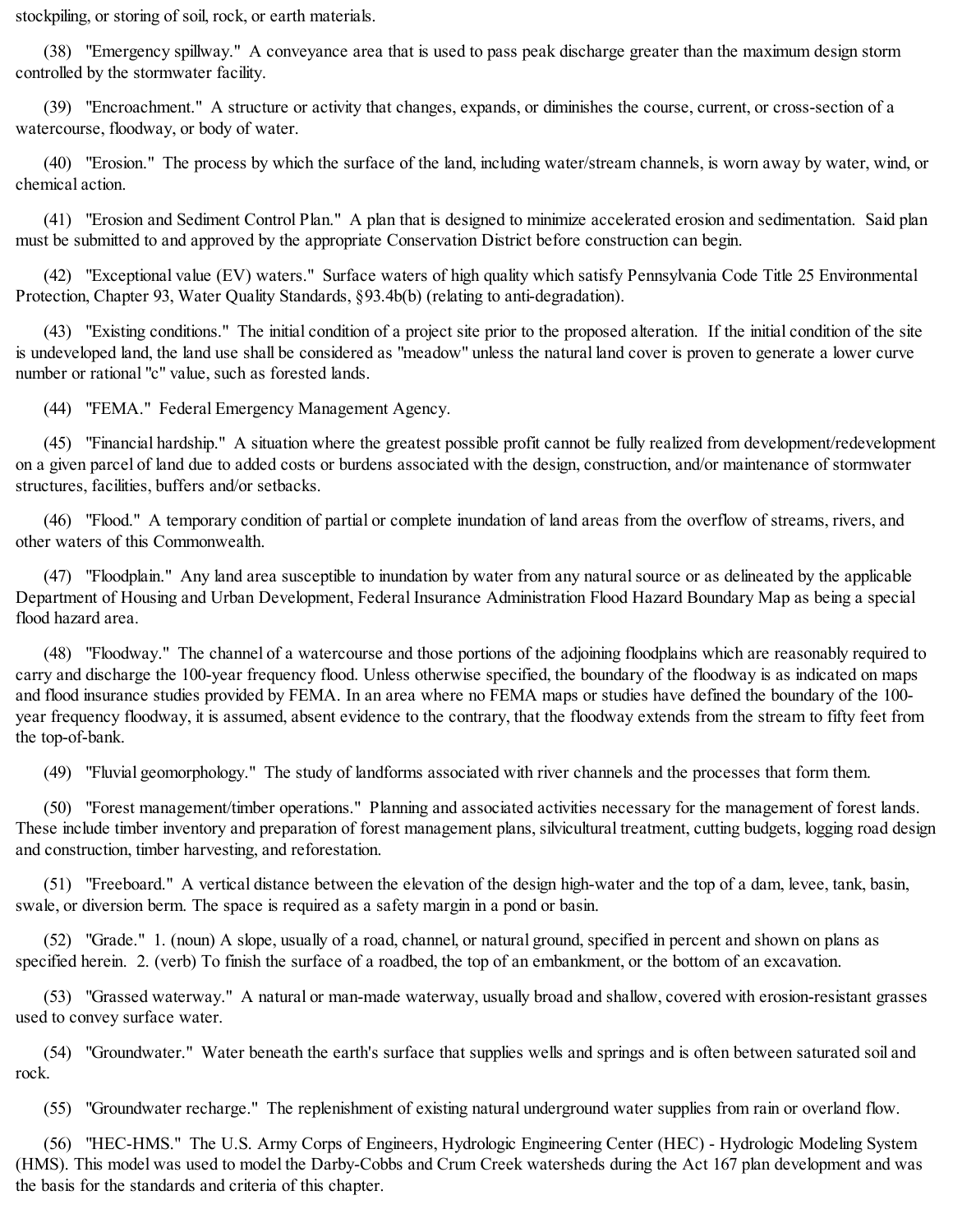stockpiling, or storing of soil, rock, or earth materials.

(38) "Emergency spillway." A conveyance area that is used to pass peak discharge greater than the maximum design storm controlled by the stormwater facility.

(39) "Encroachment." A structure or activity that changes, expands, or diminishes the course, current, or cross-section of a watercourse, floodway, or body of water.

(40) "Erosion." The process by which the surface of the land, including water/stream channels, is worn away by water, wind, or chemical action.

(41) "Erosion and Sediment Control Plan." A plan that is designed to minimize accelerated erosion and sedimentation. Said plan must be submitted to and approved by the appropriate Conservation District before construction can begin.

(42) "Exceptional value (EV) waters." Surface waters of high quality which satisfy Pennsylvania Code Title 25 Environmental Protection, Chapter 93, Water Quality Standards, §93.4b(b) (relating to anti-degradation).

(43) "Existing conditions." The initial condition of a project site prior to the proposed alteration. If the initial condition of the site is undeveloped land, the land use shall be considered as "meadow" unless the natural land cover is proven to generate a lower curve number or rational "c" value, such as forested lands.

(44) "FEMA." Federal Emergency Management Agency.

(45) "Financial hardship." A situation where the greatest possible profit cannot be fully realized from development/redevelopment on a given parcel of land due to added costs or burdens associated with the design, construction, and/or maintenance of stormwater structures, facilities, buffers and/or setbacks.

(46) "Flood." A temporary condition of partial or complete inundation of land areas from the overflow of streams, rivers, and other waters of this Commonwealth.

(47) "Floodplain." Any land area susceptible to inundation by water from any natural source or as delineated by the applicable Department of Housing and Urban Development, Federal Insurance Administration Flood Hazard Boundary Map as being a special flood hazard area.

(48) "Floodway." The channel of a watercourse and those portions of the adjoining floodplains which are reasonably required to carry and discharge the 100-year frequency flood. Unless otherwise specified, the boundary of the floodway is as indicated on maps and flood insurance studies provided by FEMA. In an area where no FEMA maps or studies have defined the boundary of the 100-year frequency floodway, it is assumed, absent evidence to the contrary, that the floodway extends from the stream to fifty feet from the top-of-bank.

(49) "Fluvial geomorphology." The study of landforms associated with river channels and the processes that form them.

(50) "Forest management/timber operations." Planning and associated activities necessary for the management of forest lands. These include timber inventory and preparation of forest management plans, silvicultural treatment, cutting budgets, logging road design and construction, timber harvesting, and reforestation.

(51) "Freeboard." A vertical distance between the elevation of the design high-water and the top of a dam, levee, tank, basin, swale, or diversion berm. The space is required as a safety margin in a pond or basin.

(52) "Grade." 1. (noun) A slope, usually of a road, channel, or natural ground, specified in percent and shown on plans as specified herein. 2. (verb) To finish the surface of a roadbed, the top of an embankment, or the bottom of an excavation.

(53) "Grassed waterway." A natural or man-made waterway, usually broad and shallow, covered with erosion-resistant grasses used to convey surface water.

(54) "Groundwater." Water beneath the earth's surface that supplies wells and springs and is often between saturated soil and rock.

(55) "Groundwater recharge." The replenishment of existing natural underground water supplies from rain or overland flow.

(56) "HEC-HMS." The U.S. Army Corps of Engineers, Hydrologic Engineering Center (HEC) - Hydrologic Modeling System (HMS). This model was used to model the Darby-Cobbs and Crum Creek watersheds during the Act 167 plan development and was the basis for the standards and criteria of this chapter.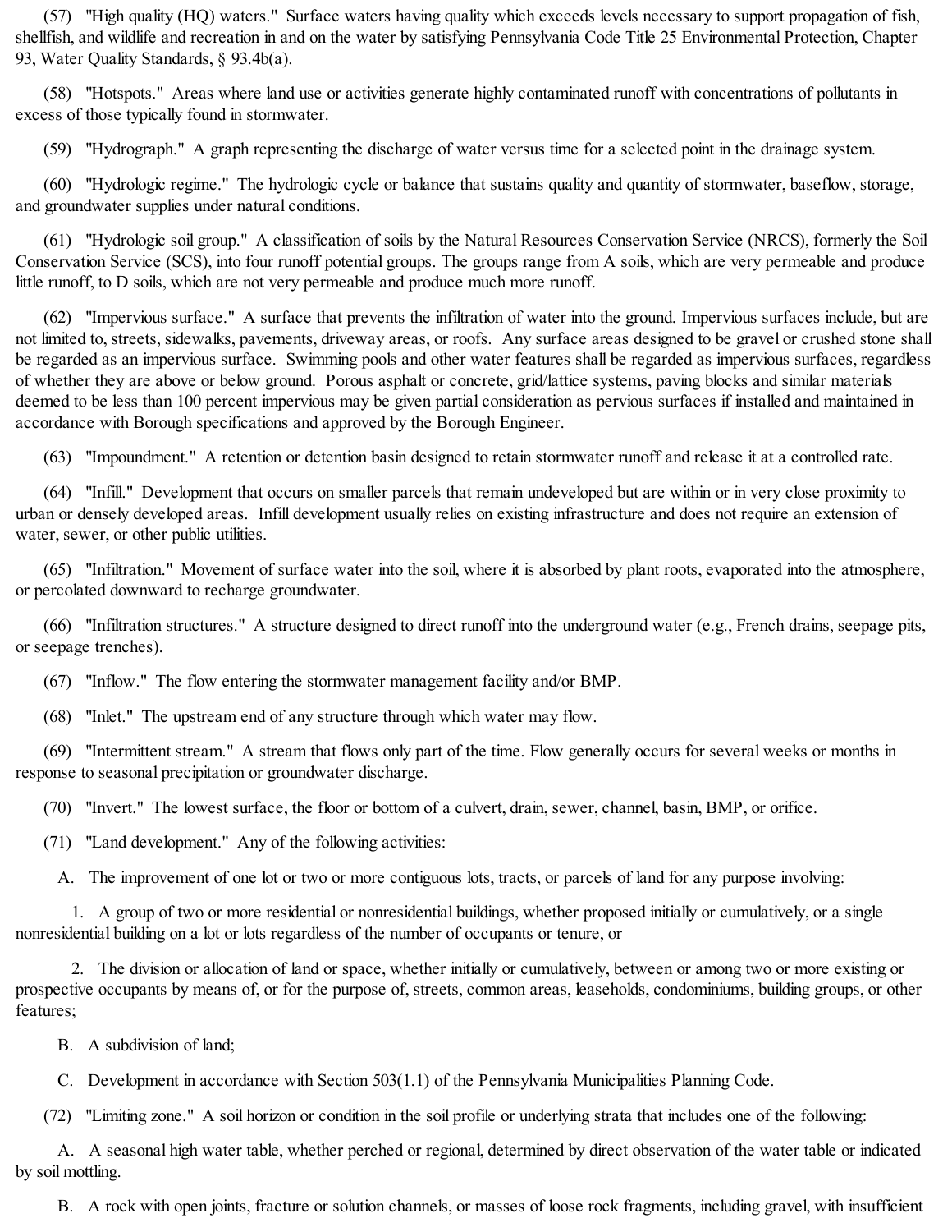(57) "High quality (HQ) waters." Surface waters having quality which exceeds levels necessary to support propagation of fish, shellfish, and wildlife and recreation in and on the water by satisfying Pennsylvania Code Title 25 Environmental Protection, Chapter 93, Water Quality Standards, § 93.4b(a).

(58) "Hotspots." Areas where land use or activities generate highly contaminated runoff with concentrations of pollutants in excess of those typically found in stormwater.

(59) "Hydrograph." A graph representing the discharge of water versus time for a selected point in the drainage system.

(60) "Hydrologic regime." The hydrologic cycle or balance that sustains quality and quantity of stormwater, baseflow, storage, and groundwater supplies under natural conditions.

(61) "Hydrologic soil group." A classification of soils by the Natural Resources Conservation Service (NRCS), formerly the Soil Conservation Service (SCS), into four runoff potential groups. The groups range from A soils, which are very permeable and produce little runoff, to D soils, which are not very permeable and produce much more runoff.

(62) "Impervious surface." A surface that prevents the infiltration of water into the ground. Impervious surfaces include, but are not limited to, streets, sidewalks, pavements, driveway areas, or roofs. Any surface areas designed to be gravel or crushed stone shall be regarded as an impervious surface. Swimming pools and other water features shall be regarded as impervious surfaces, regardless of whether they are above or below ground. Porous asphalt or concrete, grid/lattice systems, paving blocks and similar materials deemed to be less than 100 percent impervious may be given partial consideration as pervious surfaces if installed and maintained in accordance with Borough specifications and approved by the Borough Engineer.

(63) "Impoundment." A retention or detention basin designed to retain stormwater runoff and release it at a controlled rate.

(64) "Infill." Development that occurs on smaller parcels that remain undeveloped but are within or in very close proximity to urban or densely developed areas. Infill development usually relies on existing infrastructure and does not require an extension of water, sewer, or other public utilities.

(65) "Infiltration." Movement of surface water into the soil, where it is absorbed by plant roots, evaporated into the atmosphere, or percolated downward to recharge groundwater.

(66) "Infiltration structures." A structure designed to direct runoff into the underground water (e.g., French drains, seepage pits, or seepage trenches).

(67) "Inflow." The flow entering the stormwater management facility and/or BMP.

(68) "Inlet." The upstream end of any structure through which water may flow.

(69) "Intermittent stream." A stream that flows only part of the time. Flow generally occurs for several weeks or months in response to seasonal precipitation or groundwater discharge.

(70) "Invert." The lowest surface, the floor or bottom of a culvert, drain, sewer, channel, basin, BMP, or orifice.

(71) "Land development." Any of the following activities:

A. The improvement of one lot or two or more contiguous lots, tracts, or parcels of land for any purpose involving:

1. A group of two or more residential or nonresidential buildings, whether proposed initially or cumulatively, or a single nonresidential building on a lot or lots regardless of the number of occupants or tenure, or

2. The division or allocation of land or space, whether initially or cumulatively, between or among two or more existing or prospective occupants by means of, or for the purpose of, streets, common areas, leaseholds, condominiums, building groups, or other features;

B. A subdivision of land;

C. Development in accordance with Section 503(1.1) of the Pennsylvania Municipalities Planning Code.

(72) "Limiting zone." A soil horizon or condition in the soil profile or underlying strata that includes one of the following:

A. A seasonal high water table, whether perched or regional, determined by direct observation of the water table or indicated by soil mottling.

B. A rock with open joints, fracture or solution channels, or masses of loose rock fragments, including gravel, with insufficient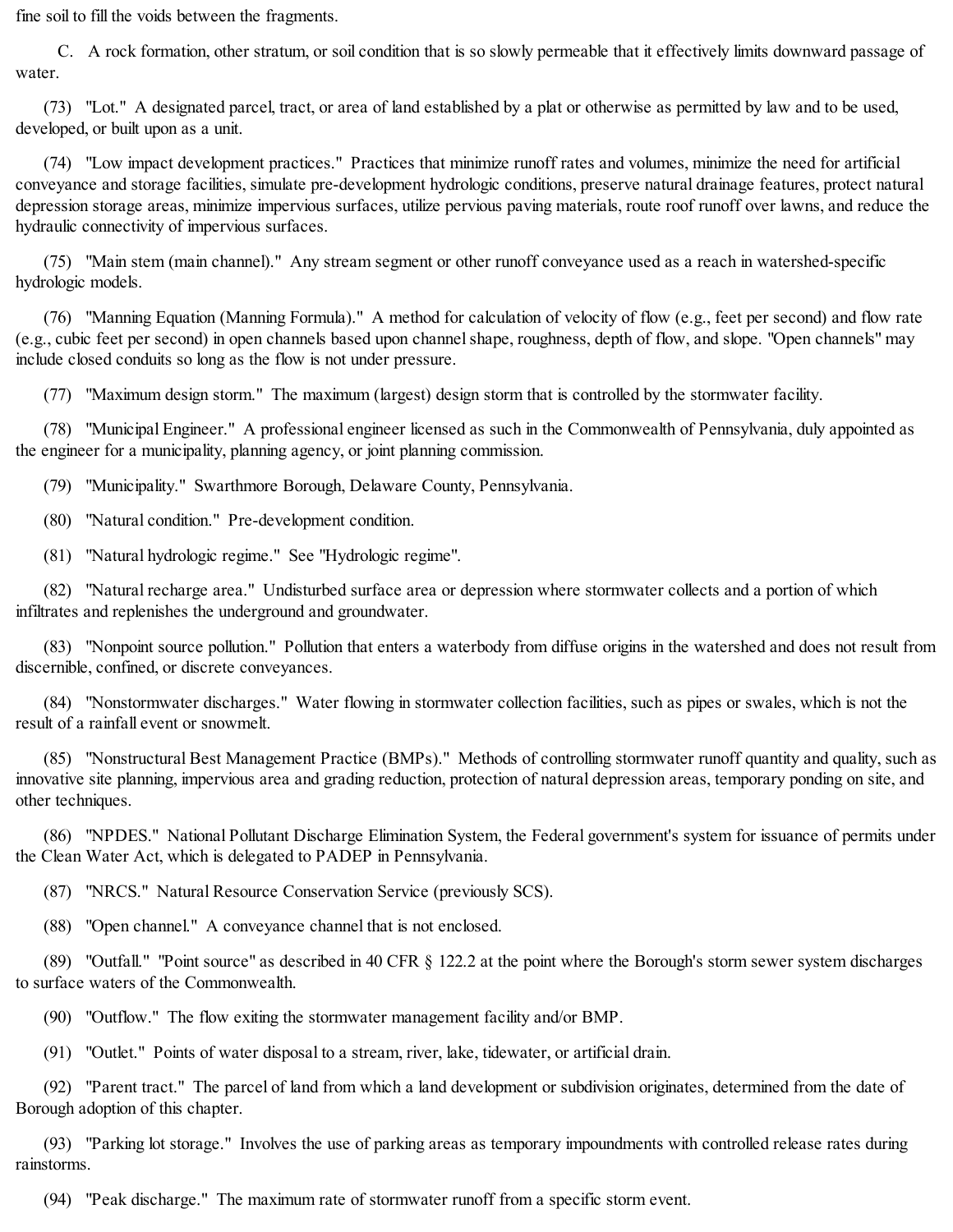fine soil to fill the voids between the fragments.

C. A rock formation, other stratum, or soil condition that is so slowly permeable that it effectively limits downward passage of water.

(73) "Lot." A designated parcel, tract, or area of land established by a plat or otherwise as permitted by law and to be used, developed, or built upon as a unit.

(74) "Low impact development practices." Practices that minimize runoff rates and volumes, minimize the need for artificial conveyance and storage facilities, simulate pre-development hydrologic conditions, preserve natural drainage features, protect natural depression storage areas, minimize impervious surfaces, utilize pervious paving materials, route roof runoff over lawns, and reduce the hydraulic connectivity of impervious surfaces.

(75) "Main stem (main channel)." Any stream segment or other runoff conveyance used as a reach in watershed-specific hydrologic models.

(76) "Manning Equation (Manning Formula)." A method for calculation of velocity of flow (e.g., feet per second) and flow rate (e.g., cubic feet per second) in open channels based upon channel shape, roughness, depth of flow, and slope. "Open channels" may include closed conduits so long as the flow is not under pressure.

(77) "Maximum design storm." The maximum (largest) design storm that is controlled by the stormwater facility.

(78) "Municipal Engineer." A professional engineer licensed as such in the Commonwealth of Pennsylvania, duly appointed as the engineer for a municipality, planning agency, or joint planning commission.

(79) "Municipality." Swarthmore Borough, Delaware County, Pennsylvania.

(80) "Natural condition." Pre-development condition.

(81) "Natural hydrologic regime." See "Hydrologic regime".

(82) "Natural recharge area." Undisturbed surface area or depression where stormwater collects and a portion of which infiltrates and replenishes the underground and groundwater.

(83) "Nonpoint source pollution." Pollution that enters a waterbody from diffuse origins in the watershed and does not result from discernible, confined, or discrete conveyances.

(84) "Nonstormwater discharges." Water flowing in stormwater collection facilities, such as pipes or swales, which is not the result of a rainfall event or snowmelt.

(85) "Nonstructural Best Management Practice (BMPs)." Methods of controlling stormwater runoff quantity and quality, such as innovative site planning, impervious area and grading reduction, protection of natural depression areas, temporary ponding on site, and other techniques.

(86) "NPDES." National Pollutant Discharge Elimination System, the Federal government's system for issuance of permits under the Clean Water Act, which is delegated to PADEP in Pennsylvania.

(87) "NRCS." Natural Resource Conservation Service (previously SCS).

(88) "Open channel." A conveyance channel that is not enclosed.

(89) "Outfall." "Point source" as described in 40 CFR § 122.2 at the point where the Borough's storm sewer system discharges to surface waters of the Commonwealth.

(90) "Outflow." The flow exiting the stormwater management facility and/or BMP.

(91) "Outlet." Points of water disposal to a stream, river, lake, tidewater, or artificial drain.

(92) "Parent tract." The parcel of land from which a land development or subdivision originates, determined from the date of Borough adoption of this chapter.

(93) "Parking lot storage." Involves the use of parking areas as temporary impoundments with controlled release rates during rainstorms.

(94) "Peak discharge." The maximum rate of stormwater runoff from a specific storm event.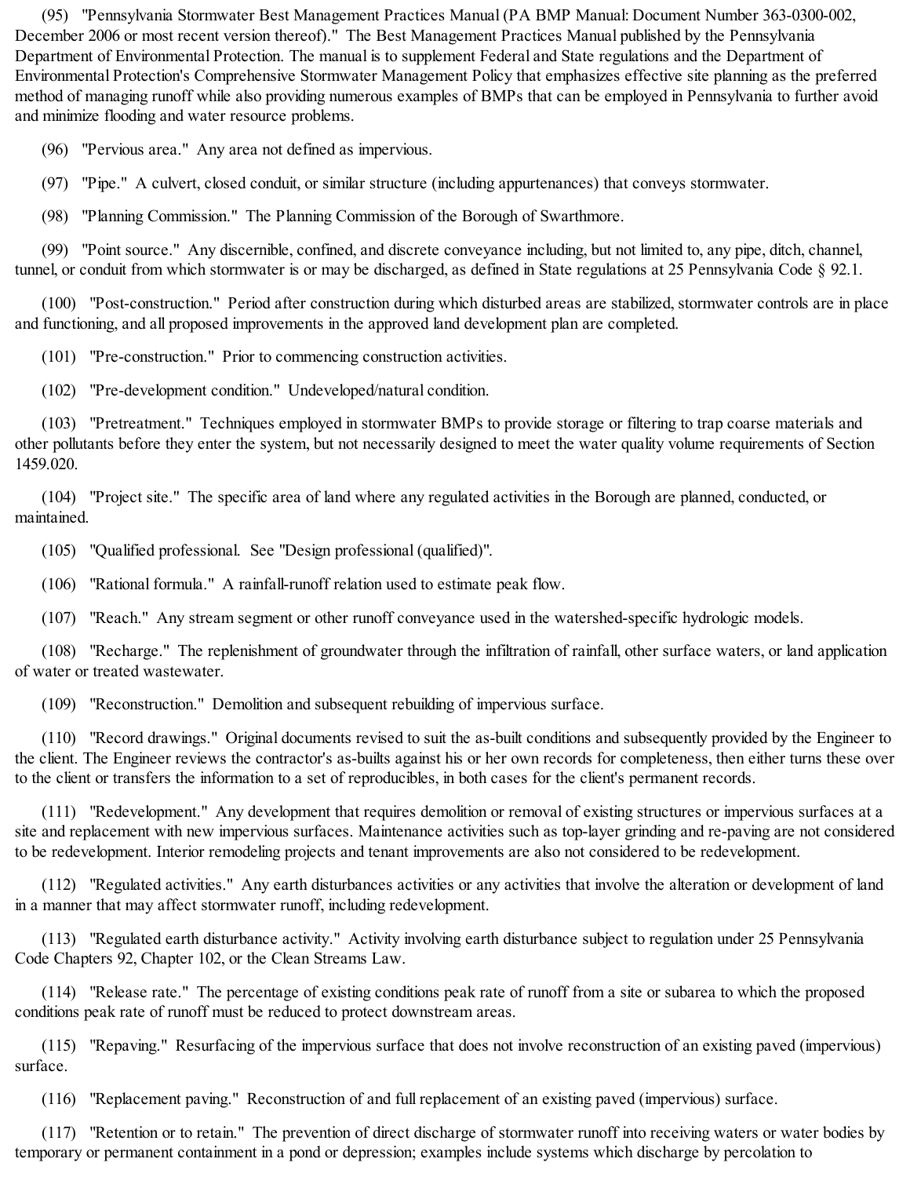(95) "Pennsylvania Stormwater Best Management Practices Manual (PA BMP Manual: Document Number 363-0300-002, December 2006 or most recent version thereof)." The Best Management Practices Manual published by the Pennsylvania Department of Environmental Protection. The manual is to supplement Federal and State regulations and the Department of Environmental Protection's Comprehensive Stormwater Management Policy that emphasizes effective site planning as the preferred method of managing runoff while also providing numerous examples of BMPs that can be employed in Pennsylvania to further avoid and minimize flooding and water resource problems.

(96) "Pervious area." Any area not defined as impervious.

(97) "Pipe." A culvert, closed conduit, or similar structure (including appurtenances) that conveys stormwater.

(98) "Planning Commission." The Planning Commission of the Borough of Swarthmore.

(99) "Point source." Any discernible, confined, and discrete conveyance including, but not limited to, any pipe, ditch, channel, tunnel, or conduit from which stormwater is or may be discharged, as defined in State regulations at 25 Pennsylvania Code § 92.1.

(100) "Post-construction." Period after construction during which disturbed areas are stabilized, stormwater controls are in place and functioning, and all proposed improvements in the approved land development plan are completed.

(101) "Pre-construction." Prior to commencing construction activities.

(102) "Pre-development condition." Undeveloped/natural condition.

(103) "Pretreatment." Techniques employed in stormwater BMPs to provide storage or filtering to trap coarse materials and other pollutants before they enter the system, but not necessarily designed to meet the water quality volume requirements of Section 1459.020.

(104) "Project site." The specific area of land where any regulated activities in the Borough are planned, conducted, or maintained.

(105) "Qualified professional. See "Design professional (qualified)".

(106) "Rational formula." A rainfall-runoff relation used to estimate peak flow.

(107) "Reach." Any stream segment or other runoff conveyance used in the watershed-specific hydrologic models.

(108) "Recharge." The replenishment of groundwater through the infiltration of rainfall, other surface waters, or land application of water or treated wastewater.

(109) "Reconstruction." Demolition and subsequent rebuilding of impervious surface.

(110) "Record drawings." Original documents revised to suit the as-built conditions and subsequently provided by the Engineer to the client. The Engineer reviews the contractor's as-builts against his or her own records for completeness, then either turns these over to the client or transfers the information to a set of reproducibles, in both cases for the client's permanent records.

(111) "Redevelopment." Any development that requires demolition or removal of existing structures or impervious surfaces at a site and replacement with new impervious surfaces. Maintenance activities such as top-layer grinding and re-paving are not considered to be redevelopment. Interior remodeling projects and tenant improvements are also not considered to be redevelopment.

(112) "Regulated activities." Any earth disturbances activities or any activities that involve the alteration or development of land in a manner that may affect stormwater runoff, including redevelopment.

(113) "Regulated earth disturbance activity." Activity involving earth disturbance subject to regulation under 25 Pennsylvania Code Chapters 92, Chapter 102, or the Clean Streams Law.

(114) "Release rate." The percentage of existing conditions peak rate of runoff from a site or subarea to which the proposed conditions peak rate of runoff must be reduced to protect downstream areas.

(115) "Repaving." Resurfacing of the impervious surface that does not involve reconstruction of an existing paved (impervious) surface.

(116) "Replacement paving." Reconstruction of and full replacement of an existing paved (impervious) surface.

(117) "Retention or to retain." The prevention of direct discharge of stormwater runoff into receiving waters or water bodies by temporary or permanent containment in a pond or depression; examples include systems which discharge by percolation to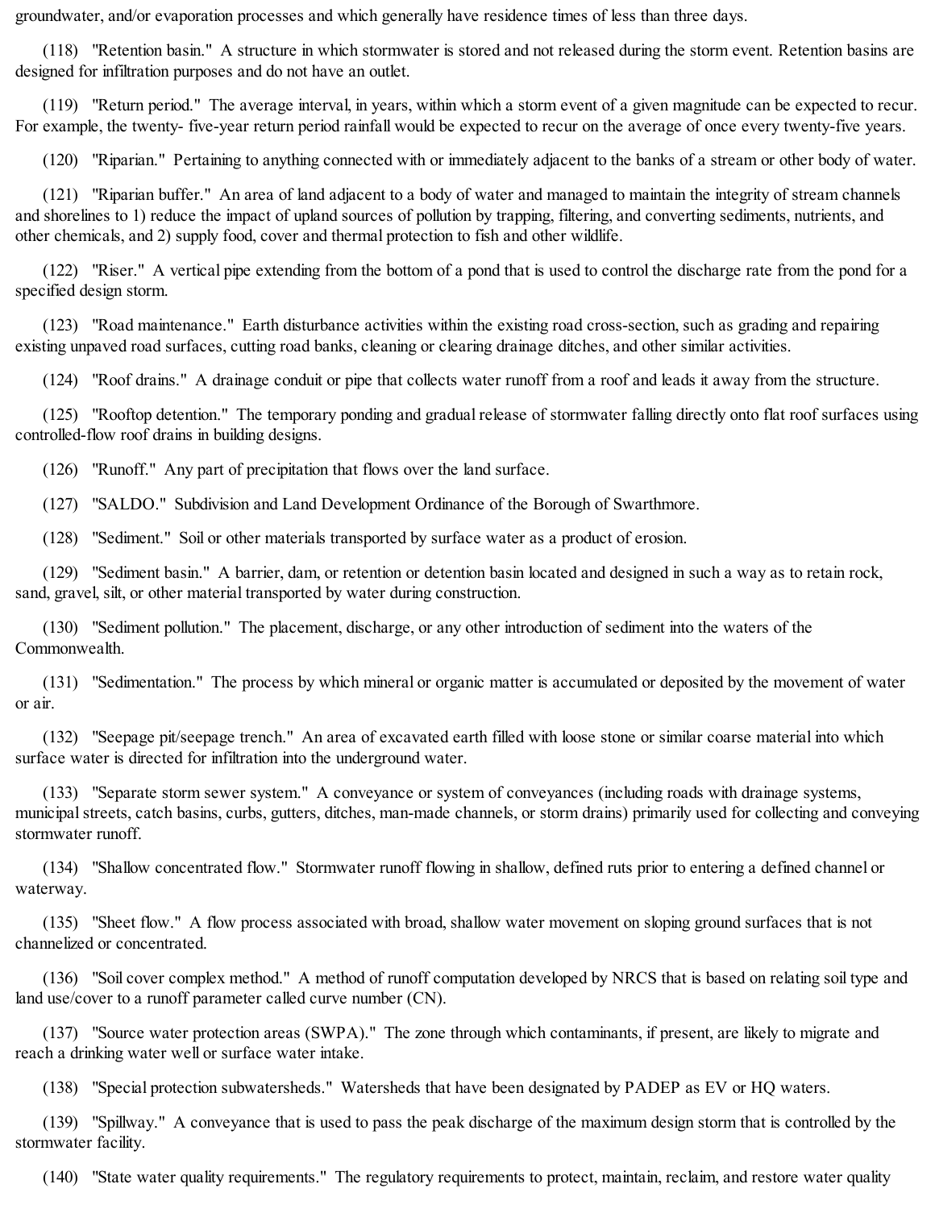groundwater, and/or evaporation processes and which generally have residence times of less than three days.

(118) "Retention basin." A structure in which stormwater is stored and not released during the storm event. Retention basins are designed for infiltration purposes and do not have an outlet.

(119) "Return period." The average interval, in years, within which a storm event of a given magnitude can be expected to recur. For example, the twenty- five-year return period rainfall would be expected to recur on the average of once every twenty-five years.

(120) "Riparian." Pertaining to anything connected with or immediately adjacent to the banks of a stream or other body of water.

(121) "Riparian buffer." An area of land adjacent to a body of water and managed to maintain the integrity of stream channels and shorelines to 1) reduce the impact of upland sources of pollution by trapping, filtering, and converting sediments, nutrients, and other chemicals, and 2) supply food, cover and thermal protection to fish and other wildlife.

(122) "Riser." A vertical pipe extending from the bottom of a pond that is used to control the discharge rate from the pond for a specified design storm.

(123) "Road maintenance." Earth disturbance activities within the existing road cross-section, such as grading and repairing existing unpaved road surfaces, cutting road banks, cleaning or clearing drainage ditches, and other similar activities.

(124) "Roof drains." A drainage conduit or pipe that collects water runoff from a roof and leads it away from the structure.

(125) "Rooftop detention." The temporary ponding and gradual release of stormwater falling directly onto flat roof surfaces using controlled-flow roof drains in building designs.

(126) "Runoff." Any part of precipitation that flows over the land surface.

(127) "SALDO." Subdivision and Land Development Ordinance of the Borough of Swarthmore.

(128) "Sediment." Soil or other materials transported by surface water as a product of erosion.

(129) "Sediment basin." A barrier, dam, or retention or detention basin located and designed in such a way as to retain rock, sand, gravel, silt, or other material transported by water during construction.

(130) "Sediment pollution." The placement, discharge, or any other introduction of sediment into the waters of the Commonwealth.

(131) "Sedimentation." The process by which mineral or organic matter is accumulated or deposited by the movement of water or air.

(132) "Seepage pit/seepage trench." An area of excavated earth filled with loose stone or similar coarse material into which surface water is directed for infiltration into the underground water.

(133) "Separate storm sewer system." A conveyance or system of conveyances (including roads with drainage systems, municipal streets, catch basins, curbs, gutters, ditches, man-made channels, or storm drains) primarily used for collecting and conveying stormwater runoff.

(134) "Shallow concentrated flow." Stormwater runoff flowing in shallow, defined ruts prior to entering a defined channel or waterway.

(135) "Sheet flow." A flow process associated with broad, shallow water movement on sloping ground surfaces that is not channelized or concentrated.

(136) "Soil cover complex method." A method of runoff computation developed by NRCS that is based on relating soil type and land use/cover to a runoff parameter called curve number (CN).

(137) "Source water protection areas (SWPA)." The zone through which contaminants, if present, are likely to migrate and reach a drinking water well or surface water intake.

(138) "Special protection subwatersheds." Watersheds that have been designated by PADEP as EV or HQ waters.

(139) "Spillway." A conveyance that is used to pass the peak discharge of the maximum design storm that is controlled by the stormwater facility.

(140) "State water quality requirements." The regulatory requirements to protect, maintain, reclaim, and restore water quality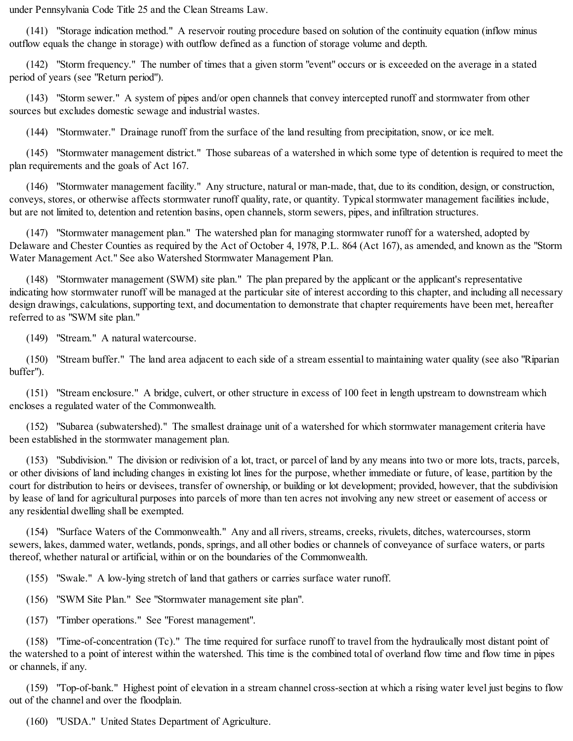under Pennsylvania Code Title 25 and the Clean Streams Law.

(141) "Storage indication method." A reservoir routing procedure based on solution of the continuity equation (inflow minus outflow equals the change in storage) with outflow defined as a function of storage volume and depth.

(142) "Storm frequency." The number of times that a given storm "event" occurs or is exceeded on the average in a stated period of years (see "Return period").

(143) "Storm sewer." A system of pipes and/or open channels that convey intercepted runoff and stormwater from other sources but excludes domestic sewage and industrial wastes.

(144) "Stormwater." Drainage runoff from the surface of the land resulting from precipitation, snow, or ice melt.

(145) "Stormwater management district." Those subareas of a watershed in which some type of detention is required to meet the plan requirements and the goals of Act 167.

(146) "Stormwater management facility." Any structure, natural or man-made, that, due to its condition, design, or construction, conveys, stores, or otherwise affects stormwater runoff quality, rate, or quantity. Typical stormwater management facilities include, but are not limited to, detention and retention basins, open channels, storm sewers, pipes, and infiltration structures.

(147) "Stormwater management plan." The watershed plan for managing stormwater runoff for a watershed, adopted by Delaware and Chester Counties as required by the Act of October 4, 1978, P.L. 864 (Act 167), as amended, and known as the "Storm Water Management Act." See also Watershed Stormwater Management Plan.

(148) "Stormwater management (SWM) site plan." The plan prepared by the applicant or the applicant's representative indicating how stormwater runoff will be managed at the particular site of interest according to this chapter, and including all necessary design drawings, calculations, supporting text, and documentation to demonstrate that chapter requirements have been met, hereafter referred to as "SWM site plan."

(149) "Stream." A natural watercourse.

(150) "Stream buffer." The land area adjacent to each side of a stream essential to maintaining water quality (see also "Riparian buffer").

(151) "Stream enclosure." A bridge, culvert, or other structure in excess of 100 feet in length upstream to downstream which encloses a regulated water of the Commonwealth.

(152) "Subarea (subwatershed)." The smallest drainage unit of a watershed for which stormwater management criteria have been established in the stormwater management plan.

(153) "Subdivision." The division or redivision of a lot, tract, or parcel of land by any means into two or more lots, tracts, parcels, or other divisions of land including changes in existing lot lines for the purpose, whether immediate or future, of lease, partition by the court for distribution to heirs or devisees, transfer of ownership, or building or lot development; provided, however, that the subdivision by lease of land for agricultural purposes into parcels of more than ten acres not involving any new street or easement of access or any residential dwelling shall be exempted.

(154) "Surface Waters of the Commonwealth." Any and all rivers, streams, creeks, rivulets, ditches, watercourses, storm sewers, lakes, dammed water, wetlands, ponds, springs, and all other bodies or channels of conveyance of surface waters, or parts thereof, whether natural or artificial, within or on the boundaries of the Commonwealth.

(155) "Swale." A low-lying stretch of land that gathers or carries surface water runoff.

(156) "SWM Site Plan." See "Stormwater management site plan".

(157) "Timber operations." See "Forest management".

(158) "Time-of-concentration (Tc)." The time required for surface runoff to travel from the hydraulically most distant point of the watershed to a point of interest within the watershed. This time is the combined total of overland flow time and flow time in pipes or channels, if any.

(159) "Top-of-bank." Highest point of elevation in a stream channel cross-section at which a rising water level just begins to flow out of the channel and over the floodplain.

(160) "USDA." United States Department of Agriculture.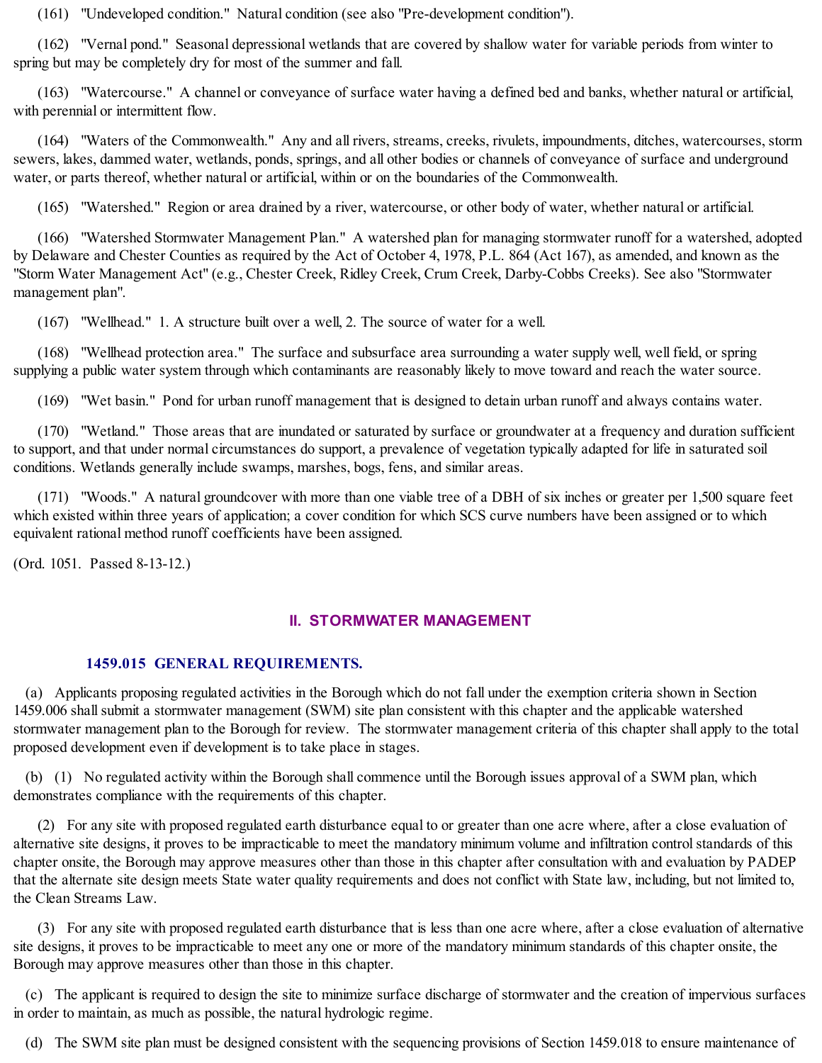(161) "Undeveloped condition." Natural condition (see also "Pre-development condition").

(162) "Vernal pond." Seasonal depressional wetlands that are covered by shallow water for variable periods from winter to spring but may be completely dry for most of the summer and fall.

(163) "Watercourse." A channel or conveyance of surface water having a defined bed and banks, whether natural or artificial, with perennial or intermittent flow.

(164) "Waters of the Commonwealth." Any and all rivers, streams, creeks, rivulets, impoundments, ditches, watercourses, storm sewers, lakes, dammed water, wetlands, ponds, springs, and all other bodies or channels of conveyance of surface and underground water, or parts thereof, whether natural or artificial, within or on the boundaries of the Commonwealth.

(165) "Watershed." Region or area drained by a river, watercourse, or other body of water, whether natural or artificial.

(166) "Watershed Stormwater Management Plan." A watershed plan for managing stormwater runoff for a watershed, adopted by Delaware and Chester Counties as required by the Act of October 4, 1978, P.L. 864 (Act 167), as amended, and known as the "Storm Water Management Act" (e.g., Chester Creek, Ridley Creek, Crum Creek, Darby-Cobbs Creeks). See also "Stormwater management plan".

(167) "Wellhead." 1. A structure built over a well, 2. The source of water for a well.

(168) "Wellhead protection area." The surface and subsurface area surrounding a water supply well, well field, or spring supplying a public water system through which contaminants are reasonably likely to move toward and reach the water source.

(169) "Wet basin." Pond for urban runoff management that is designed to detain urban runoff and always contains water.

(170) "Wetland." Those areas that are inundated or saturated by surface or groundwater at a frequency and duration sufficient to support, and that under normal circumstances do support, a prevalence of vegetation typically adapted for life in saturated soil conditions. Wetlands generally include swamps, marshes, bogs, fens, and similar areas.

(171) "Woods." A natural groundcover with more than one viable tree of a DBH of six inches or greater per 1,500 square feet which existed within three years of application; a cover condition for which SCS curve numbers have been assigned or to which equivalent rational method runoff coefficients have been assigned.

(Ord. 1051. Passed 8-13-12.)

## II. STORMWATER MANAGEMENT

### 1459.015 GENERAL REQUIREMENTS.

(a) Applicants proposing regulated activities in the Borough which do not fall under the exemption criteria shown in Section 1459.006 shall submit a stormwater management (SWM) site plan consistent with this chapter and the applicable watershed stormwater management plan to the Borough for review. The stormwater management criteria of this chapter shall apply to the total proposed development even if development is to take place in stages.

(b) (1) No regulated activity within the Borough shall commence until the Borough issues approval of a SWM plan, which demonstrates compliance with the requirements of this chapter.

(2) For any site with proposed regulated earth disturbance equal to or greater than one acre where, after a close evaluation of alternative site designs, it proves to be impracticable to meet the mandatory minimum volume and infiltration control standards of this chapter onsite, the Borough may approve measures other than those in this chapter after consultation with and evaluation by PADEP that the alternate site design meets State water quality requirements and does not conflict with State law, including, but not limited to, the Clean Streams Law.

(3) For any site with proposed regulated earth disturbance that is less than one acre where, after a close evaluation of alternative site designs, it proves to be impracticable to meet any one or more of the mandatory minimum standards of this chapter onsite, the Borough may approve measures other than those in this chapter.

(c) The applicant is required to design the site to minimize surface discharge of stormwater and the creation of impervious surfaces in order to maintain, as much as possible, the natural hydrologic regime.

(d) The SWM site plan must be designed consistent with the sequencing provisions of Section 1459.018 to ensure maintenance of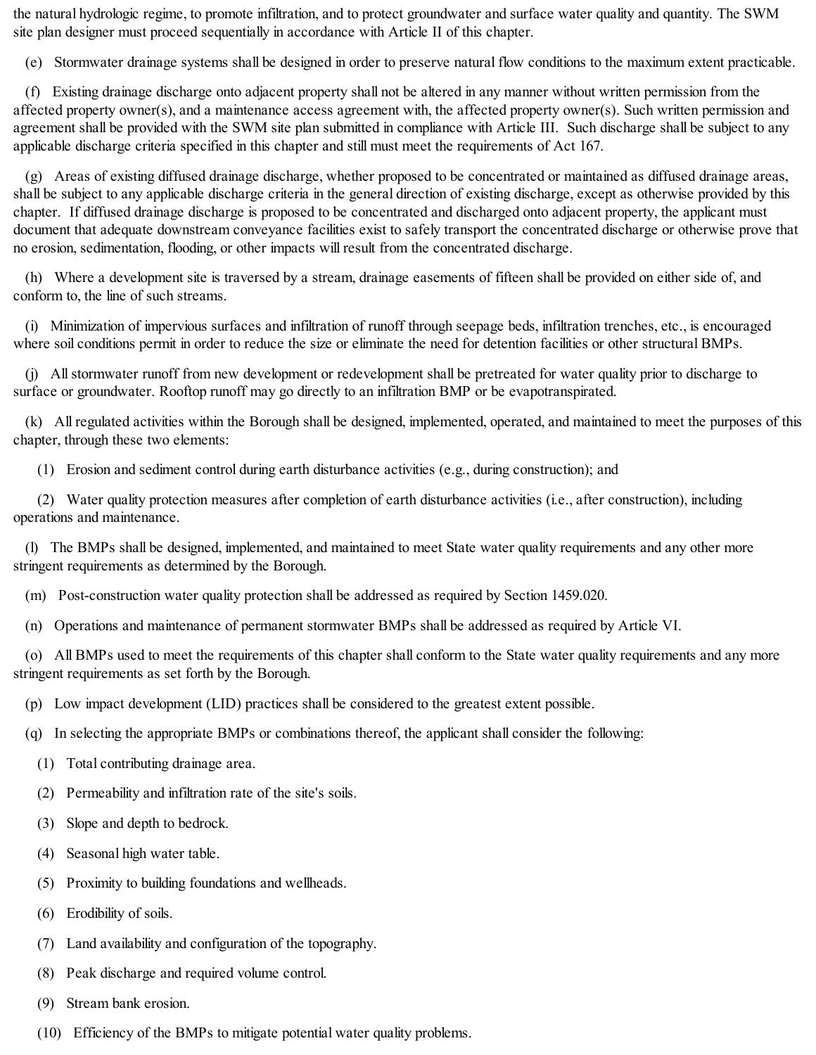the natural hydrologic regime, to promote infiltration, and to protect groundwater and surface water quality and quantity. The SWM site plan designer must proceed sequentially in accordance with Article II of this chapter.

(e) Stormwater drainage systems shall be designed in order to preserve natural flow conditions to the maximum extent practicable.

(f) Existing drainage discharge onto adjacent property shall not be altered in any manner without written permission from the affected property owner(s), and a maintenance access agreement with, the affected property owner(s). Such written permission and agreement shall be provided with the SWM site plan submitted in compliance with Article III. Such discharge shall be subject to any applicable discharge criteria specified in this chapter and still must meet the requirements of Act 167.

(g) Areas of existing diffused drainage discharge, whether proposed to be concentrated or maintained as diffused drainage areas, shall be subject to any applicable discharge criteria in the general direction of existing discharge, except as otherwise provided by this chapter. If diffused drainage discharge is proposed to be concentrated and discharged onto adjacent property, the applicant must document that adequate downstream conveyance facilities exist to safely transport the concentrated discharge or otherwise prove that no erosion, sedimentation, flooding, or other impacts will result from the concentrated discharge.

(h) Where a development site is traversed by a stream, drainage easements of fifteen shall be provided on either side of, and conform to, the line of such streams.

(i) Minimization of impervious surfaces and infiltration of runoff through seepage beds, infiltration trenches, etc., is encouraged where soil conditions permit in order to reduce the size or eliminate the need for detention facilities or other structural BMPs.

(j) All stormwater runoff from new development or redevelopment shall be pretreated for water quality prior to discharge to surface or groundwater. Rooftop runoff may go directly to an infiltration BMP or be evapotranspirated.

(k) All regulated activities within the Borough shall be designed, implemented, operated, and maintained to meet the purposes of this chapter, through these two elements:

(1) Erosion and sediment control during earth disturbance activities (e.g., during construction); and

(2) Water quality protection measures after completion of earth disturbance activities (i.e., after construction), including operations and maintenance.

(l) The BMPs shall be designed, implemented, and maintained to meet State water quality requirements and any other more stringent requirements as determined by the Borough.

(m) Post-construction water quality protection shall be addressed as required by Section 1459.020.

(n) Operations and maintenance of permanent stormwater BMPs shall be addressed as required by Article VI.

(o) All BMPs used to meet the requirements of this chapter shall conform to the State water quality requirements and any more stringent requirements as set forth by the Borough.

(p) Low impact development (LID) practices shall be considered to the greatest extent possible.

(q) In selecting the appropriate BMPs or combinations thereof, the applicant shall consider the following:

(1) Total contributing drainage area.

(2) Permeability and infiltration rate of the site's soils.

(3) Slope and depth to bedrock.

(4) Seasonal high water table.

(5) Proximity to building foundations and wellheads.

(6) Erodibility of soils.

(7) Land availability and configuration of the topography.

(8) Peak discharge and required volume control.

(9) Stream bank erosion.

(10) Efficiency of the BMPs to mitigate potential water quality problems.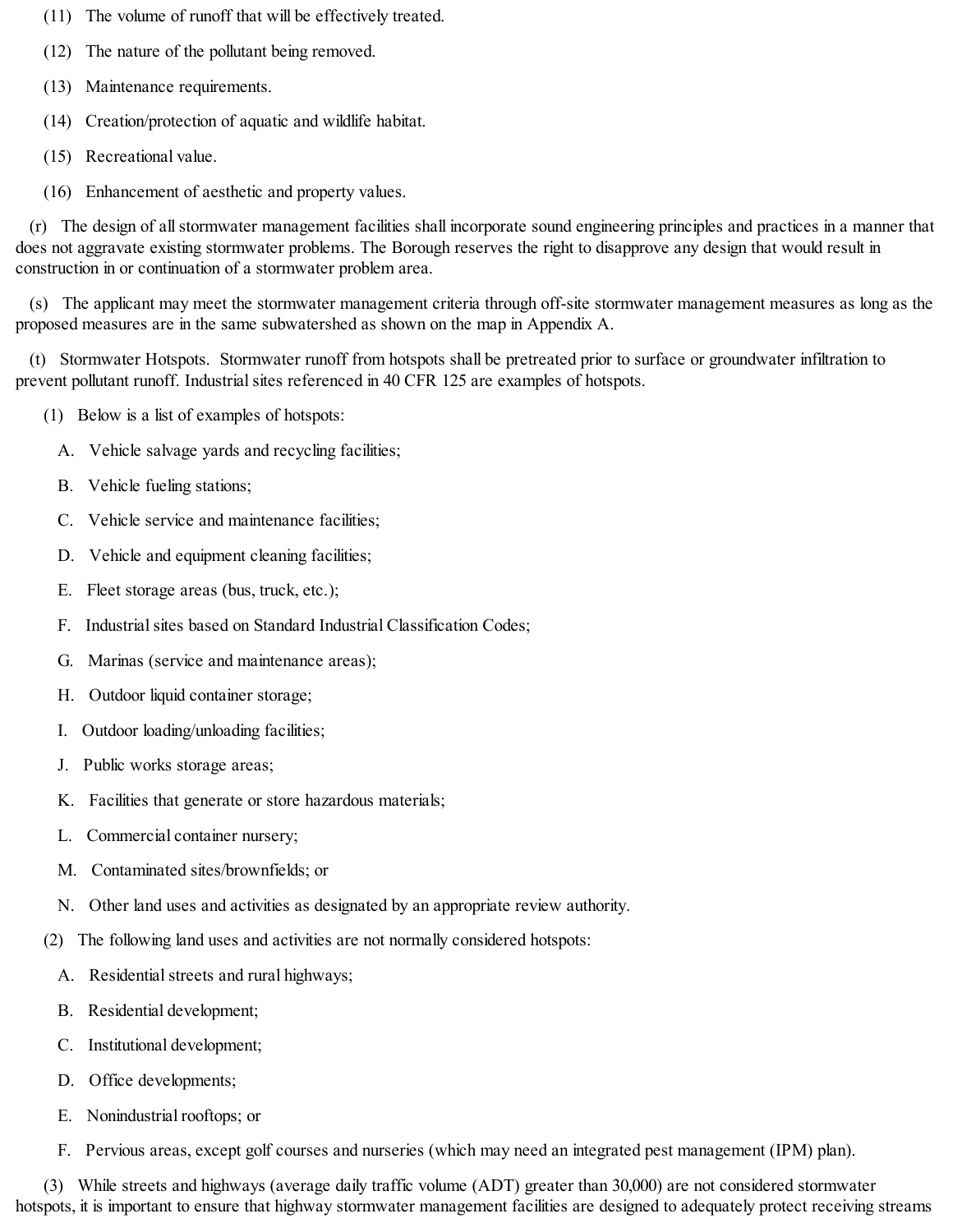(11) The volume of runoff that will be effectively treated.

(12) The nature of the pollutant being removed.

(13) Maintenance requirements.

(14) Creation/protection of aquatic and wildlife habitat.

(15) Recreational value.

(16) Enhancement of aesthetic and property values.

(r) The design of all stormwater management facilities shall incorporate sound engineering principles and practices in a manner that does not aggravate existing stormwater problems. The Borough reserves the right to disapprove any design that would result in construction in or continuation of a stormwater problem area.

(s) The applicant may meet the stormwater management criteria through off-site stormwater management measures as long as the proposed measures are in the same subwatershed as shown on the map in Appendix A.

(t) Stormwater Hotspots. Stormwater runoff from hotspots shall be pretreated prior to surface or groundwater infiltration to prevent pollutant runoff. Industrial sites referenced in 40 CFR 125 are examples of hotspots.

(1) Below is a list of examples of hotspots:

A. Vehicle salvage yards and recycling facilities;

B. Vehicle fueling stations;

C. Vehicle service and maintenance facilities;

D. Vehicle and equipment cleaning facilities;

E. Fleet storage areas (bus, truck, etc.);

F. Industrial sites based on Standard Industrial Classification Codes;

G. Marinas (service and maintenance areas);

H. Outdoor liquid container storage;

I. Outdoor loading/unloading facilities;

J. Public works storage areas;

K. Facilities that generate or store hazardous materials;

L. Commercial container nursery;

M. Contaminated sites/brownfields; or

N. Other land uses and activities as designated by an appropriate review authority.

(2) The following land uses and activities are not normally considered hotspots:

A. Residential streets and rural highways;

B. Residential development;

C. Institutional development;

D. Office developments;

E. Nonindustrial rooftops; or

F. Pervious areas, except golf courses and nurseries (which may need an integrated pest management (IPM) plan).

(3) While streets and highways (average daily traffic volume (ADT) greater than 30,000) are not considered stormwater hotspots, it is important to ensure that highway stormwater management facilities are designed to adequately protect receiving streams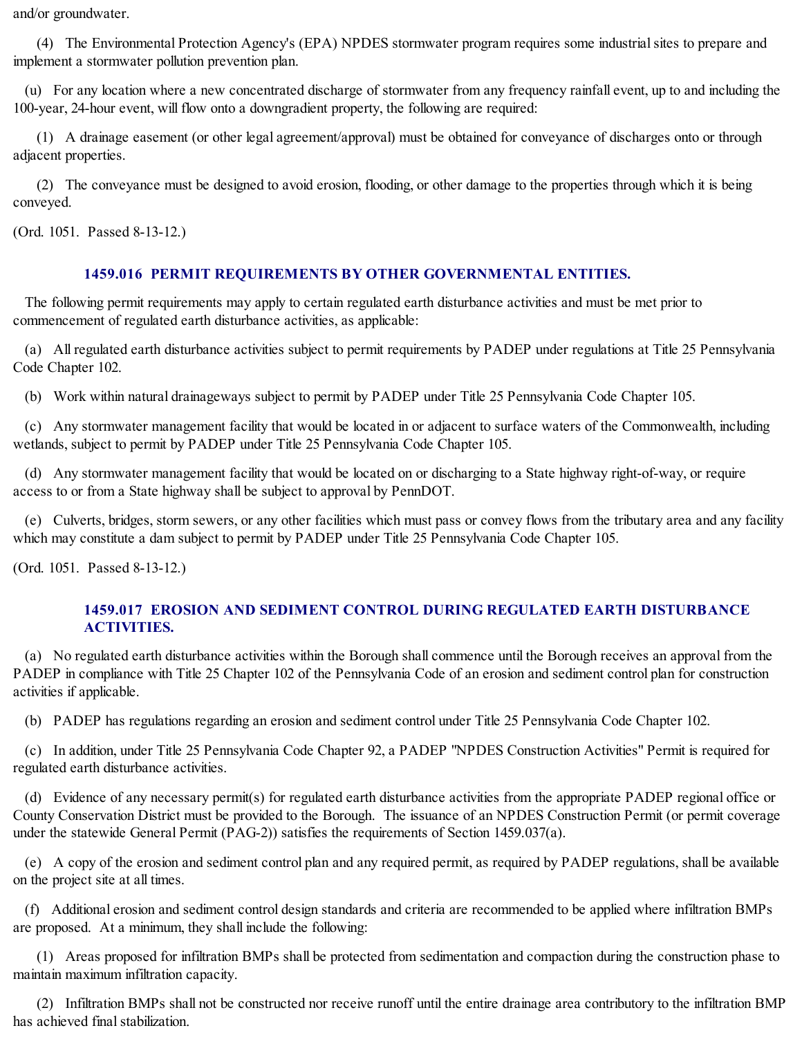and/or groundwater.

(4) The Environmental Protection Agency's (EPA) NPDES stormwater program requires some industrial sites to prepare and implement a stormwater pollution prevention plan.

(u) For any location where a new concentrated discharge of stormwater from any frequency rainfall event, up to and including the 100-year, 24-hour event, will flow onto a downgradient property, the following are required:

(1) A drainage easement (or other legal agreement/approval) must be obtained for conveyance of discharges onto or through adjacent properties.

(2) The conveyance must be designed to avoid erosion, flooding, or other damage to the properties through which it is being conveyed.

(Ord. 1051. Passed 8-13-12.)

### 1459.016 PERMIT REQUIREMENTS BY OTHER GOVERNMENTAL ENTITIES.

The following permit requirements may apply to certain regulated earth disturbance activities and must be met prior to commencement of regulated earth disturbance activities, as applicable:

(a) All regulated earth disturbance activities subject to permit requirements by PADEP under regulations at Title 25 Pennsylvania Code Chapter 102.

(b) Work within natural drainageways subject to permit by PADEP under Title 25 Pennsylvania Code Chapter 105.

(c) Any stormwater management facility that would be located in or adjacent to surface waters of the Commonwealth, including wetlands, subject to permit by PADEP under Title 25 Pennsylvania Code Chapter 105.

(d) Any stormwater management facility that would be located on or discharging to a State highway right-of-way, or require access to or from a State highway shall be subject to approval by PennDOT.

(e) Culverts, bridges, storm sewers, or any other facilities which must pass or convey flows from the tributary area and any facility which may constitute a dam subject to permit by PADEP under Title 25 Pennsylvania Code Chapter 105.

(Ord. 1051. Passed 8-13-12.)

### 1459.017 EROSION AND SEDIMENT CONTROL DURING REGULATED EARTH DISTURBANCE ACTIVITIES.

(a) No regulated earth disturbance activities within the Borough shall commence until the Borough receives an approval from the PADEP in compliance with Title 25 Chapter 102 of the Pennsylvania Code of an erosion and sediment control plan for construction activities if applicable.

(b) PADEP has regulations regarding an erosion and sediment control under Title 25 Pennsylvania Code Chapter 102.

(c) In addition, under Title 25 Pennsylvania Code Chapter 92, a PADEP "NPDES Construction Activities" Permit is required for regulated earth disturbance activities.

(d) Evidence of any necessary permit(s) for regulated earth disturbance activities from the appropriate PADEP regional office or County Conservation District must be provided to the Borough. The issuance of an NPDES Construction Permit (or permit coverage under the statewide General Permit (PAG-2)) satisfies the requirements of Section 1459.037(a).

(e) A copy of the erosion and sediment control plan and any required permit, as required by PADEP regulations, shall be available on the project site at all times.

(f) Additional erosion and sediment control design standards and criteria are recommended to be applied where infiltration BMPs are proposed. At a minimum, they shall include the following:

(1) Areas proposed for infiltration BMPs shall be protected from sedimentation and compaction during the construction phase to maintain maximum infiltration capacity.

(2) Infiltration BMPs shall not be constructed nor receive runoff until the entire drainage area contributory to the infiltration BMP has achieved final stabilization.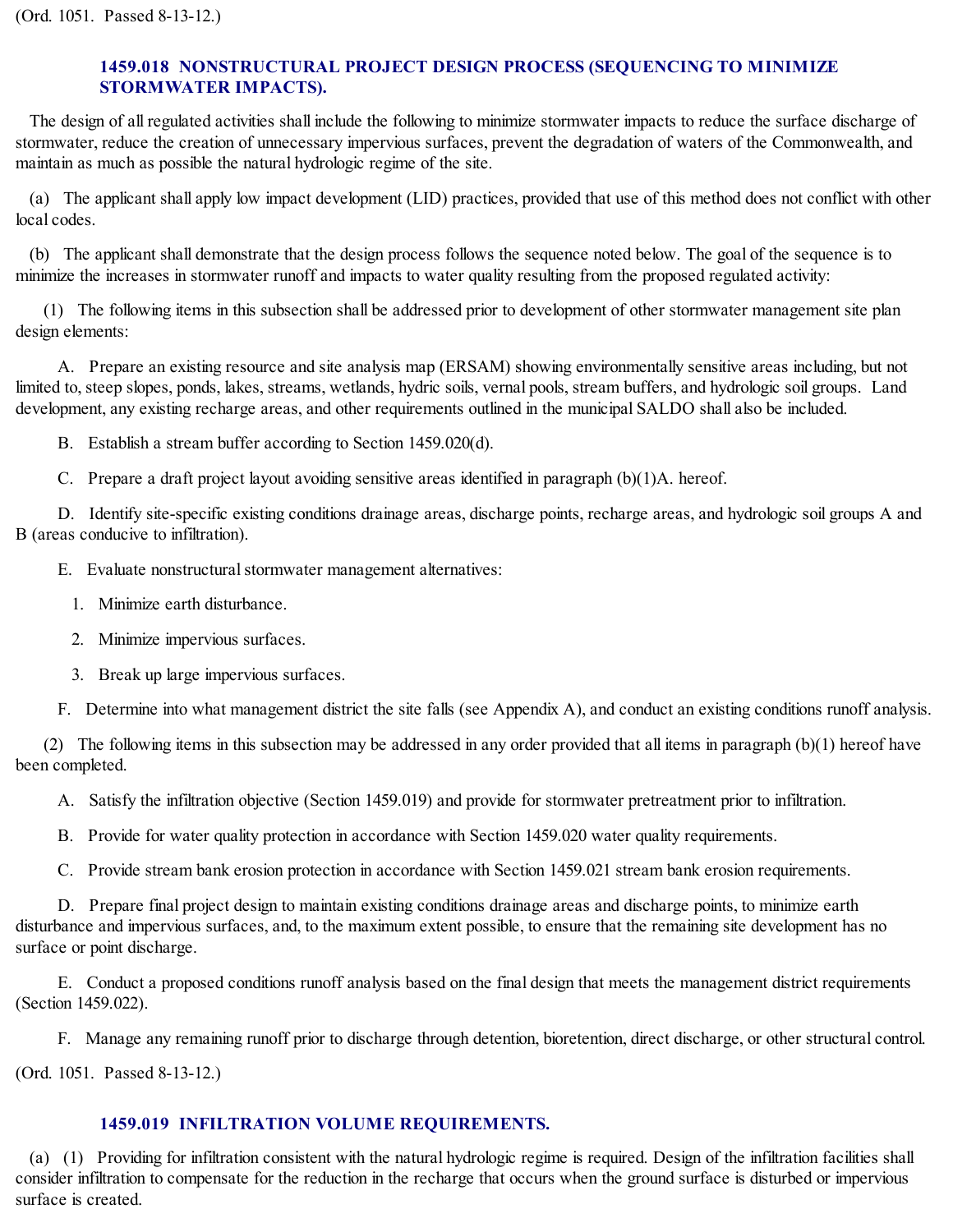(Ord. 1051. Passed 8-13-12.)

### 1459.018 NONSTRUCTURAL PROJECT DESIGN PROCESS (SEQUENCING TO MINIMIZE STORMWATER IMPACTS).

The design of all regulated activities shall include the following to minimize stormwater impacts to reduce the surface discharge of stormwater, reduce the creation of unnecessary impervious surfaces, prevent the degradation of waters of the Commonwealth, and maintain as much as possible the natural hydrologic regime of the site.

(a) The applicant shall apply low impact development (LID) practices, provided that use of this method does not conflict with other local codes.

(b) The applicant shall demonstrate that the design process follows the sequence noted below. The goal of the sequence is to minimize the increases in stormwater runoff and impacts to water quality resulting from the proposed regulated activity:

(1) The following items in this subsection shall be addressed prior to development of other stormwater management site plan design elements:

A. Prepare an existing resource and site analysis map (ERSAM) showing environmentally sensitive areas including, but not limited to, steep slopes, ponds, lakes, streams, wetlands, hydric soils, vernal pools, stream buffers, and hydrologic soil groups. Land development, any existing recharge areas, and other requirements outlined in the municipal SALDO shall also be included.

B. Establish a stream buffer according to Section 1459.020(d).

C. Prepare a draft project layout avoiding sensitive areas identified in paragraph (b)(1)A. hereof.

D. Identify site-specific existing conditions drainage areas, discharge points, recharge areas, and hydrologic soil groups A and B (areas conducive to infiltration).

E. Evaluate nonstructural stormwater management alternatives:

1. Minimize earth disturbance.

2. Minimize impervious surfaces.

3. Break up large impervious surfaces.

F. Determine into what management district the site falls (see Appendix A), and conduct an existing conditions runoff analysis.

(2) The following items in this subsection may be addressed in any order provided that all items in paragraph (b)(1) hereof have been completed.

A. Satisfy the infiltration objective (Section 1459.019) and provide for stormwater pretreatment prior to infiltration.

B. Provide for water quality protection in accordance with Section 1459.020 water quality requirements.

C. Provide stream bank erosion protection in accordance with Section 1459.021 stream bank erosion requirements.

D. Prepare final project design to maintain existing conditions drainage areas and discharge points, to minimize earth disturbance and impervious surfaces, and, to the maximum extent possible, to ensure that the remaining site development has no surface or point discharge.

E. Conduct a proposed conditions runoff analysis based on the final design that meets the management district requirements (Section 1459.022).

F. Manage any remaining runoff prior to discharge through detention, bioretention, direct discharge, or other structural control.

(Ord. 1051. Passed 8-13-12.)

### 1459.019 INFILTRATION VOLUME REQUIREMENTS.

(a) (1) Providing for infiltration consistent with the natural hydrologic regime is required. Design of the infiltration facilities shall consider infiltration to compensate for the reduction in the recharge that occurs when the ground surface is disturbed or impervious surface is created.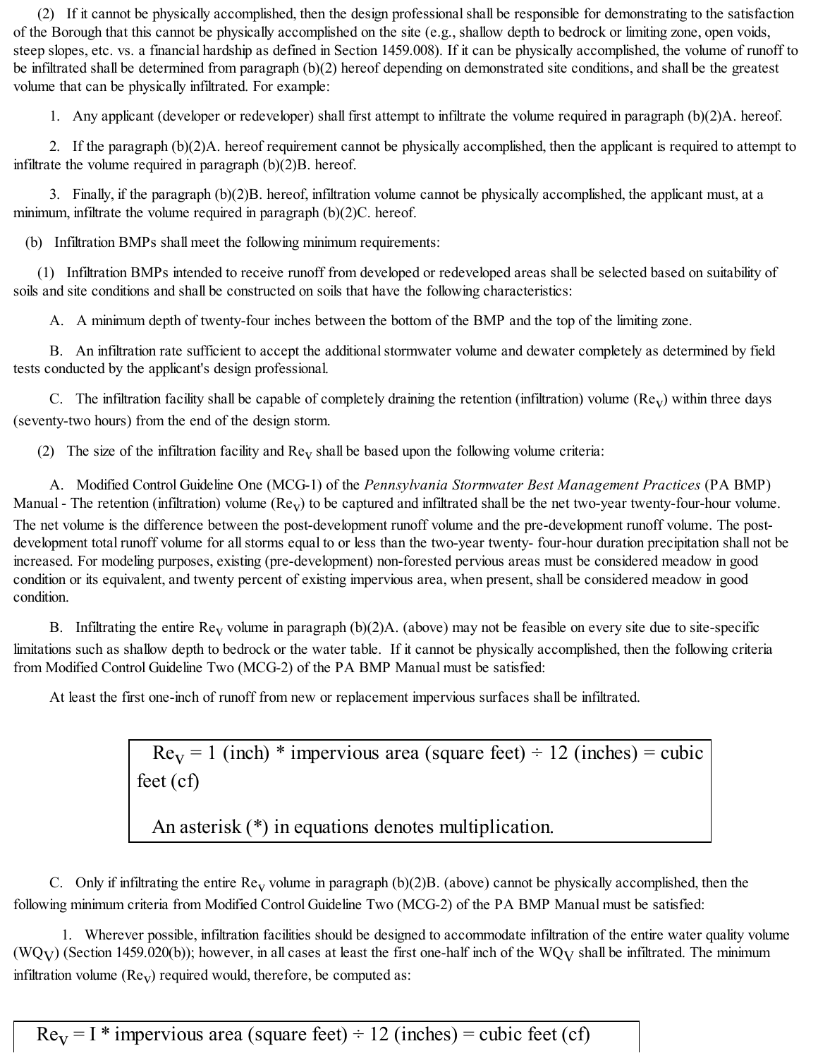(2) If it cannot be physically accomplished, then the design professional shall be responsible for demonstrating to the satisfaction of the Borough that this cannot be physically accomplished on the site (e.g., shallow depth to bedrock or limiting zone, open voids, steep slopes, etc. vs. a financial hardship as defined in Section 1459.008). If it can be physically accomplished, the volume of runoff to be infiltrated shall be determined from paragraph (b)(2) hereof depending on demonstrated site conditions, and shall be the greatest volume that can be physically infiltrated. For example:

1. Any applicant (developer or redeveloper) shall first attempt to infiltrate the volume required in paragraph (b)(2)A. hereof.

2. If the paragraph (b)(2)A. hereof requirement cannot be physically accomplished, then the applicant is required to attempt to infiltrate the volume required in paragraph (b)(2)B. hereof.

3. Finally, if the paragraph (b)(2)B. hereof, infiltration volume cannot be physically accomplished, the applicant must, at a minimum, infiltrate the volume required in paragraph (b)(2)C. hereof.

(b) Infiltration BMPs shall meet the following minimum requirements:

(1) Infiltration BMPs intended to receive runoff from developed or redeveloped areas shall be selected based on suitability of soils and site conditions and shall be constructed on soils that have the following characteristics:

A. A minimum depth of twenty-four inches between the bottom of the BMP and the top of the limiting zone.

B. An infiltration rate sufficient to accept the additional stormwater volume and dewater completely as determined by field tests conducted by the applicant's design professional.

C. The infiltration facility shall be capable of completely draining the retention (infiltration) volume ($Re_V$) within three days (seventy-two hours) from the end of the design storm.

(2) The size of the infiltration facility and $Re_V$ shall be based upon the following volume criteria:

A. Modified Control Guideline One (MCG-1) of the *Pennsylvania Stormwater Best Management Practices* (PA BMP) Manual - The retention (infiltration) volume ($Re_V$) to be captured and infiltrated shall be the net two-year twenty-four-hour volume. The net volume is the difference between the post-development runoff volume and the pre-development runoff volume. The post-development total runoff volume for all storms equal to or less than the two-year twenty- four-hour duration precipitation shall not be increased. For modeling purposes, existing (pre-development) non-forested pervious areas must be considered meadow in good condition or its equivalent, and twenty percent of existing impervious area, when present, shall be considered meadow in good condition.

B. Infiltrating the entire $Re_V$ volume in paragraph (b)(2)A. (above) may not be feasible on every site due to site-specific limitations such as shallow depth to bedrock or the water table. If it cannot be physically accomplished, then the following criteria from Modified Control Guideline Two (MCG-2) of the PA BMP Manual must be satisfied:

At least the first one-inch of runoff from new or replacement impervious surfaces shall be infiltrated.

$$Re_V = 1 \text{ (inch)} * \text{impervious area (square feet)} \div 12 \text{ (inches)} = \text{cubic feet (cf)}$$

An asterisk (*) in equations denotes multiplication.

C. Only if infiltrating the entire $Re_V$ volume in paragraph (b)(2)B. (above) cannot be physically accomplished, then the following minimum criteria from Modified Control Guideline Two (MCG-2) of the PA BMP Manual must be satisfied:

1. Wherever possible, infiltration facilities should be designed to accommodate infiltration of the entire water quality volume ($WQ_V$) (Section 1459.020(b)); however, in all cases at least the first one-half inch of the $WQ_V$ shall be infiltrated. The minimum infiltration volume ($Re_V$) required would, therefore, be computed as:

$$Re_V = I * \text{impervious area (square feet)} \div 12 \text{ (inches)} = \text{cubic feet (cf)}$$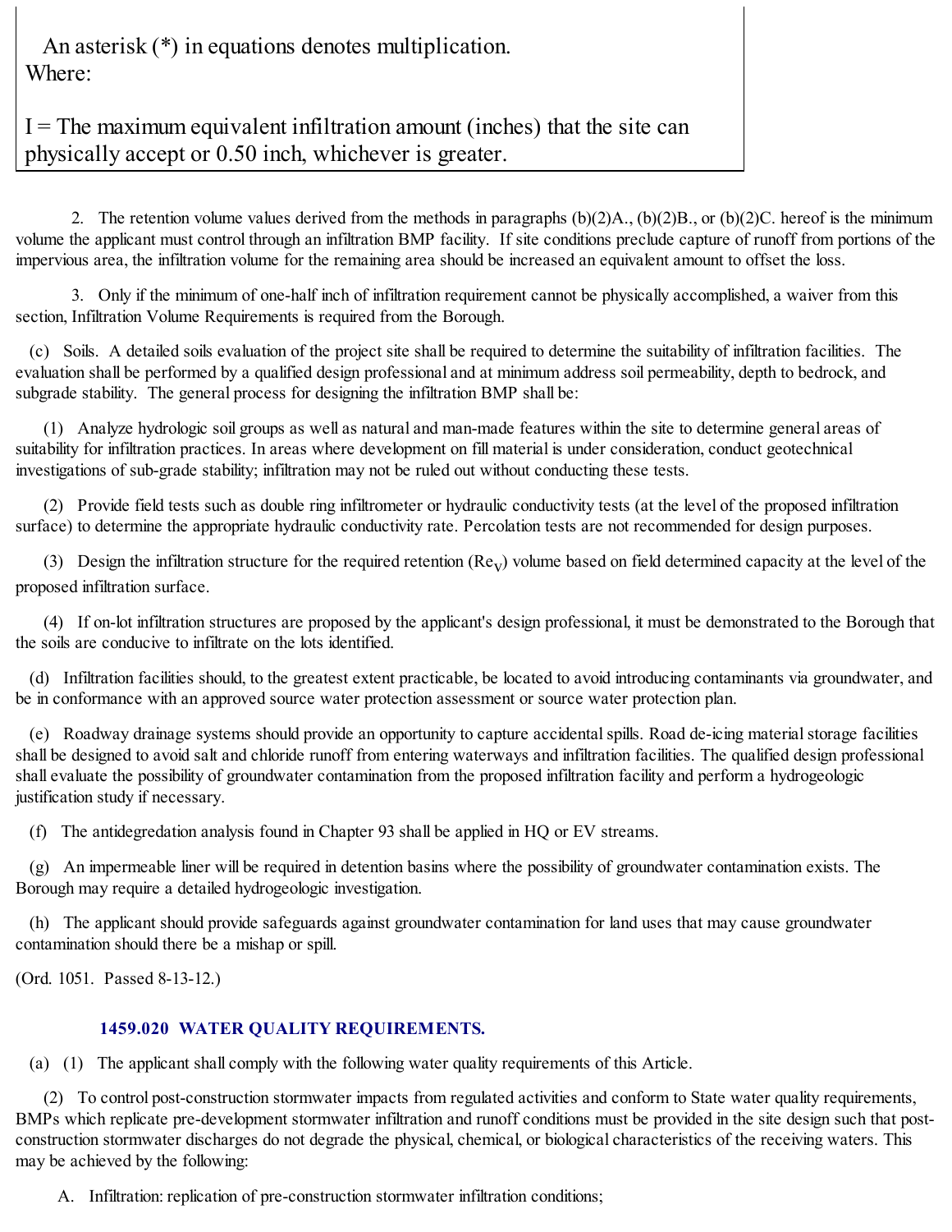An asterisk (*) in equations denotes multiplication.
Where:

I = The maximum equivalent infiltration amount (inches) that the site can physically accept or 0.50 inch, whichever is greater.

2. The retention volume values derived from the methods in paragraphs (b)(2)A., (b)(2)B., or (b)(2)C. hereof is the minimum volume the applicant must control through an infiltration BMP facility. If site conditions preclude capture of runoff from portions of the impervious area, the infiltration volume for the remaining area should be increased an equivalent amount to offset the loss.

3. Only if the minimum of one-half inch of infiltration requirement cannot be physically accomplished, a waiver from this section, Infiltration Volume Requirements is required from the Borough.

(c) Soils. A detailed soils evaluation of the project site shall be required to determine the suitability of infiltration facilities. The evaluation shall be performed by a qualified design professional and at minimum address soil permeability, depth to bedrock, and subgrade stability. The general process for designing the infiltration BMP shall be:

(1) Analyze hydrologic soil groups as well as natural and man-made features within the site to determine general areas of suitability for infiltration practices. In areas where development on fill material is under consideration, conduct geotechnical investigations of sub-grade stability; infiltration may not be ruled out without conducting these tests.

(2) Provide field tests such as double ring infiltrometer or hydraulic conductivity tests (at the level of the proposed infiltration surface) to determine the appropriate hydraulic conductivity rate. Percolation tests are not recommended for design purposes.

(3) Design the infiltration structure for the required retention ($Re_V$) volume based on field determined capacity at the level of the proposed infiltration surface.

(4) If on-lot infiltration structures are proposed by the applicant's design professional, it must be demonstrated to the Borough that the soils are conducive to infiltrate on the lots identified.

(d) Infiltration facilities should, to the greatest extent practicable, be located to avoid introducing contaminants via groundwater, and be in conformance with an approved source water protection assessment or source water protection plan.

(e) Roadway drainage systems should provide an opportunity to capture accidental spills. Road de-icing material storage facilities shall be designed to avoid salt and chloride runoff from entering waterways and infiltration facilities. The qualified design professional shall evaluate the possibility of groundwater contamination from the proposed infiltration facility and perform a hydrogeologic justification study if necessary.

(f) The antidegredation analysis found in Chapter 93 shall be applied in HQ or EV streams.

(g) An impermeable liner will be required in detention basins where the possibility of groundwater contamination exists. The Borough may require a detailed hydrogeologic investigation.

(h) The applicant should provide safeguards against groundwater contamination for land uses that may cause groundwater contamination should there be a mishap or spill.

(Ord. 1051. Passed 8-13-12.)

### 1459.020 WATER QUALITY REQUIREMENTS.

(a) (1) The applicant shall comply with the following water quality requirements of this Article.

(2) To control post-construction stormwater impacts from regulated activities and conform to State water quality requirements, BMPs which replicate pre-development stormwater infiltration and runoff conditions must be provided in the site design such that post-construction stormwater discharges do not degrade the physical, chemical, or biological characteristics of the receiving waters. This may be achieved by the following:

A. Infiltration: replication of pre-construction stormwater infiltration conditions;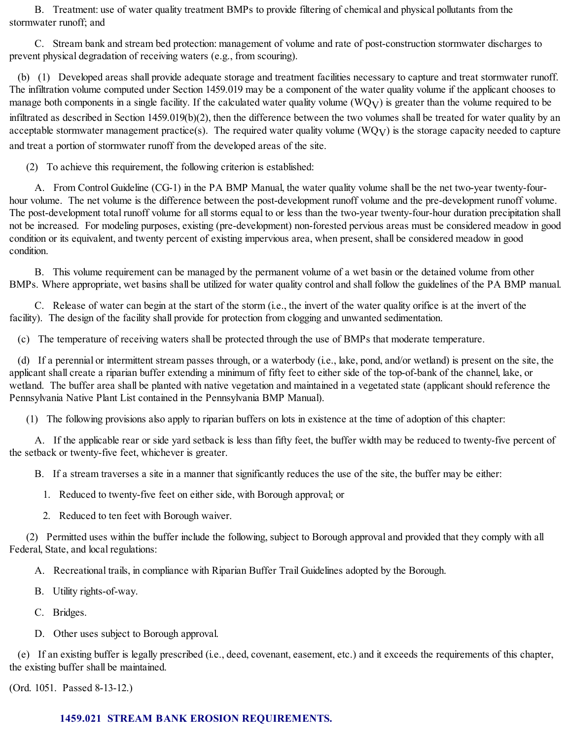B. Treatment: use of water quality treatment BMPs to provide filtering of chemical and physical pollutants from the stormwater runoff; and

C. Stream bank and stream bed protection: management of volume and rate of post-construction stormwater discharges to prevent physical degradation of receiving waters (e.g., from scouring).

(b) (1) Developed areas shall provide adequate storage and treatment facilities necessary to capture and treat stormwater runoff. The infiltration volume computed under Section 1459.019 may be a component of the water quality volume if the applicant chooses to manage both components in a single facility. If the calculated water quality volume ($WQ_V$) is greater than the volume required to be infiltrated as described in Section 1459.019(b)(2), then the difference between the two volumes shall be treated for water quality by an acceptable stormwater management practice(s). The required water quality volume ($WQ_V$) is the storage capacity needed to capture and treat a portion of stormwater runoff from the developed areas of the site.

(2) To achieve this requirement, the following criterion is established:

A. From Control Guideline (CG-1) in the PA BMP Manual, the water quality volume shall be the net two-year twenty-four-hour volume. The net volume is the difference between the post-development runoff volume and the pre-development runoff volume. The post-development total runoff volume for all storms equal to or less than the two-year twenty-four-hour duration precipitation shall not be increased. For modeling purposes, existing (pre-development) non-forested pervious areas must be considered meadow in good condition or its equivalent, and twenty percent of existing impervious area, when present, shall be considered meadow in good condition.

B. This volume requirement can be managed by the permanent volume of a wet basin or the detained volume from other BMPs. Where appropriate, wet basins shall be utilized for water quality control and shall follow the guidelines of the PA BMP manual.

C. Release of water can begin at the start of the storm (i.e., the invert of the water quality orifice is at the invert of the facility). The design of the facility shall provide for protection from clogging and unwanted sedimentation.

(c) The temperature of receiving waters shall be protected through the use of BMPs that moderate temperature.

(d) If a perennial or intermittent stream passes through, or a waterbody (i.e., lake, pond, and/or wetland) is present on the site, the applicant shall create a riparian buffer extending a minimum of fifty feet to either side of the top-of-bank of the channel, lake, or wetland. The buffer area shall be planted with native vegetation and maintained in a vegetated state (applicant should reference the Pennsylvania Native Plant List contained in the Pennsylvania BMP Manual).

(1) The following provisions also apply to riparian buffers on lots in existence at the time of adoption of this chapter:

A. If the applicable rear or side yard setback is less than fifty feet, the buffer width may be reduced to twenty-five percent of the setback or twenty-five feet, whichever is greater.

B. If a stream traverses a site in a manner that significantly reduces the use of the site, the buffer may be either:

1. Reduced to twenty-five feet on either side, with Borough approval; or

2. Reduced to ten feet with Borough waiver.

(2) Permitted uses within the buffer include the following, subject to Borough approval and provided that they comply with all Federal, State, and local regulations:

A. Recreational trails, in compliance with Riparian Buffer Trail Guidelines adopted by the Borough.

B. Utility rights-of-way.

C. Bridges.

D. Other uses subject to Borough approval.

(e) If an existing buffer is legally prescribed (i.e., deed, covenant, easement, etc.) and it exceeds the requirements of this chapter, the existing buffer shall be maintained.

(Ord. 1051. Passed 8-13-12.)

## 1459.021 STREAM BANK EROSION REQUIREMENTS.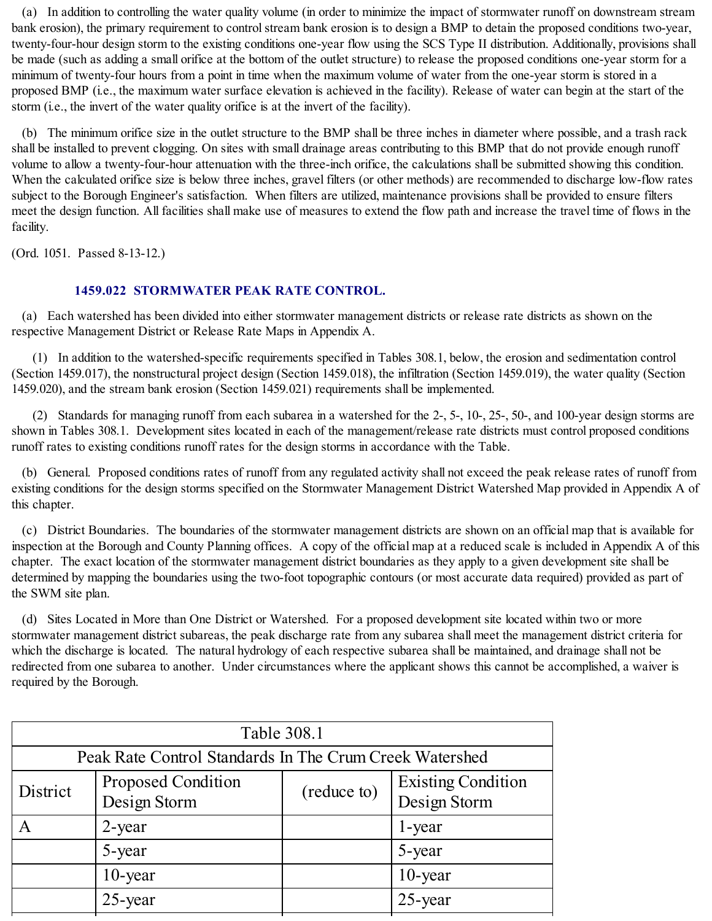(a) In addition to controlling the water quality volume (in order to minimize the impact of stormwater runoff on downstream stream bank erosion), the primary requirement to control stream bank erosion is to design a BMP to detain the proposed conditions two-year, twenty-four-hour design storm to the existing conditions one-year flow using the SCS Type II distribution. Additionally, provisions shall be made (such as adding a small orifice at the bottom of the outlet structure) to release the proposed conditions one-year storm for a minimum of twenty-four hours from a point in time when the maximum volume of water from the one-year storm is stored in a proposed BMP (i.e., the maximum water surface elevation is achieved in the facility). Release of water can begin at the start of the storm (i.e., the invert of the water quality orifice is at the invert of the facility).

(b) The minimum orifice size in the outlet structure to the BMP shall be three inches in diameter where possible, and a trash rack shall be installed to prevent clogging. On sites with small drainage areas contributing to this BMP that do not provide enough runoff volume to allow a twenty-four-hour attenuation with the three-inch orifice, the calculations shall be submitted showing this condition. When the calculated orifice size is below three inches, gravel filters (or other methods) are recommended to discharge low-flow rates subject to the Borough Engineer's satisfaction. When filters are utilized, maintenance provisions shall be provided to ensure filters meet the design function. All facilities shall make use of measures to extend the flow path and increase the travel time of flows in the facility.

(Ord. 1051. Passed 8-13-12.)

### 1459.022 STORMWATER PEAK RATE CONTROL.

(a) Each watershed has been divided into either stormwater management districts or release rate districts as shown on the respective Management District or Release Rate Maps in Appendix A.

(1) In addition to the watershed-specific requirements specified in Tables 308.1, below, the erosion and sedimentation control (Section 1459.017), the nonstructural project design (Section 1459.018), the infiltration (Section 1459.019), the water quality (Section 1459.020), and the stream bank erosion (Section 1459.021) requirements shall be implemented.

(2) Standards for managing runoff from each subarea in a watershed for the 2-, 5-, 10-, 25-, 50-, and 100-year design storms are shown in Tables 308.1. Development sites located in each of the management/release rate districts must control proposed conditions runoff rates to existing conditions runoff rates for the design storms in accordance with the Table.

(b) General. Proposed conditions rates of runoff from any regulated activity shall not exceed the peak release rates of runoff from existing conditions for the design storms specified on the Stormwater Management District Watershed Map provided in Appendix A of this chapter.

(c) District Boundaries. The boundaries of the stormwater management districts are shown on an official map that is available for inspection at the Borough and County Planning offices. A copy of the official map at a reduced scale is included in Appendix A of this chapter. The exact location of the stormwater management district boundaries as they apply to a given development site shall be determined by mapping the boundaries using the two-foot topographic contours (or most accurate data required) provided as part of the SWM site plan.

(d) Sites Located in More than One District or Watershed. For a proposed development site located within two or more stormwater management district subareas, the peak discharge rate from any subarea shall meet the management district criteria for which the discharge is located. The natural hydrology of each respective subarea shall be maintained, and drainage shall not be redirected from one subarea to another. Under circumstances where the applicant shows this cannot be accomplished, a waiver is required by the Borough.

| Table 308.1 | | | |
|---|---|---|---|
| Peak Rate Control Standards In The Crum Creek Watershed | | | |
| District | Proposed Condition Design Storm | (reduce to) | Existing Condition Design Storm |
| A | 2-year | | 1-year |
| | 5-year | | 5-year |
| | 10-year | | 10-year |
| | 25-year | | 25-year |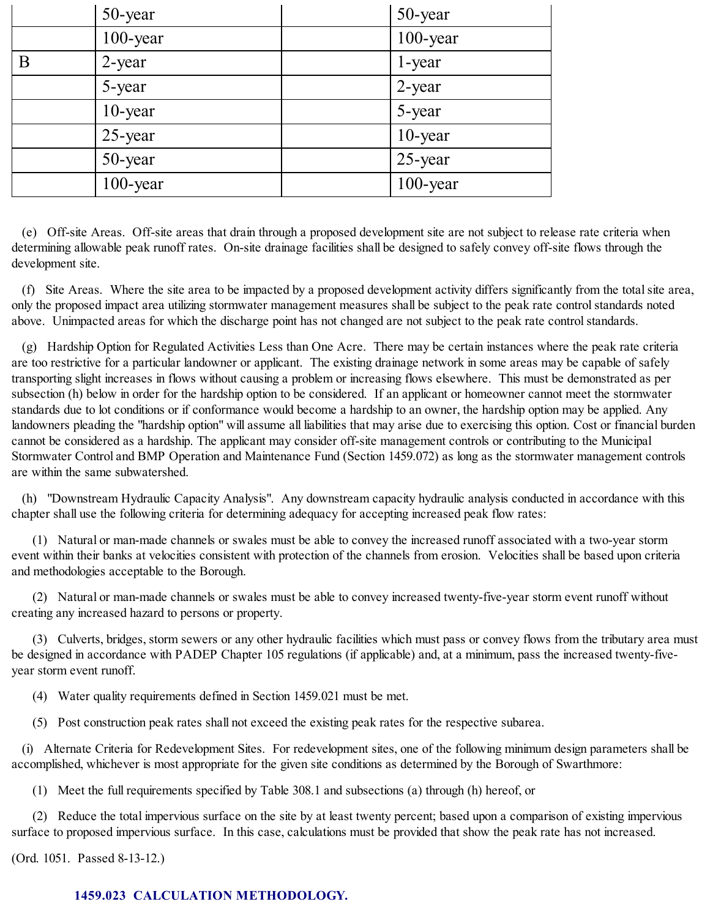| | | | |
|---|---|---|---|
| | 50-year | | 50-year |
| | 100-year | | 100-year |
| B | 2-year | | 1-year |
| | 5-year | | 2-year |
| | 10-year | | 5-year |
| | 25-year | | 10-year |
| | 50-year | | 25-year |
| | 100-year | | 100-year |

(e) Off-site Areas. Off-site areas that drain through a proposed development site are not subject to release rate criteria when determining allowable peak runoff rates. On-site drainage facilities shall be designed to safely convey off-site flows through the development site.

(f) Site Areas. Where the site area to be impacted by a proposed development activity differs significantly from the total site area, only the proposed impact area utilizing stormwater management measures shall be subject to the peak rate control standards noted above. Unimpacted areas for which the discharge point has not changed are not subject to the peak rate control standards.

(g) Hardship Option for Regulated Activities Less than One Acre. There may be certain instances where the peak rate criteria are too restrictive for a particular landowner or applicant. The existing drainage network in some areas may be capable of safely transporting slight increases in flows without causing a problem or increasing flows elsewhere. This must be demonstrated as per subsection (h) below in order for the hardship option to be considered. If an applicant or homeowner cannot meet the stormwater standards due to lot conditions or if conformance would become a hardship to an owner, the hardship option may be applied. Any landowners pleading the "hardship option" will assume all liabilities that may arise due to exercising this option. Cost or financial burden cannot be considered as a hardship. The applicant may consider off-site management controls or contributing to the Municipal Stormwater Control and BMP Operation and Maintenance Fund (Section 1459.072) as long as the stormwater management controls are within the same subwatershed.

(h) "Downstream Hydraulic Capacity Analysis". Any downstream capacity hydraulic analysis conducted in accordance with this chapter shall use the following criteria for determining adequacy for accepting increased peak flow rates:

(1) Natural or man-made channels or swales must be able to convey the increased runoff associated with a two-year storm event within their banks at velocities consistent with protection of the channels from erosion. Velocities shall be based upon criteria and methodologies acceptable to the Borough.

(2) Natural or man-made channels or swales must be able to convey increased twenty-five-year storm event runoff without creating any increased hazard to persons or property.

(3) Culverts, bridges, storm sewers or any other hydraulic facilities which must pass or convey flows from the tributary area must be designed in accordance with PADEP Chapter 105 regulations (if applicable) and, at a minimum, pass the increased twenty-five-year storm event runoff.

(4) Water quality requirements defined in Section 1459.021 must be met.

(5) Post construction peak rates shall not exceed the existing peak rates for the respective subarea.

(i) Alternate Criteria for Redevelopment Sites. For redevelopment sites, one of the following minimum design parameters shall be accomplished, whichever is most appropriate for the given site conditions as determined by the Borough of Swarthmore:

(1) Meet the full requirements specified by Table 308.1 and subsections (a) through (h) hereof, or

(2) Reduce the total impervious surface on the site by at least twenty percent; based upon a comparison of existing impervious surface to proposed impervious surface. In this case, calculations must be provided that show the peak rate has not increased.

(Ord. 1051. Passed 8-13-12.)

### 1459.023 CALCULATION METHODOLOGY.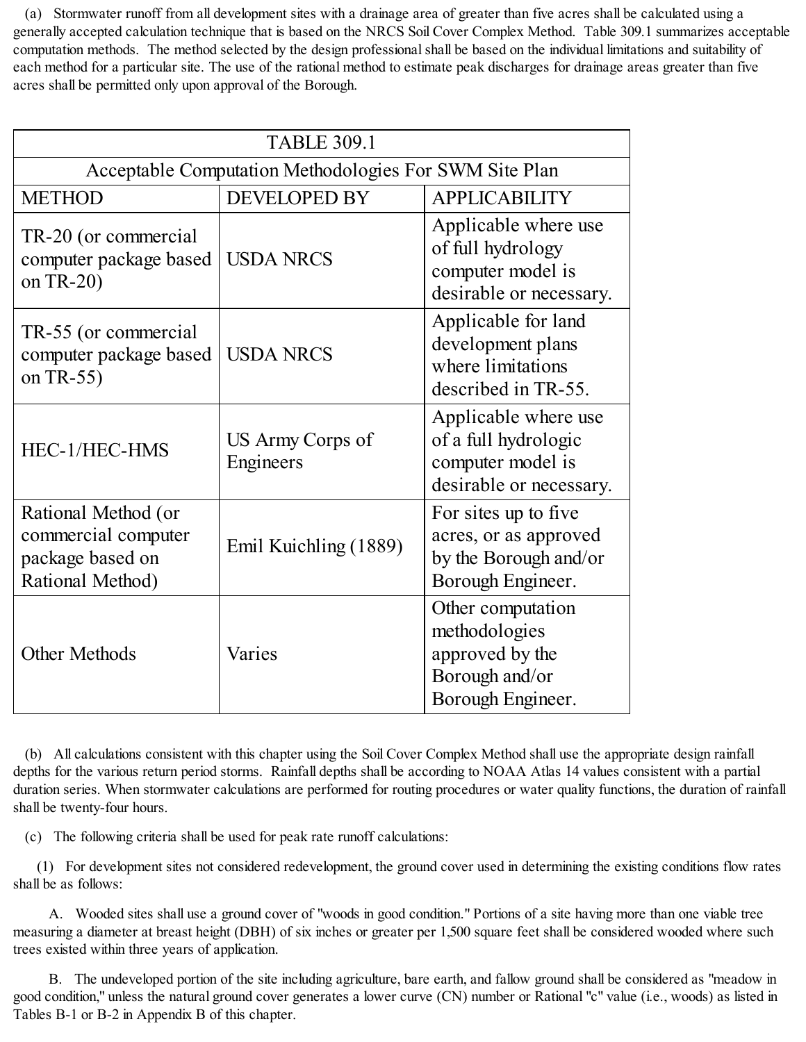(a) Stormwater runoff from all development sites with a drainage area of greater than five acres shall be calculated using a generally accepted calculation technique that is based on the NRCS Soil Cover Complex Method. Table 309.1 summarizes acceptable computation methods. The method selected by the design professional shall be based on the individual limitations and suitability of each method for a particular site. The use of the rational method to estimate peak discharges for drainage areas greater than five acres shall be permitted only upon approval of the Borough.

| TABLE 309.1 | | |
|---|---|---|
| Acceptable Computation Methodologies For SWM Site Plan | | |
| METHOD | DEVELOPED BY | APPLICABILITY |
| TR-20 (or commercial computer package based on TR-20) | USDA NRCS | Applicable where use of full hydrology computer model is desirable or necessary. |
| TR-55 (or commercial computer package based on TR-55) | USDA NRCS | Applicable for land development plans where limitations described in TR-55. |
| HEC-1/HEC-HMS | US Army Corps of Engineers | Applicable where use of a full hydrologic computer model is desirable or necessary. |
| Rational Method (or commercial computer package based on Rational Method) | Emil Kuichling (1889) | For sites up to five acres, or as approved by the Borough and/or Borough Engineer. |
| Other Methods | Varies | Other computation methodologies approved by the Borough and/or Borough Engineer. |

(b) All calculations consistent with this chapter using the Soil Cover Complex Method shall use the appropriate design rainfall depths for the various return period storms. Rainfall depths shall be according to NOAA Atlas 14 values consistent with a partial duration series. When stormwater calculations are performed for routing procedures or water quality functions, the duration of rainfall shall be twenty-four hours.

(c) The following criteria shall be used for peak rate runoff calculations:

(1) For development sites not considered redevelopment, the ground cover used in determining the existing conditions flow rates shall be as follows:

A. Wooded sites shall use a ground cover of "woods in good condition." Portions of a site having more than one viable tree measuring a diameter at breast height (DBH) of six inches or greater per 1,500 square feet shall be considered wooded where such trees existed within three years of application.

B. The undeveloped portion of the site including agriculture, bare earth, and fallow ground shall be considered as "meadow in good condition," unless the natural ground cover generates a lower curve (CN) number or Rational "c" value (i.e., woods) as listed in Tables B-1 or B-2 in Appendix B of this chapter.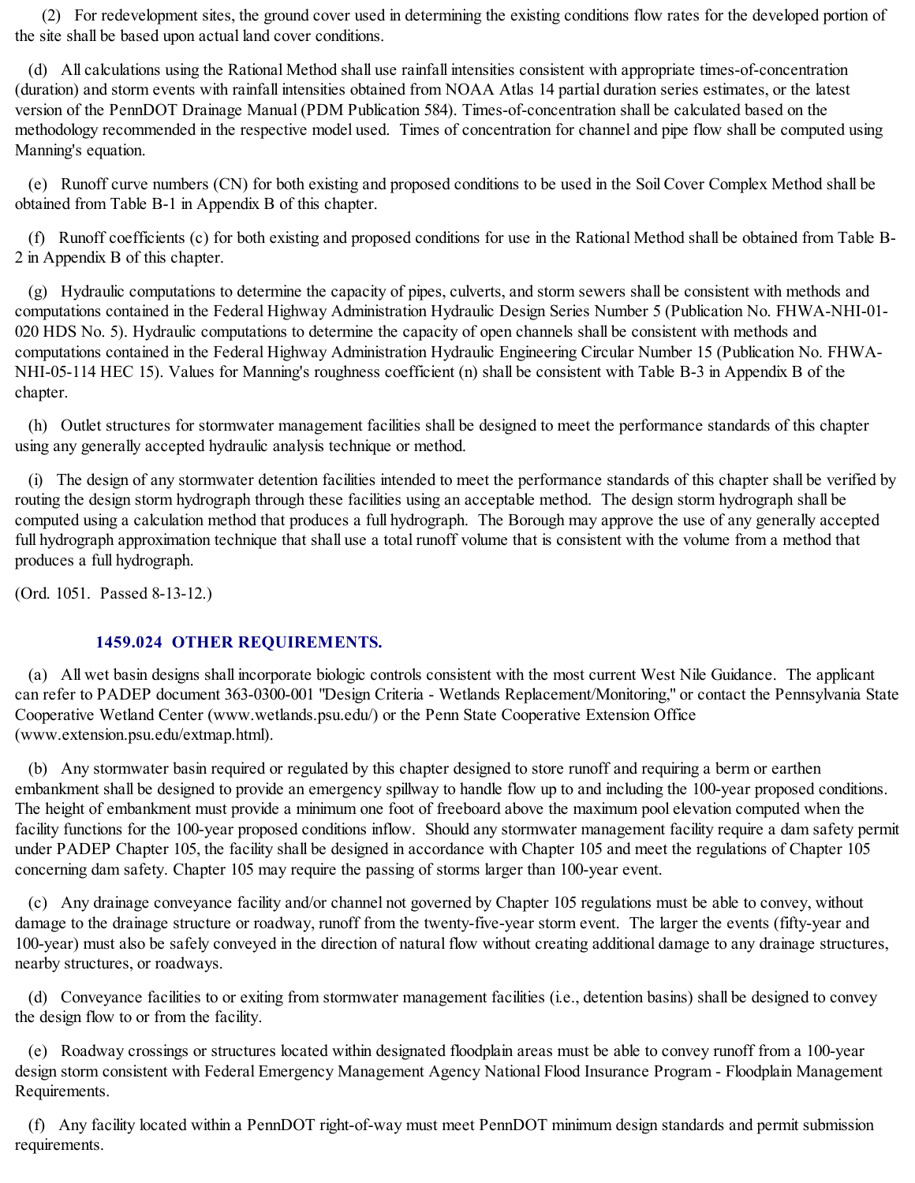(2) For redevelopment sites, the ground cover used in determining the existing conditions flow rates for the developed portion of the site shall be based upon actual land cover conditions.

(d) All calculations using the Rational Method shall use rainfall intensities consistent with appropriate times-of-concentration (duration) and storm events with rainfall intensities obtained from NOAA Atlas 14 partial duration series estimates, or the latest version of the PennDOT Drainage Manual (PDM Publication 584). Times-of-concentration shall be calculated based on the methodology recommended in the respective model used. Times of concentration for channel and pipe flow shall be computed using Manning's equation.

(e) Runoff curve numbers (CN) for both existing and proposed conditions to be used in the Soil Cover Complex Method shall be obtained from Table B-1 in Appendix B of this chapter.

(f) Runoff coefficients (c) for both existing and proposed conditions for use in the Rational Method shall be obtained from Table B-2 in Appendix B of this chapter.

(g) Hydraulic computations to determine the capacity of pipes, culverts, and storm sewers shall be consistent with methods and computations contained in the Federal Highway Administration Hydraulic Design Series Number 5 (Publication No. FHWA-NHI-01-020 HDS No. 5). Hydraulic computations to determine the capacity of open channels shall be consistent with methods and computations contained in the Federal Highway Administration Hydraulic Engineering Circular Number 15 (Publication No. FHWA-NHI-05-114 HEC 15). Values for Manning's roughness coefficient (n) shall be consistent with Table B-3 in Appendix B of the chapter.

(h) Outlet structures for stormwater management facilities shall be designed to meet the performance standards of this chapter using any generally accepted hydraulic analysis technique or method.

(i) The design of any stormwater detention facilities intended to meet the performance standards of this chapter shall be verified by routing the design storm hydrograph through these facilities using an acceptable method. The design storm hydrograph shall be computed using a calculation method that produces a full hydrograph. The Borough may approve the use of any generally accepted full hydrograph approximation technique that shall use a total runoff volume that is consistent with the volume from a method that produces a full hydrograph.

(Ord. 1051. Passed 8-13-12.)

### 1459.024 OTHER REQUIREMENTS.

(a) All wet basin designs shall incorporate biologic controls consistent with the most current West Nile Guidance. The applicant can refer to PADEP document 363-0300-001 "Design Criteria - Wetlands Replacement/Monitoring," or contact the Pennsylvania State Cooperative Wetland Center (www.wetlands.psu.edu/) or the Penn State Cooperative Extension Office (www.extension.psu.edu/extmap.html).

(b) Any stormwater basin required or regulated by this chapter designed to store runoff and requiring a berm or earthen embankment shall be designed to provide an emergency spillway to handle flow up to and including the 100-year proposed conditions. The height of embankment must provide a minimum one foot of freeboard above the maximum pool elevation computed when the facility functions for the 100-year proposed conditions inflow. Should any stormwater management facility require a dam safety permit under PADEP Chapter 105, the facility shall be designed in accordance with Chapter 105 and meet the regulations of Chapter 105 concerning dam safety. Chapter 105 may require the passing of storms larger than 100-year event.

(c) Any drainage conveyance facility and/or channel not governed by Chapter 105 regulations must be able to convey, without damage to the drainage structure or roadway, runoff from the twenty-five-year storm event. The larger the events (fifty-year and 100-year) must also be safely conveyed in the direction of natural flow without creating additional damage to any drainage structures, nearby structures, or roadways.

(d) Conveyance facilities to or exiting from stormwater management facilities (i.e., detention basins) shall be designed to convey the design flow to or from the facility.

(e) Roadway crossings or structures located within designated floodplain areas must be able to convey runoff from a 100-year design storm consistent with Federal Emergency Management Agency National Flood Insurance Program - Floodplain Management Requirements.

(f) Any facility located within a PennDOT right-of-way must meet PennDOT minimum design standards and permit submission requirements.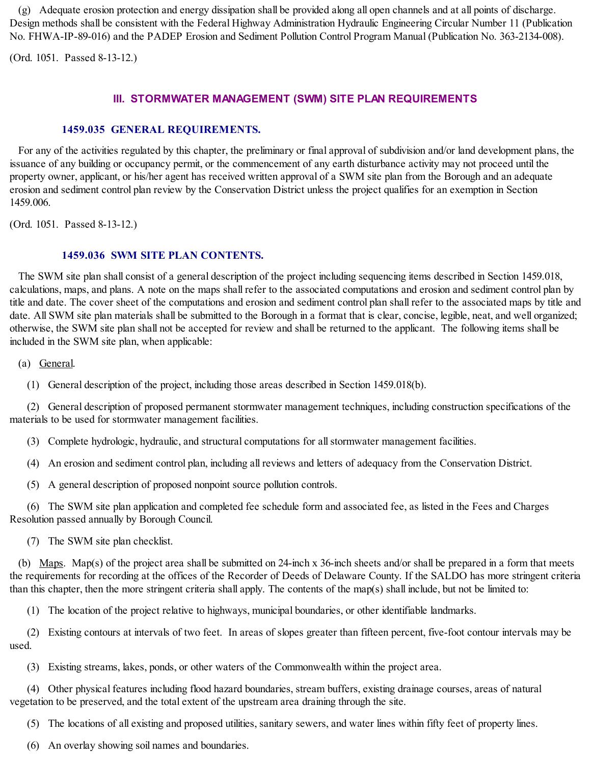(g) Adequate erosion protection and energy dissipation shall be provided along all open channels and at all points of discharge. Design methods shall be consistent with the Federal Highway Administration Hydraulic Engineering Circular Number 11 (Publication No. FHWA-IP-89-016) and the PADEP Erosion and Sediment Pollution Control Program Manual (Publication No. 363-2134-008).

(Ord. 1051. Passed 8-13-12.)

## III. STORMWATER MANAGEMENT (SWM) SITE PLAN REQUIREMENTS

### 1459.035 GENERAL REQUIREMENTS.

For any of the activities regulated by this chapter, the preliminary or final approval of subdivision and/or land development plans, the issuance of any building or occupancy permit, or the commencement of any earth disturbance activity may not proceed until the property owner, applicant, or his/her agent has received written approval of a SWM site plan from the Borough and an adequate erosion and sediment control plan review by the Conservation District unless the project qualifies for an exemption in Section 1459.006.

(Ord. 1051. Passed 8-13-12.)

### 1459.036 SWM SITE PLAN CONTENTS.

The SWM site plan shall consist of a general description of the project including sequencing items described in Section 1459.018, calculations, maps, and plans. A note on the maps shall refer to the associated computations and erosion and sediment control plan by title and date. The cover sheet of the computations and erosion and sediment control plan shall refer to the associated maps by title and date. All SWM site plan materials shall be submitted to the Borough in a format that is clear, concise, legible, neat, and well organized; otherwise, the SWM site plan shall not be accepted for review and shall be returned to the applicant. The following items shall be included in the SWM site plan, when applicable:

(a) General.

(1) General description of the project, including those areas described in Section 1459.018(b).

(2) General description of proposed permanent stormwater management techniques, including construction specifications of the materials to be used for stormwater management facilities.

(3) Complete hydrologic, hydraulic, and structural computations for all stormwater management facilities.

(4) An erosion and sediment control plan, including all reviews and letters of adequacy from the Conservation District.

(5) A general description of proposed nonpoint source pollution controls.

(6) The SWM site plan application and completed fee schedule form and associated fee, as listed in the Fees and Charges Resolution passed annually by Borough Council.

(7) The SWM site plan checklist.

(b) Maps. Map(s) of the project area shall be submitted on 24-inch x 36-inch sheets and/or shall be prepared in a form that meets the requirements for recording at the offices of the Recorder of Deeds of Delaware County. If the SALDO has more stringent criteria than this chapter, then the more stringent criteria shall apply. The contents of the map(s) shall include, but not be limited to:

(1) The location of the project relative to highways, municipal boundaries, or other identifiable landmarks.

(2) Existing contours at intervals of two feet. In areas of slopes greater than fifteen percent, five-foot contour intervals may be used.

(3) Existing streams, lakes, ponds, or other waters of the Commonwealth within the project area.

(4) Other physical features including flood hazard boundaries, stream buffers, existing drainage courses, areas of natural vegetation to be preserved, and the total extent of the upstream area draining through the site.

(5) The locations of all existing and proposed utilities, sanitary sewers, and water lines within fifty feet of property lines.

(6) An overlay showing soil names and boundaries.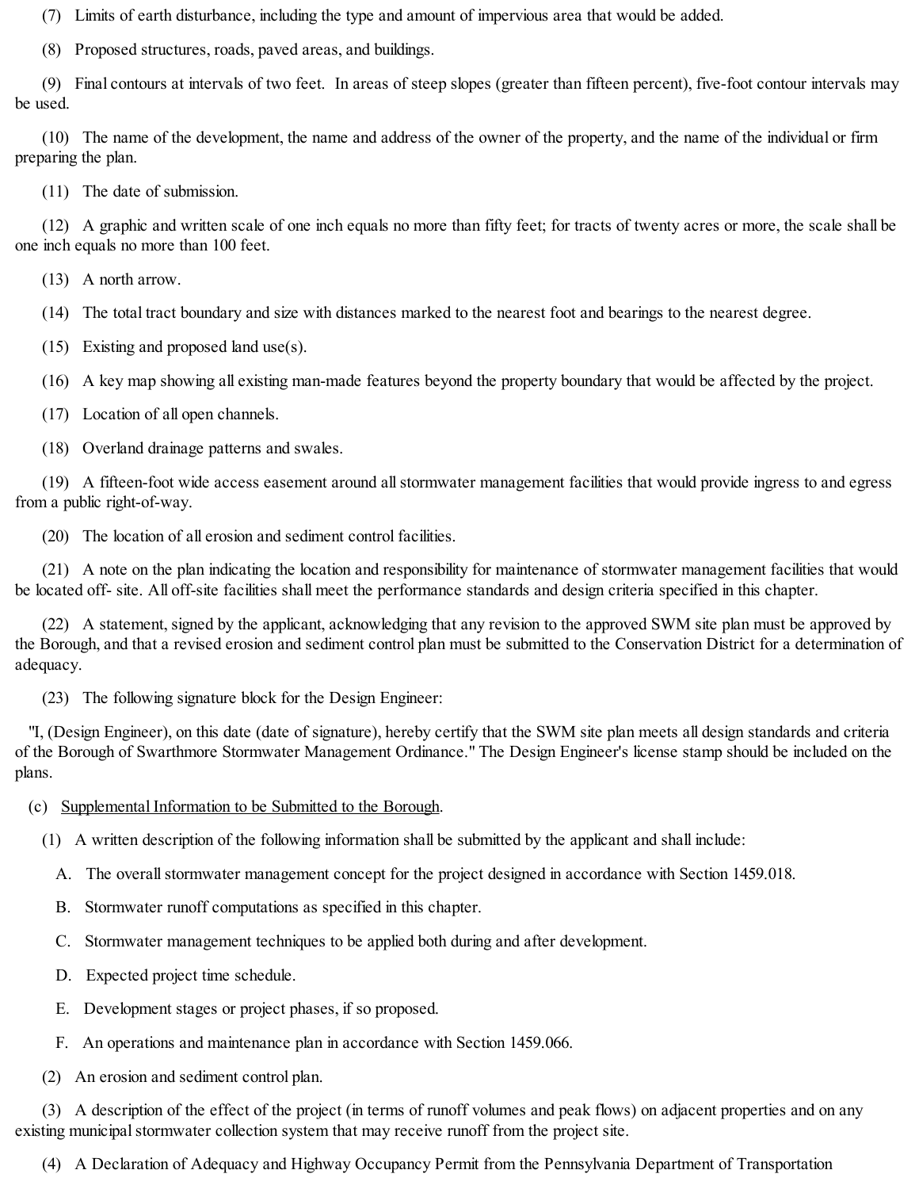(7) Limits of earth disturbance, including the type and amount of impervious area that would be added.

(8) Proposed structures, roads, paved areas, and buildings.

(9) Final contours at intervals of two feet. In areas of steep slopes (greater than fifteen percent), five-foot contour intervals may be used.

(10) The name of the development, the name and address of the owner of the property, and the name of the individual or firm preparing the plan.

(11) The date of submission.

(12) A graphic and written scale of one inch equals no more than fifty feet; for tracts of twenty acres or more, the scale shall be one inch equals no more than 100 feet.

(13) A north arrow.

(14) The total tract boundary and size with distances marked to the nearest foot and bearings to the nearest degree.

(15) Existing and proposed land use(s).

(16) A key map showing all existing man-made features beyond the property boundary that would be affected by the project.

(17) Location of all open channels.

(18) Overland drainage patterns and swales.

(19) A fifteen-foot wide access easement around all stormwater management facilities that would provide ingress to and egress from a public right-of-way.

(20) The location of all erosion and sediment control facilities.

(21) A note on the plan indicating the location and responsibility for maintenance of stormwater management facilities that would be located off- site. All off-site facilities shall meet the performance standards and design criteria specified in this chapter.

(22) A statement, signed by the applicant, acknowledging that any revision to the approved SWM site plan must be approved by the Borough, and that a revised erosion and sediment control plan must be submitted to the Conservation District for a determination of adequacy.

(23) The following signature block for the Design Engineer:

"I, (Design Engineer), on this date (date of signature), hereby certify that the SWM site plan meets all design standards and criteria of the Borough of Swarthmore Stormwater Management Ordinance." The Design Engineer's license stamp should be included on the plans.

(c) Supplemental Information to be Submitted to the Borough.

(1) A written description of the following information shall be submitted by the applicant and shall include:

A. The overall stormwater management concept for the project designed in accordance with Section 1459.018.

B. Stormwater runoff computations as specified in this chapter.

C. Stormwater management techniques to be applied both during and after development.

D. Expected project time schedule.

E. Development stages or project phases, if so proposed.

F. An operations and maintenance plan in accordance with Section 1459.066.

(2) An erosion and sediment control plan.

(3) A description of the effect of the project (in terms of runoff volumes and peak flows) on adjacent properties and on any existing municipal stormwater collection system that may receive runoff from the project site.

(4) A Declaration of Adequacy and Highway Occupancy Permit from the Pennsylvania Department of Transportation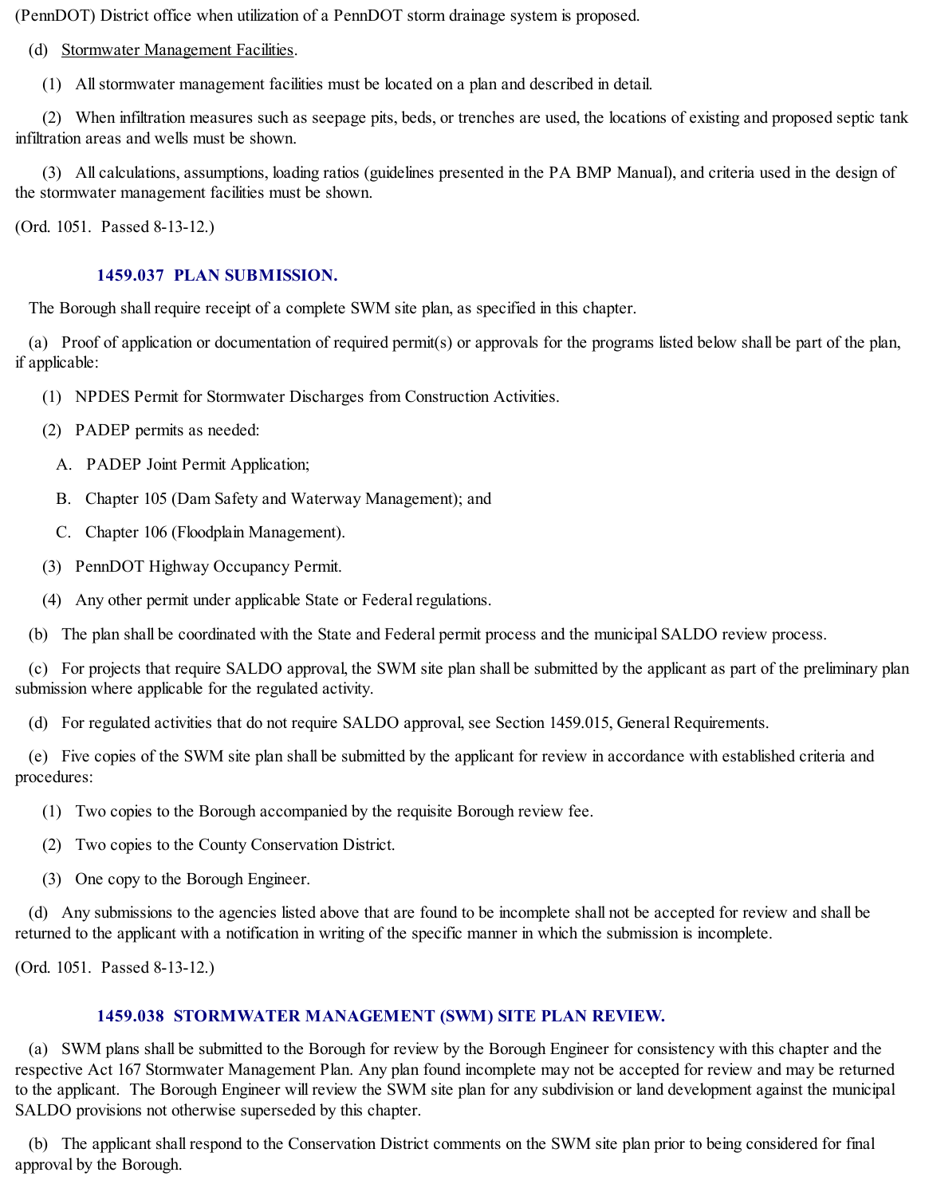(PennDOT) District office when utilization of a PennDOT storm drainage system is proposed.

(d) Stormwater Management Facilities.

(1) All stormwater management facilities must be located on a plan and described in detail.

(2) When infiltration measures such as seepage pits, beds, or trenches are used, the locations of existing and proposed septic tank infiltration areas and wells must be shown.

(3) All calculations, assumptions, loading ratios (guidelines presented in the PA BMP Manual), and criteria used in the design of the stormwater management facilities must be shown.

(Ord. 1051. Passed 8-13-12.)

### 1459.037 PLAN SUBMISSION.

The Borough shall require receipt of a complete SWM site plan, as specified in this chapter.

(a) Proof of application or documentation of required permit(s) or approvals for the programs listed below shall be part of the plan, if applicable:

(1) NPDES Permit for Stormwater Discharges from Construction Activities.

(2) PADEP permits as needed:

A. PADEP Joint Permit Application;

B. Chapter 105 (Dam Safety and Waterway Management); and

C. Chapter 106 (Floodplain Management).

(3) PennDOT Highway Occupancy Permit.

(4) Any other permit under applicable State or Federal regulations.

(b) The plan shall be coordinated with the State and Federal permit process and the municipal SALDO review process.

(c) For projects that require SALDO approval, the SWM site plan shall be submitted by the applicant as part of the preliminary plan submission where applicable for the regulated activity.

(d) For regulated activities that do not require SALDO approval, see Section 1459.015, General Requirements.

(e) Five copies of the SWM site plan shall be submitted by the applicant for review in accordance with established criteria and procedures:

(1) Two copies to the Borough accompanied by the requisite Borough review fee.

(2) Two copies to the County Conservation District.

(3) One copy to the Borough Engineer.

(d) Any submissions to the agencies listed above that are found to be incomplete shall not be accepted for review and shall be returned to the applicant with a notification in writing of the specific manner in which the submission is incomplete.

(Ord. 1051. Passed 8-13-12.)

### 1459.038 STORMWATER MANAGEMENT (SWM) SITE PLAN REVIEW.

(a) SWM plans shall be submitted to the Borough for review by the Borough Engineer for consistency with this chapter and the respective Act 167 Stormwater Management Plan. Any plan found incomplete may not be accepted for review and may be returned to the applicant. The Borough Engineer will review the SWM site plan for any subdivision or land development against the municipal SALDO provisions not otherwise superseded by this chapter.

(b) The applicant shall respond to the Conservation District comments on the SWM site plan prior to being considered for final approval by the Borough.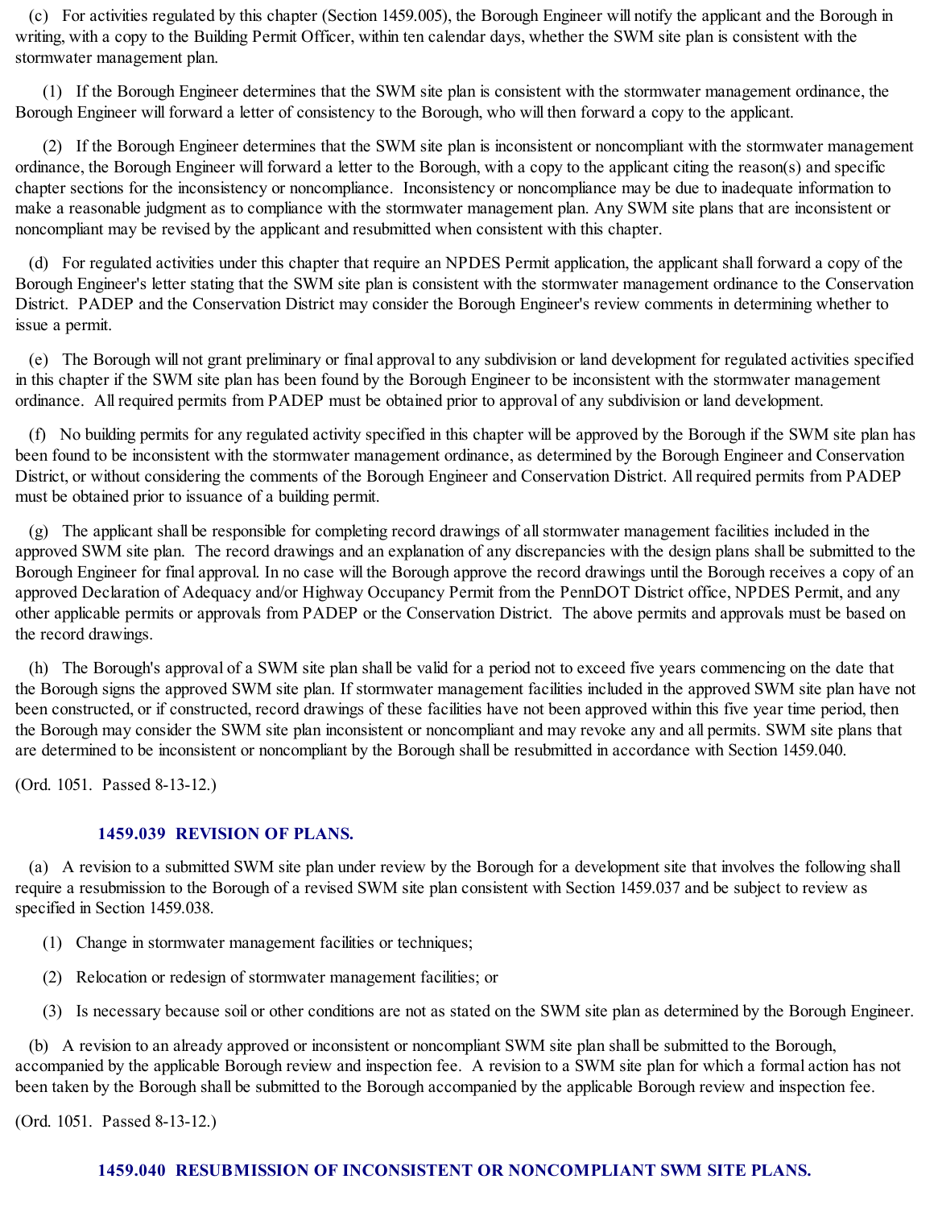(c) For activities regulated by this chapter (Section 1459.005), the Borough Engineer will notify the applicant and the Borough in writing, with a copy to the Building Permit Officer, within ten calendar days, whether the SWM site plan is consistent with the stormwater management plan.

(1) If the Borough Engineer determines that the SWM site plan is consistent with the stormwater management ordinance, the Borough Engineer will forward a letter of consistency to the Borough, who will then forward a copy to the applicant.

(2) If the Borough Engineer determines that the SWM site plan is inconsistent or noncompliant with the stormwater management ordinance, the Borough Engineer will forward a letter to the Borough, with a copy to the applicant citing the reason(s) and specific chapter sections for the inconsistency or noncompliance. Inconsistency or noncompliance may be due to inadequate information to make a reasonable judgment as to compliance with the stormwater management plan. Any SWM site plans that are inconsistent or noncompliant may be revised by the applicant and resubmitted when consistent with this chapter.

(d) For regulated activities under this chapter that require an NPDES Permit application, the applicant shall forward a copy of the Borough Engineer's letter stating that the SWM site plan is consistent with the stormwater management ordinance to the Conservation District. PADEP and the Conservation District may consider the Borough Engineer's review comments in determining whether to issue a permit.

(e) The Borough will not grant preliminary or final approval to any subdivision or land development for regulated activities specified in this chapter if the SWM site plan has been found by the Borough Engineer to be inconsistent with the stormwater management ordinance. All required permits from PADEP must be obtained prior to approval of any subdivision or land development.

(f) No building permits for any regulated activity specified in this chapter will be approved by the Borough if the SWM site plan has been found to be inconsistent with the stormwater management ordinance, as determined by the Borough Engineer and Conservation District, or without considering the comments of the Borough Engineer and Conservation District. All required permits from PADEP must be obtained prior to issuance of a building permit.

(g) The applicant shall be responsible for completing record drawings of all stormwater management facilities included in the approved SWM site plan. The record drawings and an explanation of any discrepancies with the design plans shall be submitted to the Borough Engineer for final approval. In no case will the Borough approve the record drawings until the Borough receives a copy of an approved Declaration of Adequacy and/or Highway Occupancy Permit from the PennDOT District office, NPDES Permit, and any other applicable permits or approvals from PADEP or the Conservation District. The above permits and approvals must be based on the record drawings.

(h) The Borough's approval of a SWM site plan shall be valid for a period not to exceed five years commencing on the date that the Borough signs the approved SWM site plan. If stormwater management facilities included in the approved SWM site plan have not been constructed, or if constructed, record drawings of these facilities have not been approved within this five year time period, then the Borough may consider the SWM site plan inconsistent or noncompliant and may revoke any and all permits. SWM site plans that are determined to be inconsistent or noncompliant by the Borough shall be resubmitted in accordance with Section 1459.040.

(Ord. 1051. Passed 8-13-12.)

### 1459.039 REVISION OF PLANS.

(a) A revision to a submitted SWM site plan under review by the Borough for a development site that involves the following shall require a resubmission to the Borough of a revised SWM site plan consistent with Section 1459.037 and be subject to review as specified in Section 1459.038.

(1) Change in stormwater management facilities or techniques;

(2) Relocation or redesign of stormwater management facilities; or

(3) Is necessary because soil or other conditions are not as stated on the SWM site plan as determined by the Borough Engineer.

(b) A revision to an already approved or inconsistent or noncompliant SWM site plan shall be submitted to the Borough, accompanied by the applicable Borough review and inspection fee. A revision to a SWM site plan for which a formal action has not been taken by the Borough shall be submitted to the Borough accompanied by the applicable Borough review and inspection fee.

(Ord. 1051. Passed 8-13-12.)

### 1459.040 RESUBMISSION OF INCONSISTENT OR NONCOMPLIANT SWM SITE PLANS.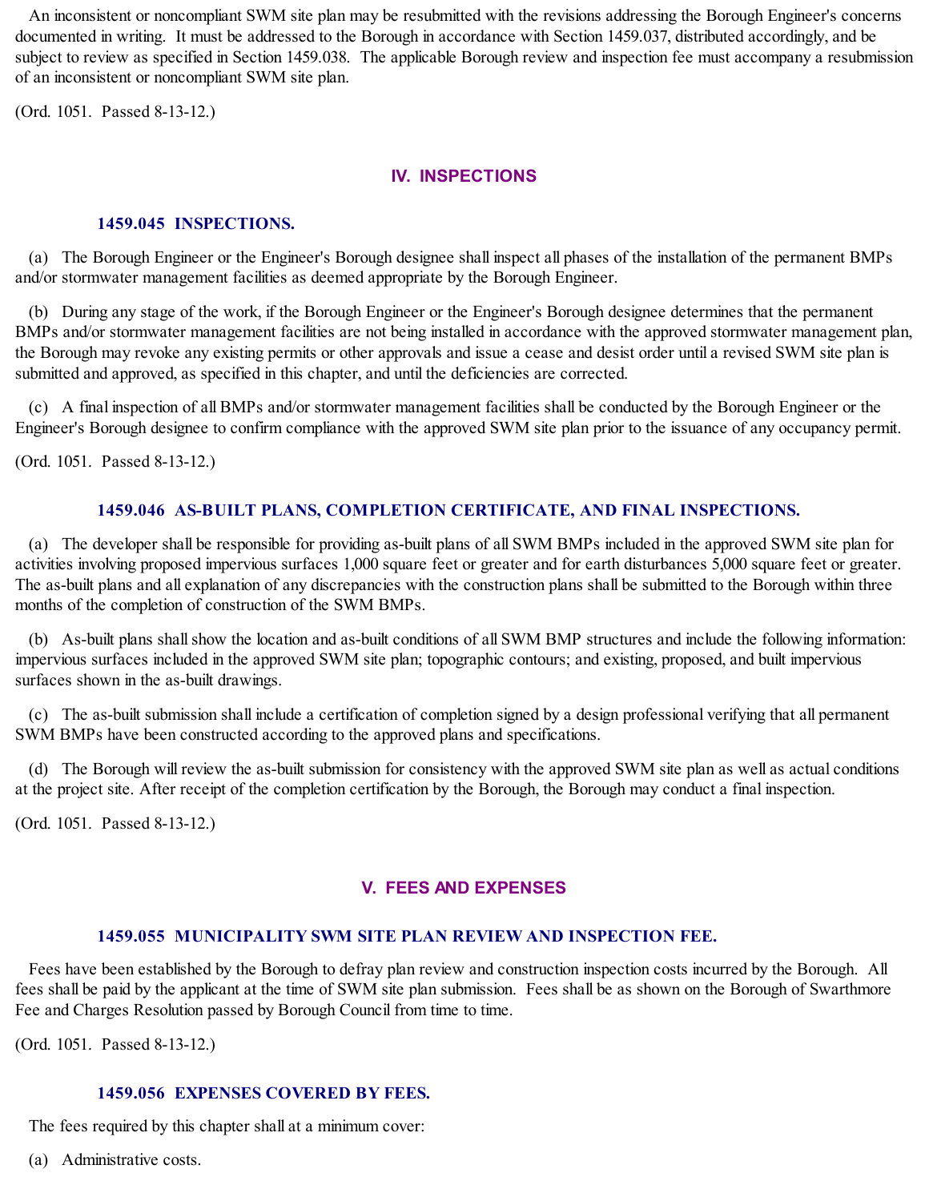An inconsistent or noncompliant SWM site plan may be resubmitted with the revisions addressing the Borough Engineer's concerns documented in writing. It must be addressed to the Borough in accordance with Section 1459.037, distributed accordingly, and be subject to review as specified in Section 1459.038. The applicable Borough review and inspection fee must accompany a resubmission of an inconsistent or noncompliant SWM site plan.

(Ord. 1051. Passed 8-13-12.)

## IV. INSPECTIONS

### 1459.045 INSPECTIONS.

(a) The Borough Engineer or the Engineer's Borough designee shall inspect all phases of the installation of the permanent BMPs and/or stormwater management facilities as deemed appropriate by the Borough Engineer.

(b) During any stage of the work, if the Borough Engineer or the Engineer's Borough designee determines that the permanent BMPs and/or stormwater management facilities are not being installed in accordance with the approved stormwater management plan, the Borough may revoke any existing permits or other approvals and issue a cease and desist order until a revised SWM site plan is submitted and approved, as specified in this chapter, and until the deficiencies are corrected.

(c) A final inspection of all BMPs and/or stormwater management facilities shall be conducted by the Borough Engineer or the Engineer's Borough designee to confirm compliance with the approved SWM site plan prior to the issuance of any occupancy permit.

(Ord. 1051. Passed 8-13-12.)

### 1459.046 AS-BUILT PLANS, COMPLETION CERTIFICATE, AND FINAL INSPECTIONS.

(a) The developer shall be responsible for providing as-built plans of all SWM BMPs included in the approved SWM site plan for activities involving proposed impervious surfaces 1,000 square feet or greater and for earth disturbances 5,000 square feet or greater. The as-built plans and all explanation of any discrepancies with the construction plans shall be submitted to the Borough within three months of the completion of construction of the SWM BMPs.

(b) As-built plans shall show the location and as-built conditions of all SWM BMP structures and include the following information: impervious surfaces included in the approved SWM site plan; topographic contours; and existing, proposed, and built impervious surfaces shown in the as-built drawings.

(c) The as-built submission shall include a certification of completion signed by a design professional verifying that all permanent SWM BMPs have been constructed according to the approved plans and specifications.

(d) The Borough will review the as-built submission for consistency with the approved SWM site plan as well as actual conditions at the project site. After receipt of the completion certification by the Borough, the Borough may conduct a final inspection.

(Ord. 1051. Passed 8-13-12.)

## V. FEES AND EXPENSES

### 1459.055 MUNICIPALITY SWM SITE PLAN REVIEW AND INSPECTION FEE.

Fees have been established by the Borough to defray plan review and construction inspection costs incurred by the Borough. All fees shall be paid by the applicant at the time of SWM site plan submission. Fees shall be as shown on the Borough of Swarthmore Fee and Charges Resolution passed by Borough Council from time to time.

(Ord. 1051. Passed 8-13-12.)

### 1459.056 EXPENSES COVERED BY FEES.

The fees required by this chapter shall at a minimum cover:

(a) Administrative costs.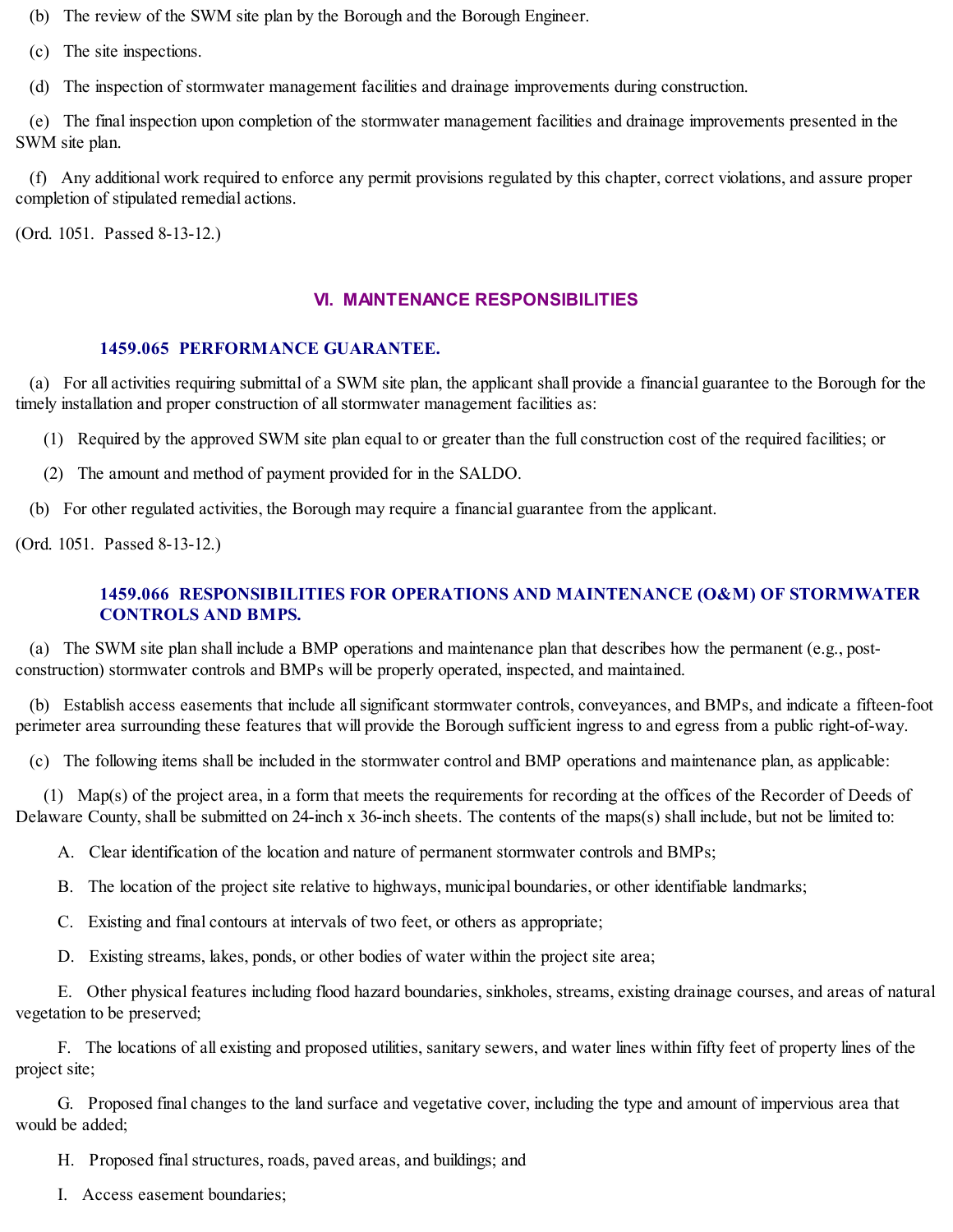(b) The review of the SWM site plan by the Borough and the Borough Engineer.

(c) The site inspections.

(d) The inspection of stormwater management facilities and drainage improvements during construction.

(e) The final inspection upon completion of the stormwater management facilities and drainage improvements presented in the SWM site plan.

(f) Any additional work required to enforce any permit provisions regulated by this chapter, correct violations, and assure proper completion of stipulated remedial actions.

(Ord. 1051. Passed 8-13-12.)

## VI. MAINTENANCE RESPONSIBILITIES

### 1459.065 PERFORMANCE GUARANTEE.

(a) For all activities requiring submittal of a SWM site plan, the applicant shall provide a financial guarantee to the Borough for the timely installation and proper construction of all stormwater management facilities as:

(1) Required by the approved SWM site plan equal to or greater than the full construction cost of the required facilities; or

(2) The amount and method of payment provided for in the SALDO.

(b) For other regulated activities, the Borough may require a financial guarantee from the applicant.

(Ord. 1051. Passed 8-13-12.)

### 1459.066 RESPONSIBILITIES FOR OPERATIONS AND MAINTENANCE (O&M) OF STORMWATER CONTROLS AND BMPS.

(a) The SWM site plan shall include a BMP operations and maintenance plan that describes how the permanent (e.g., post-construction) stormwater controls and BMPs will be properly operated, inspected, and maintained.

(b) Establish access easements that include all significant stormwater controls, conveyances, and BMPs, and indicate a fifteen-foot perimeter area surrounding these features that will provide the Borough sufficient ingress to and egress from a public right-of-way.

(c) The following items shall be included in the stormwater control and BMP operations and maintenance plan, as applicable:

(1) Map(s) of the project area, in a form that meets the requirements for recording at the offices of the Recorder of Deeds of Delaware County, shall be submitted on 24-inch x 36-inch sheets. The contents of the maps(s) shall include, but not be limited to:

A. Clear identification of the location and nature of permanent stormwater controls and BMPs;

B. The location of the project site relative to highways, municipal boundaries, or other identifiable landmarks;

C. Existing and final contours at intervals of two feet, or others as appropriate;

D. Existing streams, lakes, ponds, or other bodies of water within the project site area;

E. Other physical features including flood hazard boundaries, sinkholes, streams, existing drainage courses, and areas of natural vegetation to be preserved;

F. The locations of all existing and proposed utilities, sanitary sewers, and water lines within fifty feet of property lines of the project site;

G. Proposed final changes to the land surface and vegetative cover, including the type and amount of impervious area that would be added;

H. Proposed final structures, roads, paved areas, and buildings; and

I. Access easement boundaries;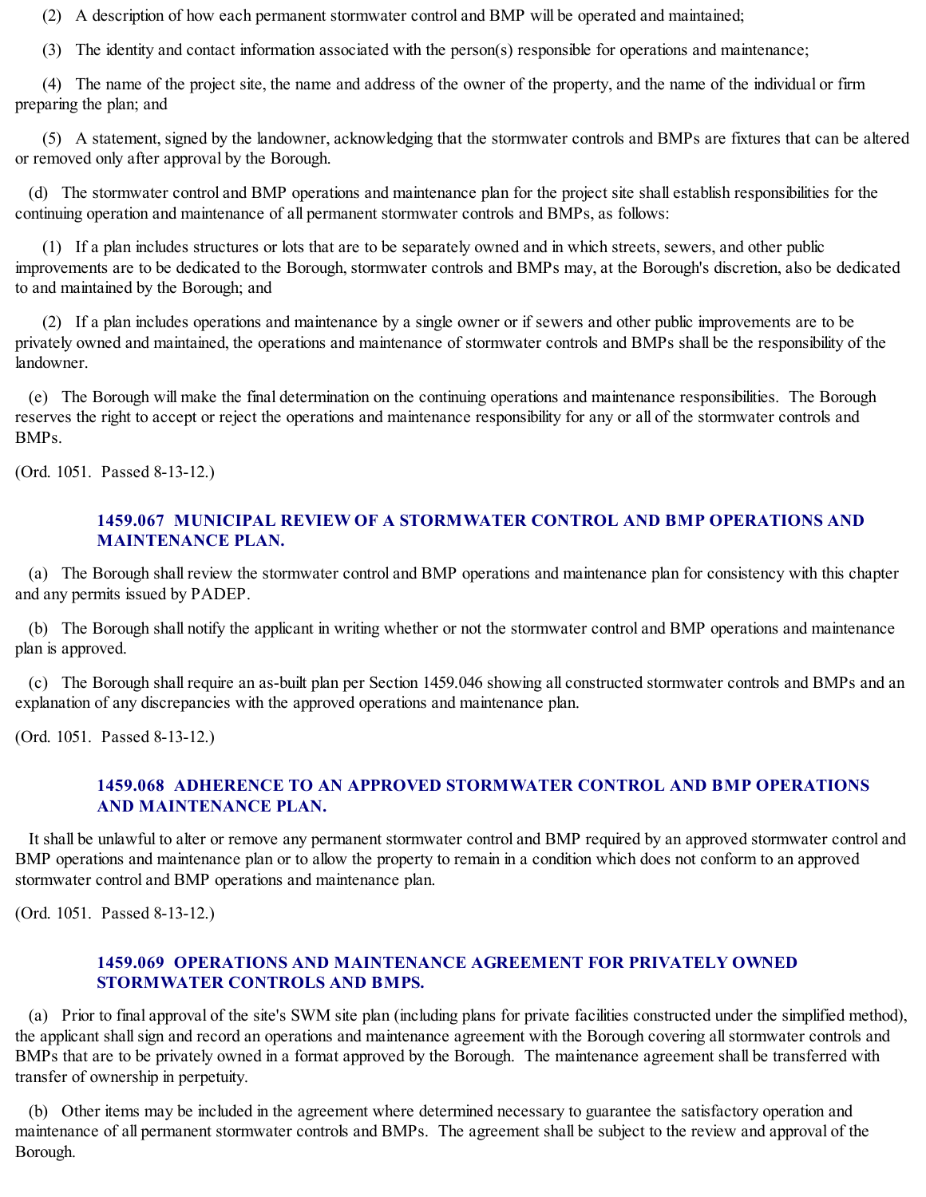(2) A description of how each permanent stormwater control and BMP will be operated and maintained;

(3) The identity and contact information associated with the person(s) responsible for operations and maintenance;

(4) The name of the project site, the name and address of the owner of the property, and the name of the individual or firm preparing the plan; and

(5) A statement, signed by the landowner, acknowledging that the stormwater controls and BMPs are fixtures that can be altered or removed only after approval by the Borough.

(d) The stormwater control and BMP operations and maintenance plan for the project site shall establish responsibilities for the continuing operation and maintenance of all permanent stormwater controls and BMPs, as follows:

(1) If a plan includes structures or lots that are to be separately owned and in which streets, sewers, and other public improvements are to be dedicated to the Borough, stormwater controls and BMPs may, at the Borough's discretion, also be dedicated to and maintained by the Borough; and

(2) If a plan includes operations and maintenance by a single owner or if sewers and other public improvements are to be privately owned and maintained, the operations and maintenance of stormwater controls and BMPs shall be the responsibility of the landowner.

(e) The Borough will make the final determination on the continuing operations and maintenance responsibilities. The Borough reserves the right to accept or reject the operations and maintenance responsibility for any or all of the stormwater controls and BMPs.

(Ord. 1051. Passed 8-13-12.)

### 1459.067 MUNICIPAL REVIEW OF A STORMWATER CONTROL AND BMP OPERATIONS AND MAINTENANCE PLAN.

(a) The Borough shall review the stormwater control and BMP operations and maintenance plan for consistency with this chapter and any permits issued by PADEP.

(b) The Borough shall notify the applicant in writing whether or not the stormwater control and BMP operations and maintenance plan is approved.

(c) The Borough shall require an as-built plan per Section 1459.046 showing all constructed stormwater controls and BMPs and an explanation of any discrepancies with the approved operations and maintenance plan.

(Ord. 1051. Passed 8-13-12.)

### 1459.068 ADHERENCE TO AN APPROVED STORMWATER CONTROL AND BMP OPERATIONS AND MAINTENANCE PLAN.

It shall be unlawful to alter or remove any permanent stormwater control and BMP required by an approved stormwater control and BMP operations and maintenance plan or to allow the property to remain in a condition which does not conform to an approved stormwater control and BMP operations and maintenance plan.

(Ord. 1051. Passed 8-13-12.)

### 1459.069 OPERATIONS AND MAINTENANCE AGREEMENT FOR PRIVATELY OWNED STORMWATER CONTROLS AND BMPS.

(a) Prior to final approval of the site's SWM site plan (including plans for private facilities constructed under the simplified method), the applicant shall sign and record an operations and maintenance agreement with the Borough covering all stormwater controls and BMPs that are to be privately owned in a format approved by the Borough. The maintenance agreement shall be transferred with transfer of ownership in perpetuity.

(b) Other items may be included in the agreement where determined necessary to guarantee the satisfactory operation and maintenance of all permanent stormwater controls and BMPs. The agreement shall be subject to the review and approval of the Borough.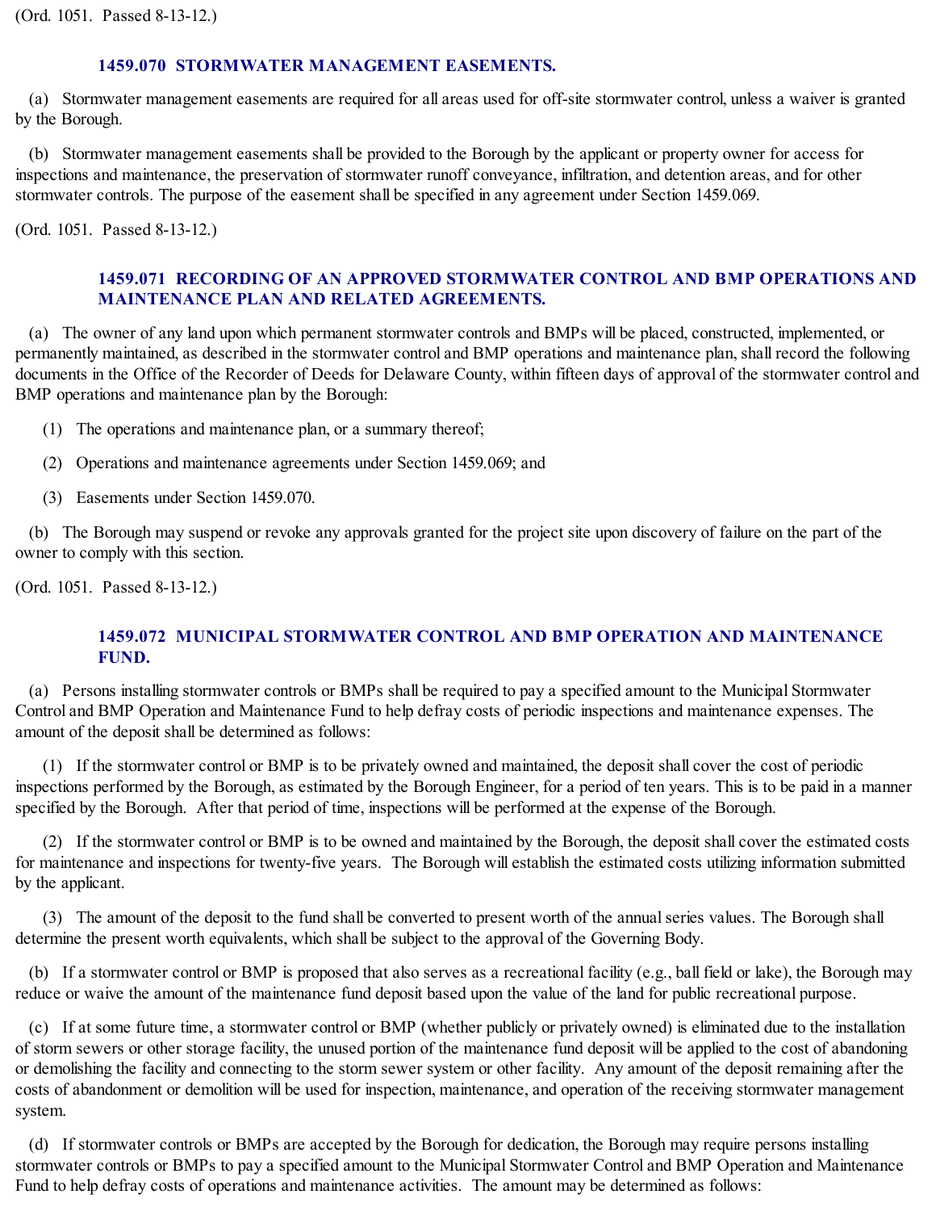(Ord. 1051. Passed 8-13-12.)

### 1459.070 STORMWATER MANAGEMENT EASEMENTS.

(a) Stormwater management easements are required for all areas used for off-site stormwater control, unless a waiver is granted by the Borough.

(b) Stormwater management easements shall be provided to the Borough by the applicant or property owner for access for inspections and maintenance, the preservation of stormwater runoff conveyance, infiltration, and detention areas, and for other stormwater controls. The purpose of the easement shall be specified in any agreement under Section 1459.069.

(Ord. 1051. Passed 8-13-12.)

### 1459.071 RECORDING OF AN APPROVED STORMWATER CONTROL AND BMP OPERATIONS AND MAINTENANCE PLAN AND RELATED AGREEMENTS.

(a) The owner of any land upon which permanent stormwater controls and BMPs will be placed, constructed, implemented, or permanently maintained, as described in the stormwater control and BMP operations and maintenance plan, shall record the following documents in the Office of the Recorder of Deeds for Delaware County, within fifteen days of approval of the stormwater control and BMP operations and maintenance plan by the Borough:

(1) The operations and maintenance plan, or a summary thereof;

(2) Operations and maintenance agreements under Section 1459.069; and

(3) Easements under Section 1459.070.

(b) The Borough may suspend or revoke any approvals granted for the project site upon discovery of failure on the part of the owner to comply with this section.

(Ord. 1051. Passed 8-13-12.)

### 1459.072 MUNICIPAL STORMWATER CONTROL AND BMP OPERATION AND MAINTENANCE FUND.

(a) Persons installing stormwater controls or BMPs shall be required to pay a specified amount to the Municipal Stormwater Control and BMP Operation and Maintenance Fund to help defray costs of periodic inspections and maintenance expenses. The amount of the deposit shall be determined as follows:

(1) If the stormwater control or BMP is to be privately owned and maintained, the deposit shall cover the cost of periodic inspections performed by the Borough, as estimated by the Borough Engineer, for a period of ten years. This is to be paid in a manner specified by the Borough. After that period of time, inspections will be performed at the expense of the Borough.

(2) If the stormwater control or BMP is to be owned and maintained by the Borough, the deposit shall cover the estimated costs for maintenance and inspections for twenty-five years. The Borough will establish the estimated costs utilizing information submitted by the applicant.

(3) The amount of the deposit to the fund shall be converted to present worth of the annual series values. The Borough shall determine the present worth equivalents, which shall be subject to the approval of the Governing Body.

(b) If a stormwater control or BMP is proposed that also serves as a recreational facility (e.g., ball field or lake), the Borough may reduce or waive the amount of the maintenance fund deposit based upon the value of the land for public recreational purpose.

(c) If at some future time, a stormwater control or BMP (whether publicly or privately owned) is eliminated due to the installation of storm sewers or other storage facility, the unused portion of the maintenance fund deposit will be applied to the cost of abandoning or demolishing the facility and connecting to the storm sewer system or other facility. Any amount of the deposit remaining after the costs of abandonment or demolition will be used for inspection, maintenance, and operation of the receiving stormwater management system.

(d) If stormwater controls or BMPs are accepted by the Borough for dedication, the Borough may require persons installing stormwater controls or BMPs to pay a specified amount to the Municipal Stormwater Control and BMP Operation and Maintenance Fund to help defray costs of operations and maintenance activities. The amount may be determined as follows: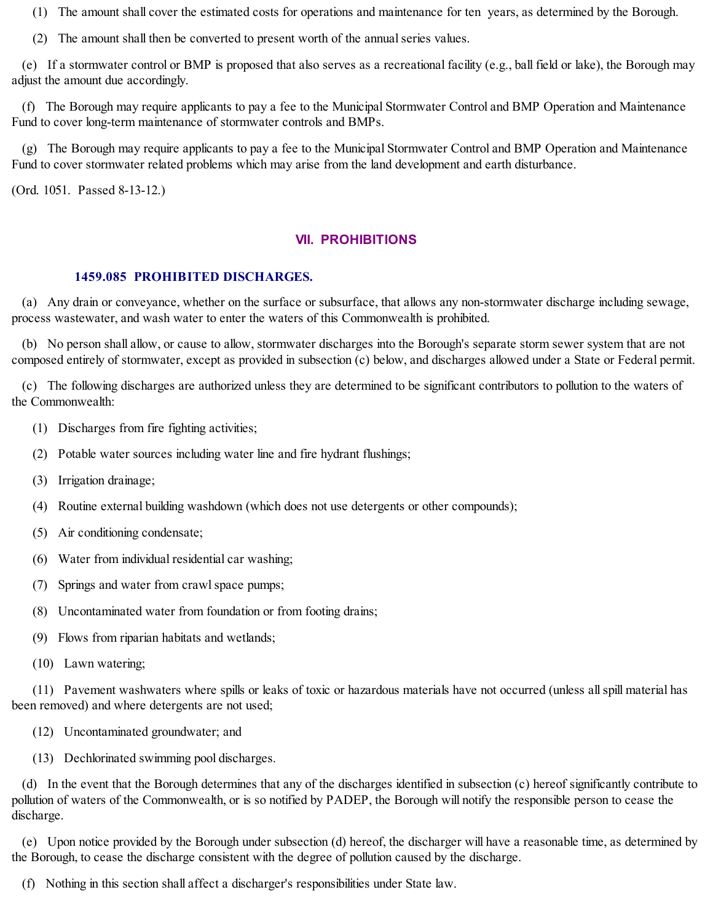(1) The amount shall cover the estimated costs for operations and maintenance for ten years, as determined by the Borough.

(2) The amount shall then be converted to present worth of the annual series values.

(e) If a stormwater control or BMP is proposed that also serves as a recreational facility (e.g., ball field or lake), the Borough may adjust the amount due accordingly.

(f) The Borough may require applicants to pay a fee to the Municipal Stormwater Control and BMP Operation and Maintenance Fund to cover long-term maintenance of stormwater controls and BMPs.

(g) The Borough may require applicants to pay a fee to the Municipal Stormwater Control and BMP Operation and Maintenance Fund to cover stormwater related problems which may arise from the land development and earth disturbance.

(Ord. 1051. Passed 8-13-12.)

## VII. PROHIBITIONS

### 1459.085 PROHIBITED DISCHARGES.

(a) Any drain or conveyance, whether on the surface or subsurface, that allows any non-stormwater discharge including sewage, process wastewater, and wash water to enter the waters of this Commonwealth is prohibited.

(b) No person shall allow, or cause to allow, stormwater discharges into the Borough's separate storm sewer system that are not composed entirely of stormwater, except as provided in subsection (c) below, and discharges allowed under a State or Federal permit.

(c) The following discharges are authorized unless they are determined to be significant contributors to pollution to the waters of the Commonwealth:

(1) Discharges from fire fighting activities;

(2) Potable water sources including water line and fire hydrant flushings;

(3) Irrigation drainage;

(4) Routine external building washdown (which does not use detergents or other compounds);

(5) Air conditioning condensate;

(6) Water from individual residential car washing;

(7) Springs and water from crawl space pumps;

(8) Uncontaminated water from foundation or from footing drains;

(9) Flows from riparian habitats and wetlands;

(10) Lawn watering;

(11) Pavement washwaters where spills or leaks of toxic or hazardous materials have not occurred (unless all spill material has been removed) and where detergents are not used;

(12) Uncontaminated groundwater; and

(13) Dechlorinated swimming pool discharges.

(d) In the event that the Borough determines that any of the discharges identified in subsection (c) hereof significantly contribute to pollution of waters of the Commonwealth, or is so notified by PADEP, the Borough will notify the responsible person to cease the discharge.

(e) Upon notice provided by the Borough under subsection (d) hereof, the discharger will have a reasonable time, as determined by the Borough, to cease the discharge consistent with the degree of pollution caused by the discharge.

(f) Nothing in this section shall affect a discharger's responsibilities under State law.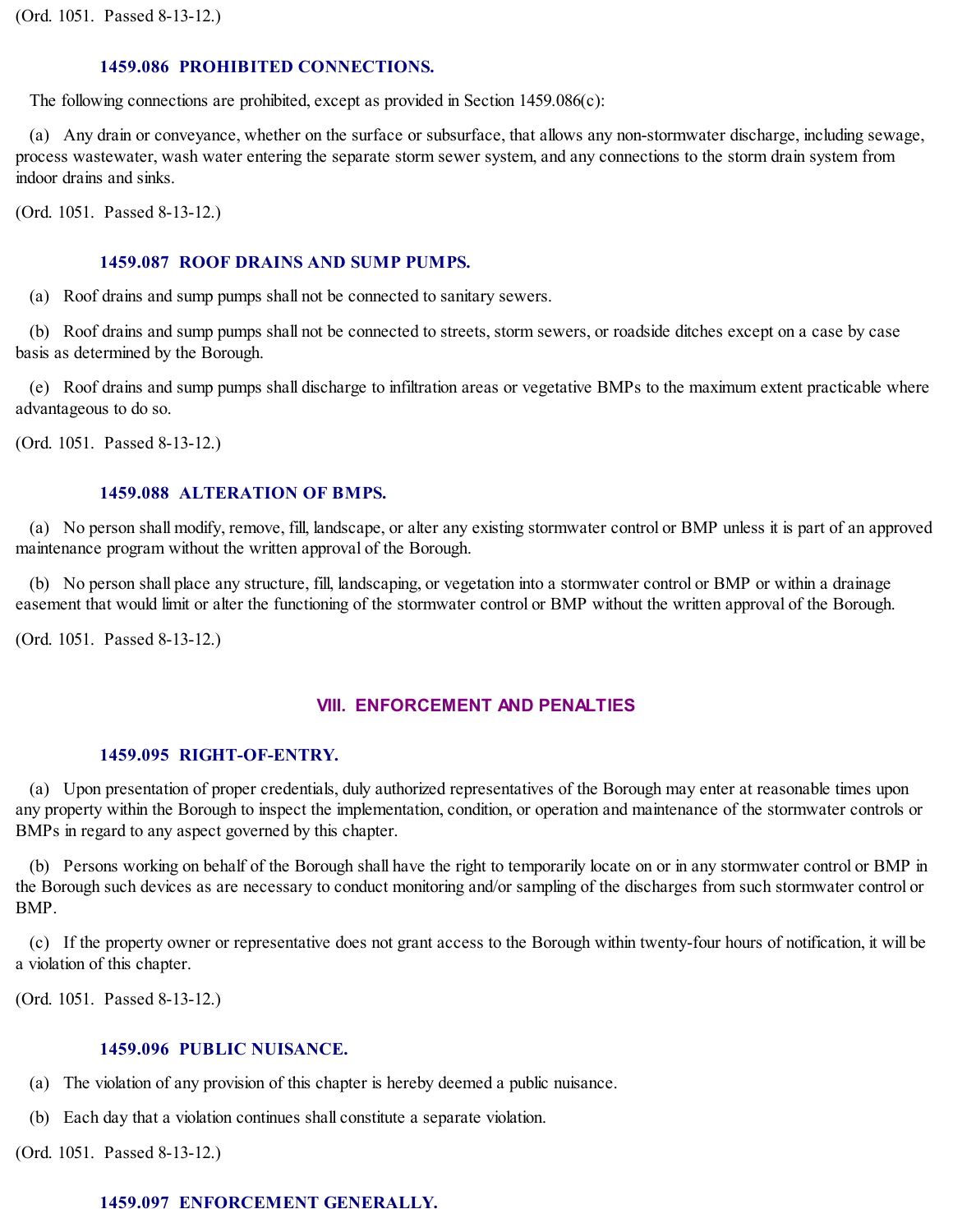(Ord. 1051. Passed 8-13-12.)

### 1459.086 PROHIBITED CONNECTIONS.

The following connections are prohibited, except as provided in Section 1459.086(c):

(a) Any drain or conveyance, whether on the surface or subsurface, that allows any non-stormwater discharge, including sewage, process wastewater, wash water entering the separate storm sewer system, and any connections to the storm drain system from indoor drains and sinks.

(Ord. 1051. Passed 8-13-12.)

### 1459.087 ROOF DRAINS AND SUMP PUMPS.

(a) Roof drains and sump pumps shall not be connected to sanitary sewers.

(b) Roof drains and sump pumps shall not be connected to streets, storm sewers, or roadside ditches except on a case by case basis as determined by the Borough.

(e) Roof drains and sump pumps shall discharge to infiltration areas or vegetative BMPs to the maximum extent practicable where advantageous to do so.

(Ord. 1051. Passed 8-13-12.)

### 1459.088 ALTERATION OF BMPS.

(a) No person shall modify, remove, fill, landscape, or alter any existing stormwater control or BMP unless it is part of an approved maintenance program without the written approval of the Borough.

(b) No person shall place any structure, fill, landscaping, or vegetation into a stormwater control or BMP or within a drainage easement that would limit or alter the functioning of the stormwater control or BMP without the written approval of the Borough.

(Ord. 1051. Passed 8-13-12.)

## VIII. ENFORCEMENT AND PENALTIES

### 1459.095 RIGHT-OF-ENTRY.

(a) Upon presentation of proper credentials, duly authorized representatives of the Borough may enter at reasonable times upon any property within the Borough to inspect the implementation, condition, or operation and maintenance of the stormwater controls or BMPs in regard to any aspect governed by this chapter.

(b) Persons working on behalf of the Borough shall have the right to temporarily locate on or in any stormwater control or BMP in the Borough such devices as are necessary to conduct monitoring and/or sampling of the discharges from such stormwater control or BMP.

(c) If the property owner or representative does not grant access to the Borough within twenty-four hours of notification, it will be a violation of this chapter.

(Ord. 1051. Passed 8-13-12.)

### 1459.096 PUBLIC NUISANCE.

(a) The violation of any provision of this chapter is hereby deemed a public nuisance.

(b) Each day that a violation continues shall constitute a separate violation.

(Ord. 1051. Passed 8-13-12.)

### 1459.097 ENFORCEMENT GENERALLY.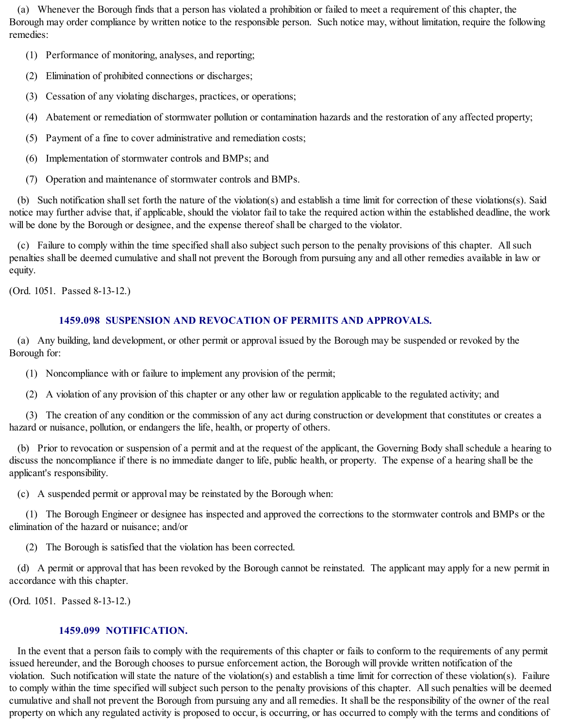(a) Whenever the Borough finds that a person has violated a prohibition or failed to meet a requirement of this chapter, the Borough may order compliance by written notice to the responsible person. Such notice may, without limitation, require the following remedies:

(1) Performance of monitoring, analyses, and reporting;

(2) Elimination of prohibited connections or discharges;

(3) Cessation of any violating discharges, practices, or operations;

(4) Abatement or remediation of stormwater pollution or contamination hazards and the restoration of any affected property;

(5) Payment of a fine to cover administrative and remediation costs;

(6) Implementation of stormwater controls and BMPs; and

(7) Operation and maintenance of stormwater controls and BMPs.

(b) Such notification shall set forth the nature of the violation(s) and establish a time limit for correction of these violations(s). Said notice may further advise that, if applicable, should the violator fail to take the required action within the established deadline, the work will be done by the Borough or designee, and the expense thereof shall be charged to the violator.

(c) Failure to comply within the time specified shall also subject such person to the penalty provisions of this chapter. All such penalties shall be deemed cumulative and shall not prevent the Borough from pursuing any and all other remedies available in law or equity.

(Ord. 1051. Passed 8-13-12.)

### 1459.098 SUSPENSION AND REVOCATION OF PERMITS AND APPROVALS.

(a) Any building, land development, or other permit or approval issued by the Borough may be suspended or revoked by the Borough for:

(1) Noncompliance with or failure to implement any provision of the permit;

(2) A violation of any provision of this chapter or any other law or regulation applicable to the regulated activity; and

(3) The creation of any condition or the commission of any act during construction or development that constitutes or creates a hazard or nuisance, pollution, or endangers the life, health, or property of others.

(b) Prior to revocation or suspension of a permit and at the request of the applicant, the Governing Body shall schedule a hearing to discuss the noncompliance if there is no immediate danger to life, public health, or property. The expense of a hearing shall be the applicant's responsibility.

(c) A suspended permit or approval may be reinstated by the Borough when:

(1) The Borough Engineer or designee has inspected and approved the corrections to the stormwater controls and BMPs or the elimination of the hazard or nuisance; and/or

(2) The Borough is satisfied that the violation has been corrected.

(d) A permit or approval that has been revoked by the Borough cannot be reinstated. The applicant may apply for a new permit in accordance with this chapter.

(Ord. 1051. Passed 8-13-12.)

### 1459.099 NOTIFICATION.

In the event that a person fails to comply with the requirements of this chapter or fails to conform to the requirements of any permit issued hereunder, and the Borough chooses to pursue enforcement action, the Borough will provide written notification of the violation. Such notification will state the nature of the violation(s) and establish a time limit for correction of these violation(s). Failure to comply within the time specified will subject such person to the penalty provisions of this chapter. All such penalties will be deemed cumulative and shall not prevent the Borough from pursuing any and all remedies. It shall be the responsibility of the owner of the real property on which any regulated activity is proposed to occur, is occurring, or has occurred to comply with the terms and conditions of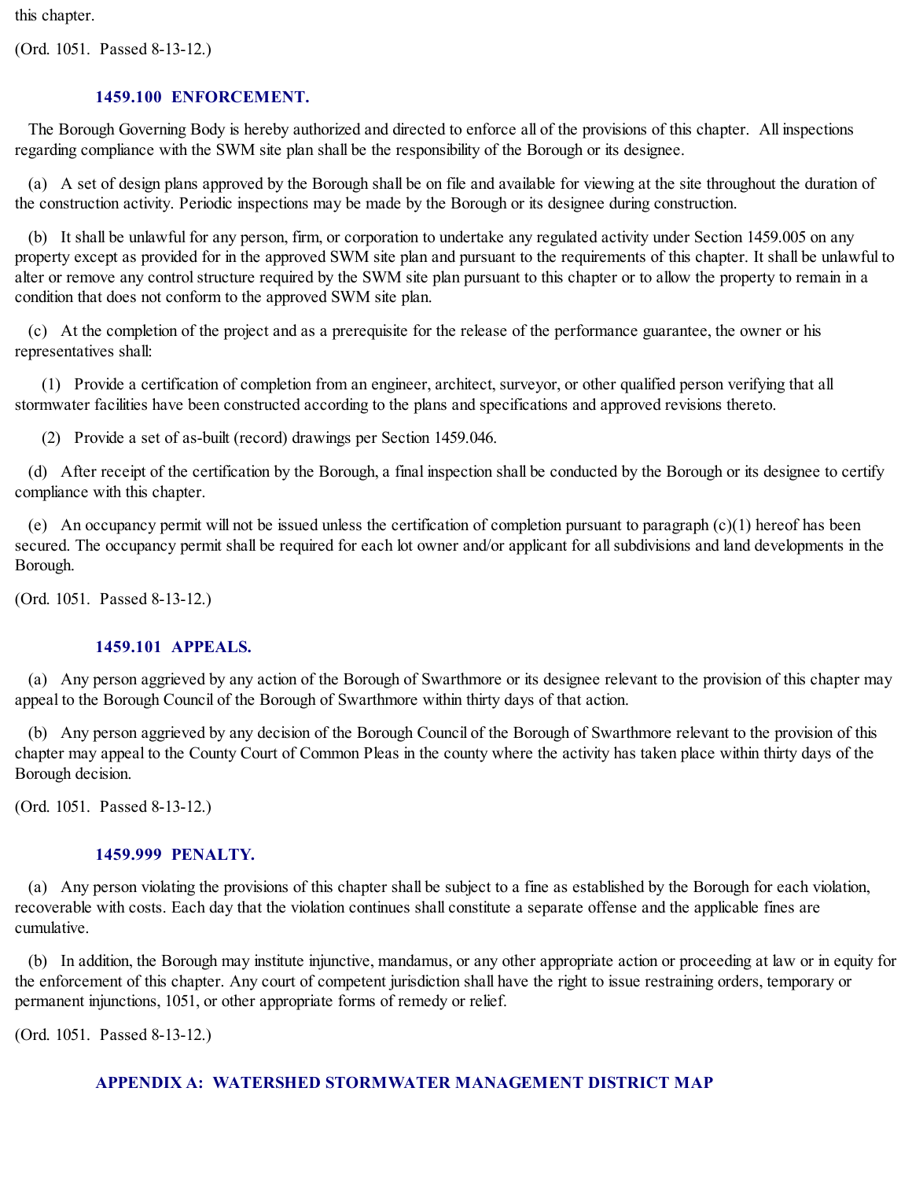this chapter.

(Ord. 1051. Passed 8-13-12.)

### 1459.100 ENFORCEMENT.

The Borough Governing Body is hereby authorized and directed to enforce all of the provisions of this chapter. All inspections regarding compliance with the SWM site plan shall be the responsibility of the Borough or its designee.

(a) A set of design plans approved by the Borough shall be on file and available for viewing at the site throughout the duration of the construction activity. Periodic inspections may be made by the Borough or its designee during construction.

(b) It shall be unlawful for any person, firm, or corporation to undertake any regulated activity under Section 1459.005 on any property except as provided for in the approved SWM site plan and pursuant to the requirements of this chapter. It shall be unlawful to alter or remove any control structure required by the SWM site plan pursuant to this chapter or to allow the property to remain in a condition that does not conform to the approved SWM site plan.

(c) At the completion of the project and as a prerequisite for the release of the performance guarantee, the owner or his representatives shall:

(1) Provide a certification of completion from an engineer, architect, surveyor, or other qualified person verifying that all stormwater facilities have been constructed according to the plans and specifications and approved revisions thereto.

(2) Provide a set of as-built (record) drawings per Section 1459.046.

(d) After receipt of the certification by the Borough, a final inspection shall be conducted by the Borough or its designee to certify compliance with this chapter.

(e) An occupancy permit will not be issued unless the certification of completion pursuant to paragraph (c)(1) hereof has been secured. The occupancy permit shall be required for each lot owner and/or applicant for all subdivisions and land developments in the Borough.

(Ord. 1051. Passed 8-13-12.)

### 1459.101 APPEALS.

(a) Any person aggrieved by any action of the Borough of Swarthmore or its designee relevant to the provision of this chapter may appeal to the Borough Council of the Borough of Swarthmore within thirty days of that action.

(b) Any person aggrieved by any decision of the Borough Council of the Borough of Swarthmore relevant to the provision of this chapter may appeal to the County Court of Common Pleas in the county where the activity has taken place within thirty days of the Borough decision.

(Ord. 1051. Passed 8-13-12.)

### 1459.999 PENALTY.

(a) Any person violating the provisions of this chapter shall be subject to a fine as established by the Borough for each violation, recoverable with costs. Each day that the violation continues shall constitute a separate offense and the applicable fines are cumulative.

(b) In addition, the Borough may institute injunctive, mandamus, or any other appropriate action or proceeding at law or in equity for the enforcement of this chapter. Any court of competent jurisdiction shall have the right to issue restraining orders, temporary or permanent injunctions, 1051, or other appropriate forms of remedy or relief.

(Ord. 1051. Passed 8-13-12.)

### APPENDIX A: WATERSHED STORMWATER MANAGEMENT DISTRICT MAP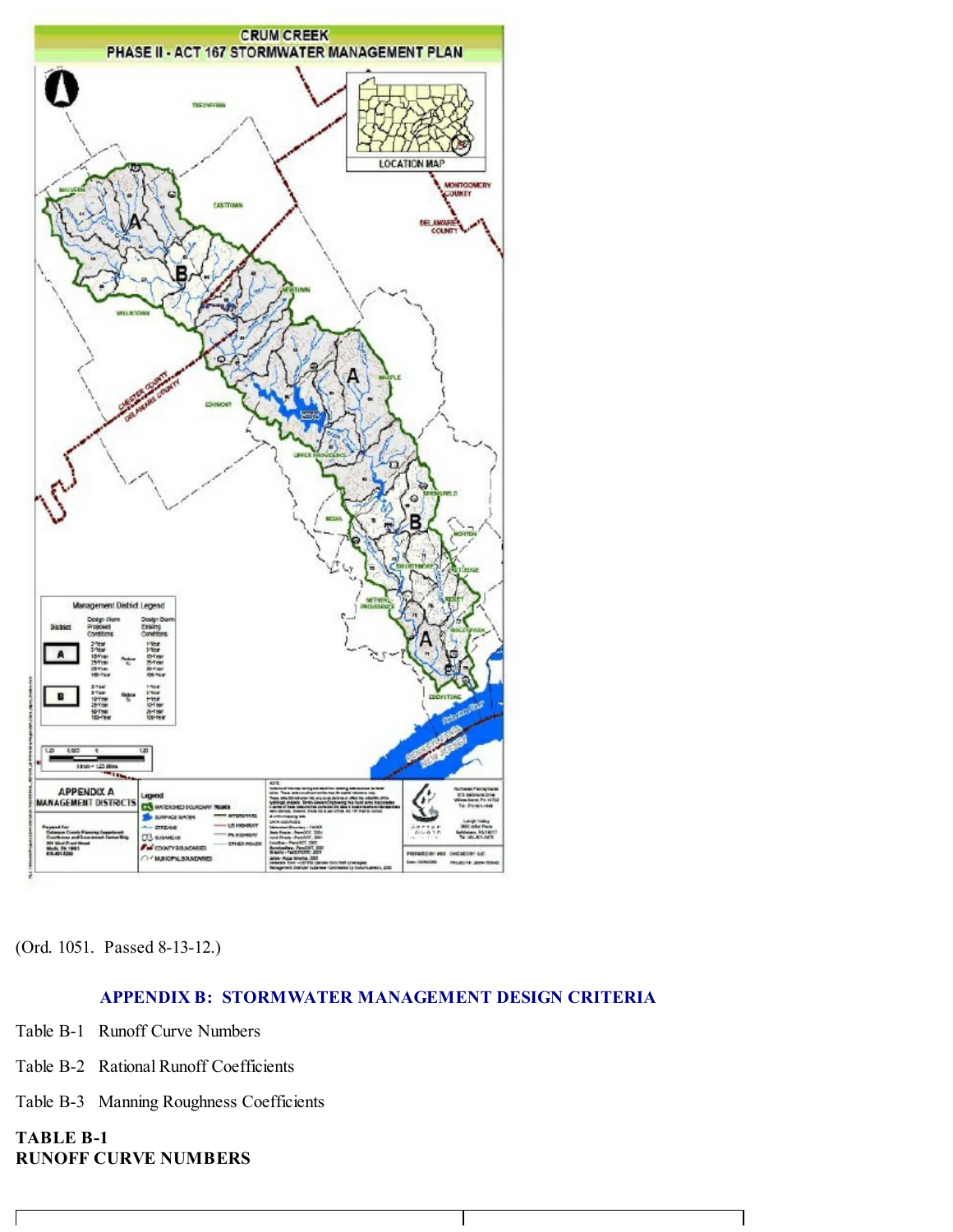CRUM CREEK
PHASE II - ACT 167 STORMWATER MANAGEMENT PLAN

APPENDIX A
MANAGEMENT DISTRICTS

(Ord. 1051. Passed 8-13-12.)

## APPENDIX B: STORMWATER MANAGEMENT DESIGN CRITERIA

Table B-1 Runoff Curve Numbers

Table B-2 Rational Runoff Coefficients

Table B-3 Manning Roughness Coefficients

**TABLE B-1**
**RUNOFF CURVE NUMBERS**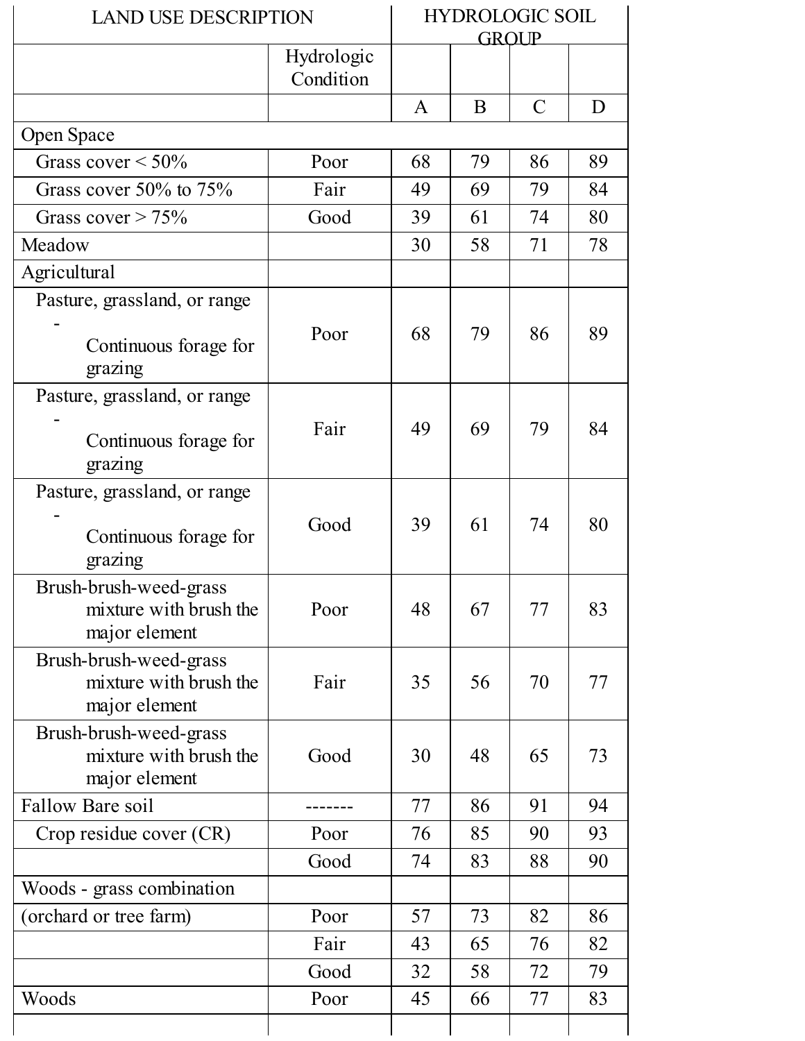| LAND USE DESCRIPTION | | HYDROLOGIC SOIL GROUP | | | |
|---|---|---|---|---|---|
| | Hydrologic Condition | | | | |
| | | A | B | C | D |
| Open Space | | | | | |
| Grass cover < 50% | Poor | 68 | 79 | 86 | 89 |
| Grass cover 50% to 75% | Fair | 49 | 69 | 79 | 84 |
| Grass cover > 75% | Good | 39 | 61 | 74 | 80 |
| Meadow | | 30 | 58 | 71 | 78 |
| Agricultural | | | | | |
| Pasture, grassland, or range - Continuous forage for grazing | Poor | 68 | 79 | 86 | 89 |
| Pasture, grassland, or range - Continuous forage for grazing | Fair | 49 | 69 | 79 | 84 |
| Pasture, grassland, or range - Continuous forage for grazing | Good | 39 | 61 | 74 | 80 |
| Brush-brush-weed-grass mixture with brush the major element | Poor | 48 | 67 | 77 | 83 |
| Brush-brush-weed-grass mixture with brush the major element | Fair | 35 | 56 | 70 | 77 |
| Brush-brush-weed-grass mixture with brush the major element | Good | 30 | 48 | 65 | 73 |
| Fallow Bare soil | ------- | 77 | 86 | 91 | 94 |
| Crop residue cover (CR) | Poor | 76 | 85 | 90 | 93 |
| | Good | 74 | 83 | 88 | 90 |
| Woods - grass combination | | | | | |
| (orchard or tree farm) | Poor | 57 | 73 | 82 | 86 |
| | Fair | 43 | 65 | 76 | 82 |
| | Good | 32 | 58 | 72 | 79 |
| Woods | Poor | 45 | 66 | 77 | 83 |
| | | | | | |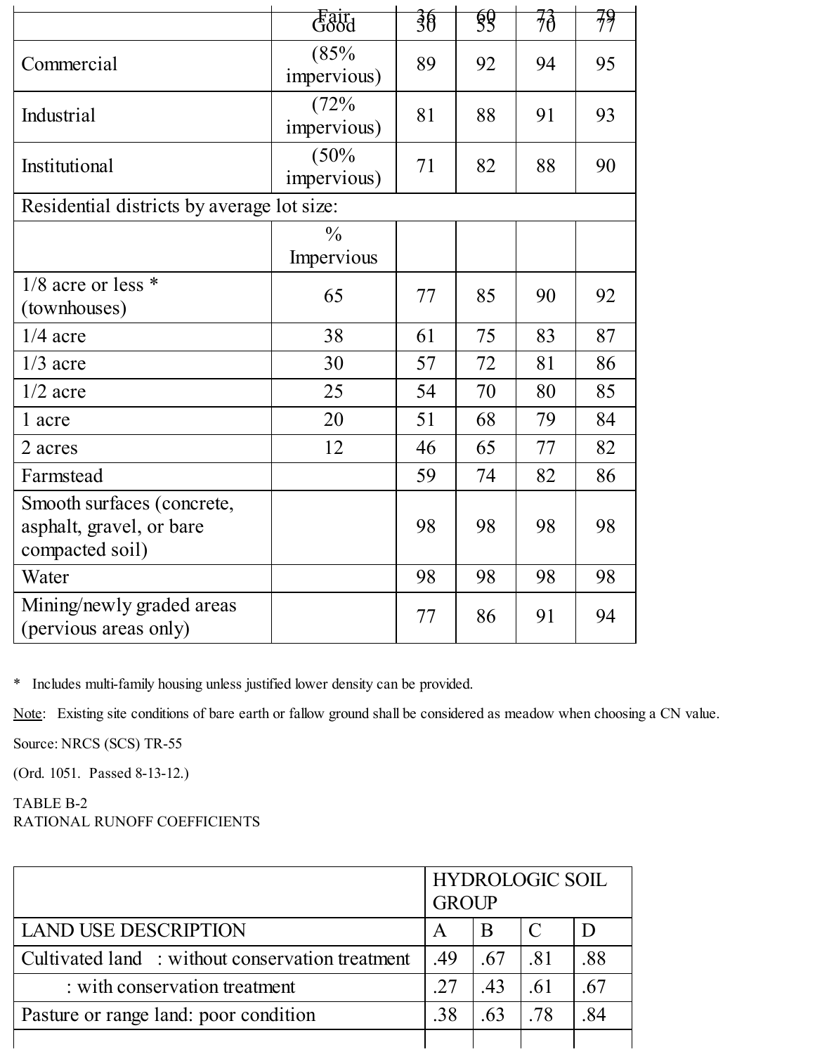| | | | | | |
|---|---|---|---|---|---|
| | Fair | 36 | 60 | 73 | 79 |
| | Good | 30 | 55 | 70 | 77 |
| Commercial | (85% impervious) | 89 | 92 | 94 | 95 |
| Industrial | (72% impervious) | 81 | 88 | 91 | 93 |
| Institutional | (50% impervious) | 71 | 82 | 88 | 90 |
| Residential districts by average lot size: | | | | | |
| | % Impervious | | | | |
| 1/8 acre or less * (townhouses) | 65 | 77 | 85 | 90 | 92 |
| 1/4 acre | 38 | 61 | 75 | 83 | 87 |
| 1/3 acre | 30 | 57 | 72 | 81 | 86 |
| 1/2 acre | 25 | 54 | 70 | 80 | 85 |
| 1 acre | 20 | 51 | 68 | 79 | 84 |
| 2 acres | 12 | 46 | 65 | 77 | 82 |
| Farmstead | | 59 | 74 | 82 | 86 |
| Smooth surfaces (concrete, asphalt, gravel, or bare compacted soil) | | 98 | 98 | 98 | 98 |
| Water | | 98 | 98 | 98 | 98 |
| Mining/newly graded areas (pervious areas only) | | 77 | 86 | 91 | 94 |

\* Includes multi-family housing unless justified lower density can be provided.

Note: Existing site conditions of bare earth or fallow ground shall be considered as meadow when choosing a CN value.

Source: NRCS (SCS) TR-55

(Ord. 1051. Passed 8-13-12.)

TABLE B-2
RATIONAL RUNOFF COEFFICIENTS

| | HYDROLOGIC SOIL GROUP | | | |
|---|---|---|---|---|
| LAND USE DESCRIPTION | A | B | C | D |
| Cultivated land : without conservation treatment | .49 | .67 | .81 | .88 |
| : with conservation treatment | .27 | .43 | .61 | .67 |
| Pasture or range land: poor condition | .38 | .63 | .78 | .84 |
| | | | | |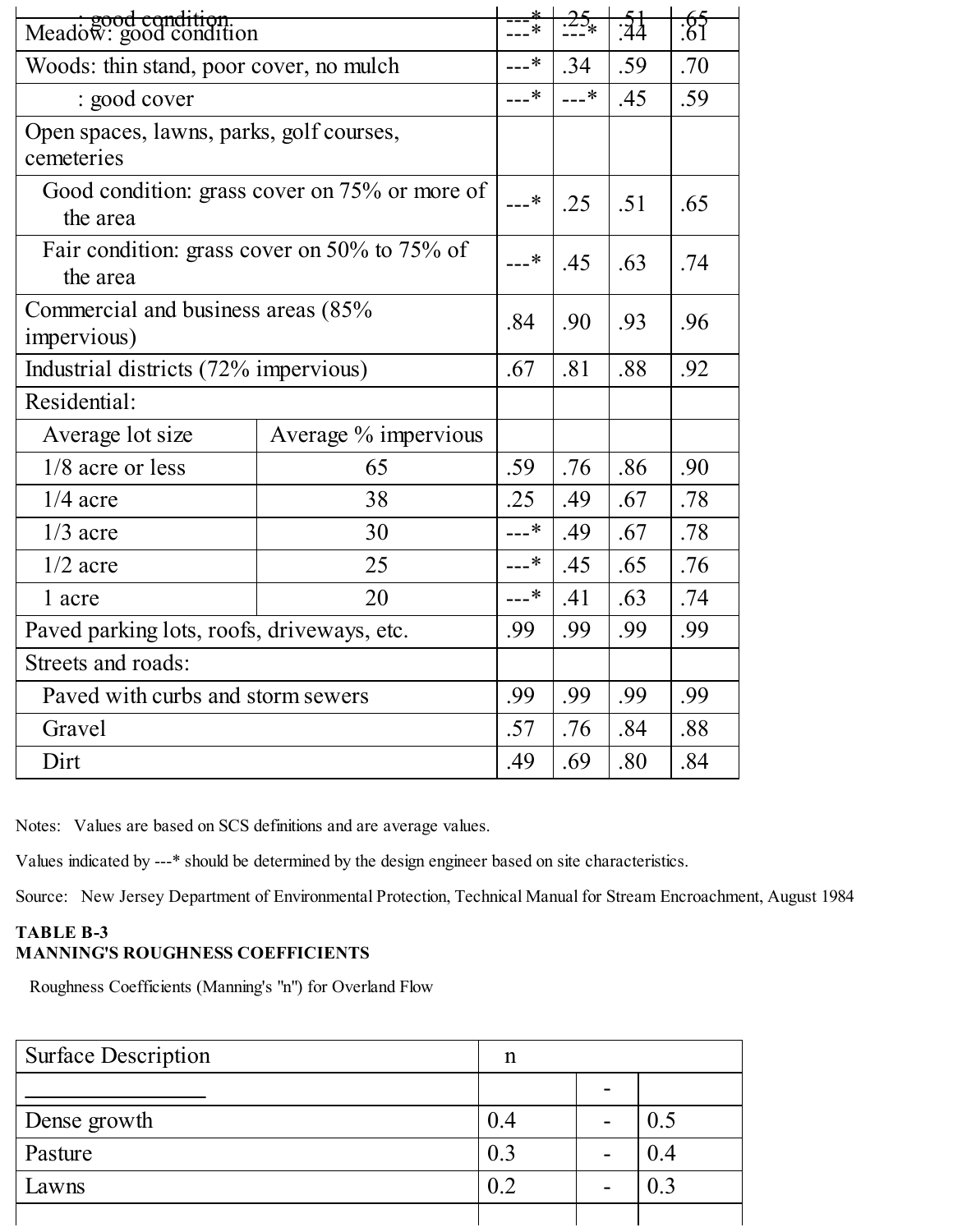| | | | | |
|---|---|---|---|---|
| : good condition | ---* | .25 | .51 | .65 |
| Meadow: good condition | ---* | ---* | .44 | .61 |
| Woods: thin stand, poor cover, no mulch | ---* | .34 | .59 | .70 |
| : good cover | ---* | ---* | .45 | .59 |
| Open spaces, lawns, parks, golf courses, cemeteries | | | | |
| Good condition: grass cover on 75% or more of the area | ---* | .25 | .51 | .65 |
| Fair condition: grass cover on 50% to 75% of the area | ---* | .45 | .63 | .74 |
| Commercial and business areas (85% impervious) | .84 | .90 | .93 | .96 |
| Industrial districts (72% impervious) | .67 | .81 | .88 | .92 |
| Residential: | | | | |
| Average lot size — Average % impervious | | | | |
| 1/8 acre or less — 65 | .59 | .76 | .86 | .90 |
| 1/4 acre — 38 | .25 | .49 | .67 | .78 |
| 1/3 acre — 30 | ---* | .49 | .67 | .78 |
| 1/2 acre — 25 | ---* | .45 | .65 | .76 |
| 1 acre — 20 | ---* | .41 | .63 | .74 |
| Paved parking lots, roofs, driveways, etc. | .99 | .99 | .99 | .99 |
| Streets and roads: | | | | |
| Paved with curbs and storm sewers | .99 | .99 | .99 | .99 |
| Gravel | .57 | .76 | .84 | .88 |
| Dirt | .49 | .69 | .80 | .84 |

Notes: Values are based on SCS definitions and are average values.

Values indicated by ---* should be determined by the design engineer based on site characteristics.

Source: New Jersey Department of Environmental Protection, Technical Manual for Stream Encroachment, August 1984

**TABLE B-3**
**MANNING'S ROUGHNESS COEFFICIENTS**

Roughness Coefficients (Manning's "n") for Overland Flow

| Surface Description | n | | |
|---|---|---|---|
| ______________ | | - | |
| Dense growth | 0.4 | - | 0.5 |
| Pasture | 0.3 | - | 0.4 |
| Lawns | 0.2 | - | 0.3 |
| | | | |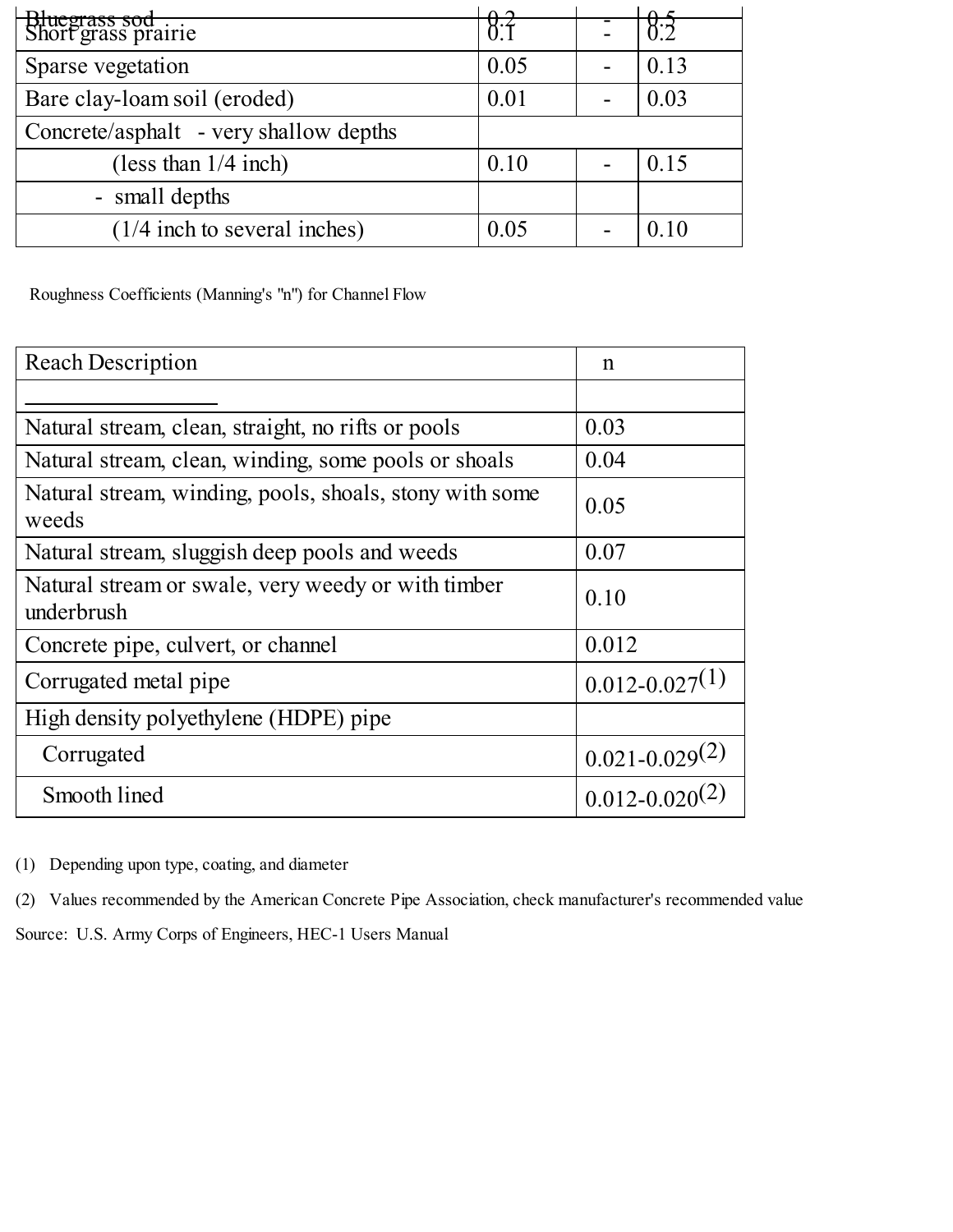| | | | |
|---|---|---|---|
| Bluegrass sod | 0.2 | - | 0.5 |
| Short grass prairie | 0.1 | - | 0.2 |
| Sparse vegetation | 0.05 | - | 0.13 |
| Bare clay-loam soil (eroded) | 0.01 | - | 0.03 |
| Concrete/asphalt - very shallow depths | | | |
| (less than 1/4 inch) | 0.10 | - | 0.15 |
| - small depths | | | |
| (1/4 inch to several inches) | 0.05 | - | 0.10 |

Roughness Coefficients (Manning's "n") for Channel Flow

| Reach Description | n |
|---|---|
| | |
| Natural stream, clean, straight, no rifts or pools | 0.03 |
| Natural stream, clean, winding, some pools or shoals | 0.04 |
| Natural stream, winding, pools, shoals, stony with some weeds | 0.05 |
| Natural stream, sluggish deep pools and weeds | 0.07 |
| Natural stream or swale, very weedy or with timber underbrush | 0.10 |
| Concrete pipe, culvert, or channel | 0.012 |
| Corrugated metal pipe | 0.012-0.027 (1) |
| High density polyethylene (HDPE) pipe | |
| Corrugated | 0.021-0.029 (2) |
| Smooth lined | 0.012-0.020 (2) |

(1) Depending upon type, coating, and diameter

(2) Values recommended by the American Concrete Pipe Association, check manufacturer's recommended value

Source: U.S. Army Corps of Engineers, HEC-1 Users Manual